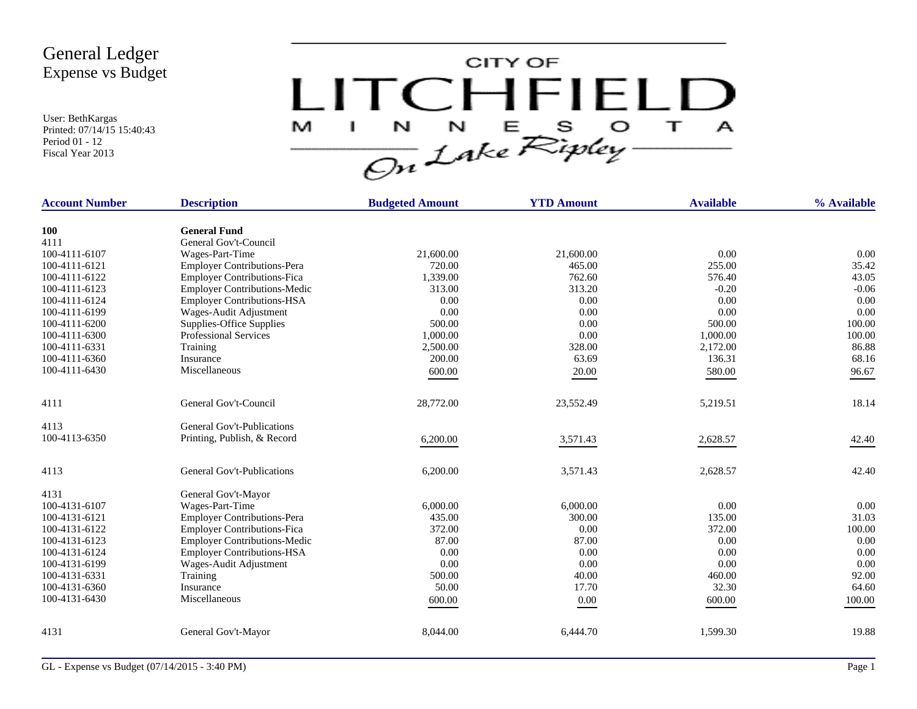# General Ledger
## Expense vs Budget

User: BethKargas
Printed: 07/14/15 15:40:43
Period 01 - 12
Fiscal Year 2013

CITY OF LITCHFIELD MINNESOTA
On Lake Ripley

| Account Number | Description | Budgeted Amount | YTD Amount | Available | % Available |
|---|---|---|---|---|---|
| **100** | **General Fund** | | | | |
| 4111 | General Gov't-Council | | | | |
| 100-4111-6107 | Wages-Part-Time | 21,600.00 | 21,600.00 | 0.00 | 0.00 |
| 100-4111-6121 | Employer Contributions-Pera | 720.00 | 465.00 | 255.00 | 35.42 |
| 100-4111-6122 | Employer Contributions-Fica | 1,339.00 | 762.60 | 576.40 | 43.05 |
| 100-4111-6123 | Employer Contributions-Medic | 313.00 | 313.20 | -0.20 | -0.06 |
| 100-4111-6124 | Employer Contributions-HSA | 0.00 | 0.00 | 0.00 | 0.00 |
| 100-4111-6199 | Wages-Audit Adjustment | 0.00 | 0.00 | 0.00 | 0.00 |
| 100-4111-6200 | Supplies-Office Supplies | 500.00 | 0.00 | 500.00 | 100.00 |
| 100-4111-6300 | Professional Services | 1,000.00 | 0.00 | 1,000.00 | 100.00 |
| 100-4111-6331 | Training | 2,500.00 | 328.00 | 2,172.00 | 86.88 |
| 100-4111-6360 | Insurance | 200.00 | 63.69 | 136.31 | 68.16 |
| 100-4111-6430 | Miscellaneous | 600.00 | 20.00 | 580.00 | 96.67 |
| 4111 | General Gov't-Council | 28,772.00 | 23,552.49 | 5,219.51 | 18.14 |
| 4113 | General Gov't-Publications | | | | |
| 100-4113-6350 | Printing, Publish, & Record | 6,200.00 | 3,571.43 | 2,628.57 | 42.40 |
| 4113 | General Gov't-Publications | 6,200.00 | 3,571.43 | 2,628.57 | 42.40 |
| 4131 | General Gov't-Mayor | | | | |
| 100-4131-6107 | Wages-Part-Time | 6,000.00 | 6,000.00 | 0.00 | 0.00 |
| 100-4131-6121 | Employer Contributions-Pera | 435.00 | 300.00 | 135.00 | 31.03 |
| 100-4131-6122 | Employer Contributions-Fica | 372.00 | 0.00 | 372.00 | 100.00 |
| 100-4131-6123 | Employer Contributions-Medic | 87.00 | 87.00 | 0.00 | 0.00 |
| 100-4131-6124 | Employer Contributions-HSA | 0.00 | 0.00 | 0.00 | 0.00 |
| 100-4131-6199 | Wages-Audit Adjustment | 0.00 | 0.00 | 0.00 | 0.00 |
| 100-4131-6331 | Training | 500.00 | 40.00 | 460.00 | 92.00 |
| 100-4131-6360 | Insurance | 50.00 | 17.70 | 32.30 | 64.60 |
| 100-4131-6430 | Miscellaneous | 600.00 | 0.00 | 600.00 | 100.00 |
| 4131 | General Gov't-Mayor | 8,044.00 | 6,444.70 | 1,599.30 | 19.88 |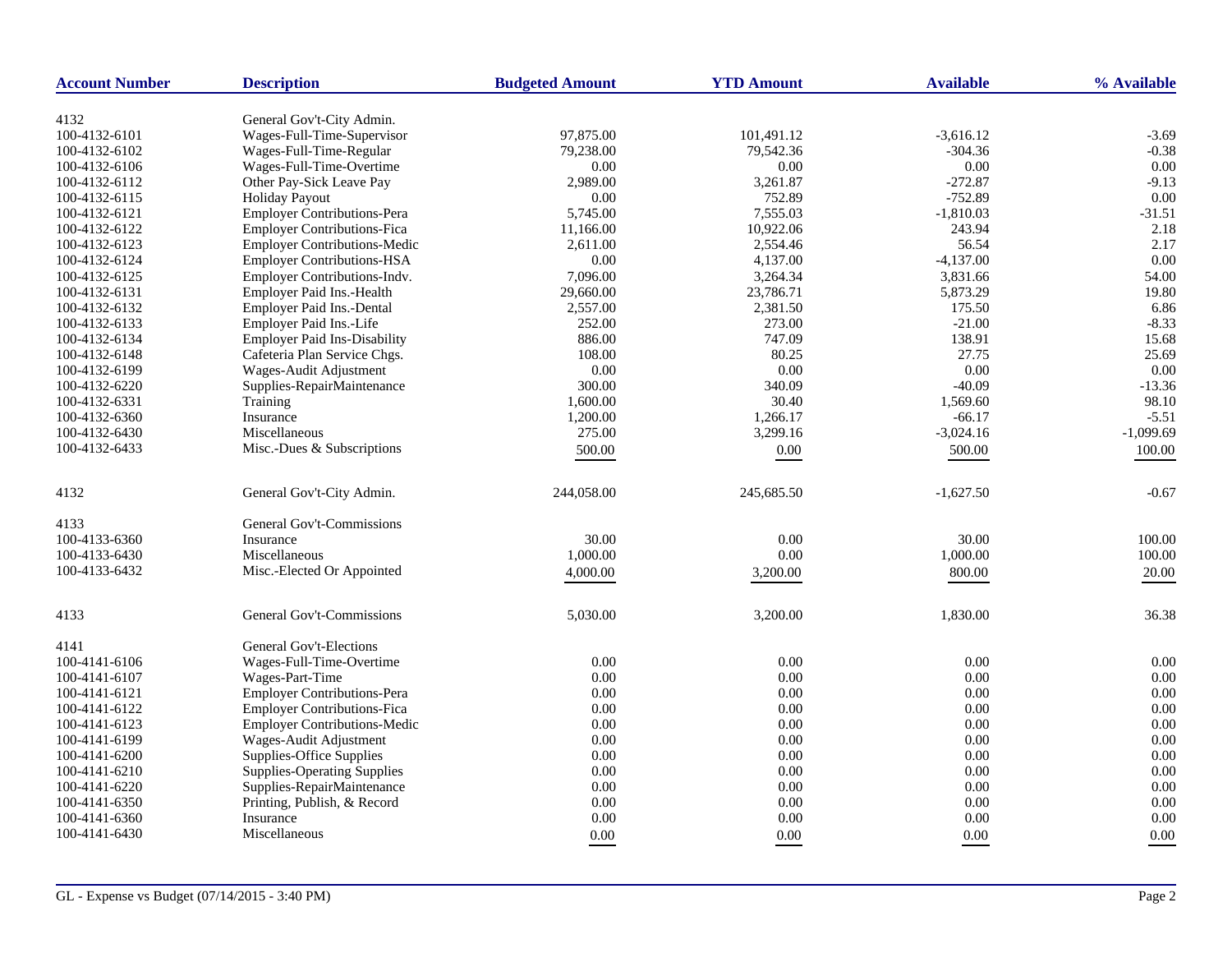| Account Number | Description | Budgeted Amount | YTD Amount | Available | % Available |
|---|---|---|---|---|---|
| 4132 | General Gov't-City Admin. | | | | |
| 100-4132-6101 | Wages-Full-Time-Supervisor | 97,875.00 | 101,491.12 | -3,616.12 | -3.69 |
| 100-4132-6102 | Wages-Full-Time-Regular | 79,238.00 | 79,542.36 | -304.36 | -0.38 |
| 100-4132-6106 | Wages-Full-Time-Overtime | 0.00 | 0.00 | 0.00 | 0.00 |
| 100-4132-6112 | Other Pay-Sick Leave Pay | 2,989.00 | 3,261.87 | -272.87 | -9.13 |
| 100-4132-6115 | Holiday Payout | 0.00 | 752.89 | -752.89 | 0.00 |
| 100-4132-6121 | Employer Contributions-Pera | 5,745.00 | 7,555.03 | -1,810.03 | -31.51 |
| 100-4132-6122 | Employer Contributions-Fica | 11,166.00 | 10,922.06 | 243.94 | 2.18 |
| 100-4132-6123 | Employer Contributions-Medic | 2,611.00 | 2,554.46 | 56.54 | 2.17 |
| 100-4132-6124 | Employer Contributions-HSA | 0.00 | 4,137.00 | -4,137.00 | 0.00 |
| 100-4132-6125 | Employer Contributions-Indv. | 7,096.00 | 3,264.34 | 3,831.66 | 54.00 |
| 100-4132-6131 | Employer Paid Ins.-Health | 29,660.00 | 23,786.71 | 5,873.29 | 19.80 |
| 100-4132-6132 | Employer Paid Ins.-Dental | 2,557.00 | 2,381.50 | 175.50 | 6.86 |
| 100-4132-6133 | Employer Paid Ins.-Life | 252.00 | 273.00 | -21.00 | -8.33 |
| 100-4132-6134 | Employer Paid Ins-Disability | 886.00 | 747.09 | 138.91 | 15.68 |
| 100-4132-6148 | Cafeteria Plan Service Chgs. | 108.00 | 80.25 | 27.75 | 25.69 |
| 100-4132-6199 | Wages-Audit Adjustment | 0.00 | 0.00 | 0.00 | 0.00 |
| 100-4132-6220 | Supplies-RepairMaintenance | 300.00 | 340.09 | -40.09 | -13.36 |
| 100-4132-6331 | Training | 1,600.00 | 30.40 | 1,569.60 | 98.10 |
| 100-4132-6360 | Insurance | 1,200.00 | 1,266.17 | -66.17 | -5.51 |
| 100-4132-6430 | Miscellaneous | 275.00 | 3,299.16 | -3,024.16 | -1,099.69 |
| 100-4132-6433 | Misc.-Dues & Subscriptions | 500.00 | 0.00 | 500.00 | 100.00 |
| 4132 | General Gov't-City Admin. | 244,058.00 | 245,685.50 | -1,627.50 | -0.67 |
| 4133 | General Gov't-Commissions | | | | |
| 100-4133-6360 | Insurance | 30.00 | 0.00 | 30.00 | 100.00 |
| 100-4133-6430 | Miscellaneous | 1,000.00 | 0.00 | 1,000.00 | 100.00 |
| 100-4133-6432 | Misc.-Elected Or Appointed | 4,000.00 | 3,200.00 | 800.00 | 20.00 |
| 4133 | General Gov't-Commissions | 5,030.00 | 3,200.00 | 1,830.00 | 36.38 |
| 4141 | General Gov't-Elections | | | | |
| 100-4141-6106 | Wages-Full-Time-Overtime | 0.00 | 0.00 | 0.00 | 0.00 |
| 100-4141-6107 | Wages-Part-Time | 0.00 | 0.00 | 0.00 | 0.00 |
| 100-4141-6121 | Employer Contributions-Pera | 0.00 | 0.00 | 0.00 | 0.00 |
| 100-4141-6122 | Employer Contributions-Fica | 0.00 | 0.00 | 0.00 | 0.00 |
| 100-4141-6123 | Employer Contributions-Medic | 0.00 | 0.00 | 0.00 | 0.00 |
| 100-4141-6199 | Wages-Audit Adjustment | 0.00 | 0.00 | 0.00 | 0.00 |
| 100-4141-6200 | Supplies-Office Supplies | 0.00 | 0.00 | 0.00 | 0.00 |
| 100-4141-6210 | Supplies-Operating Supplies | 0.00 | 0.00 | 0.00 | 0.00 |
| 100-4141-6220 | Supplies-RepairMaintenance | 0.00 | 0.00 | 0.00 | 0.00 |
| 100-4141-6350 | Printing, Publish, & Record | 0.00 | 0.00 | 0.00 | 0.00 |
| 100-4141-6360 | Insurance | 0.00 | 0.00 | 0.00 | 0.00 |
| 100-4141-6430 | Miscellaneous | 0.00 | 0.00 | 0.00 | 0.00 |

GL - Expense vs Budget (07/14/2015 - 3:40 PM)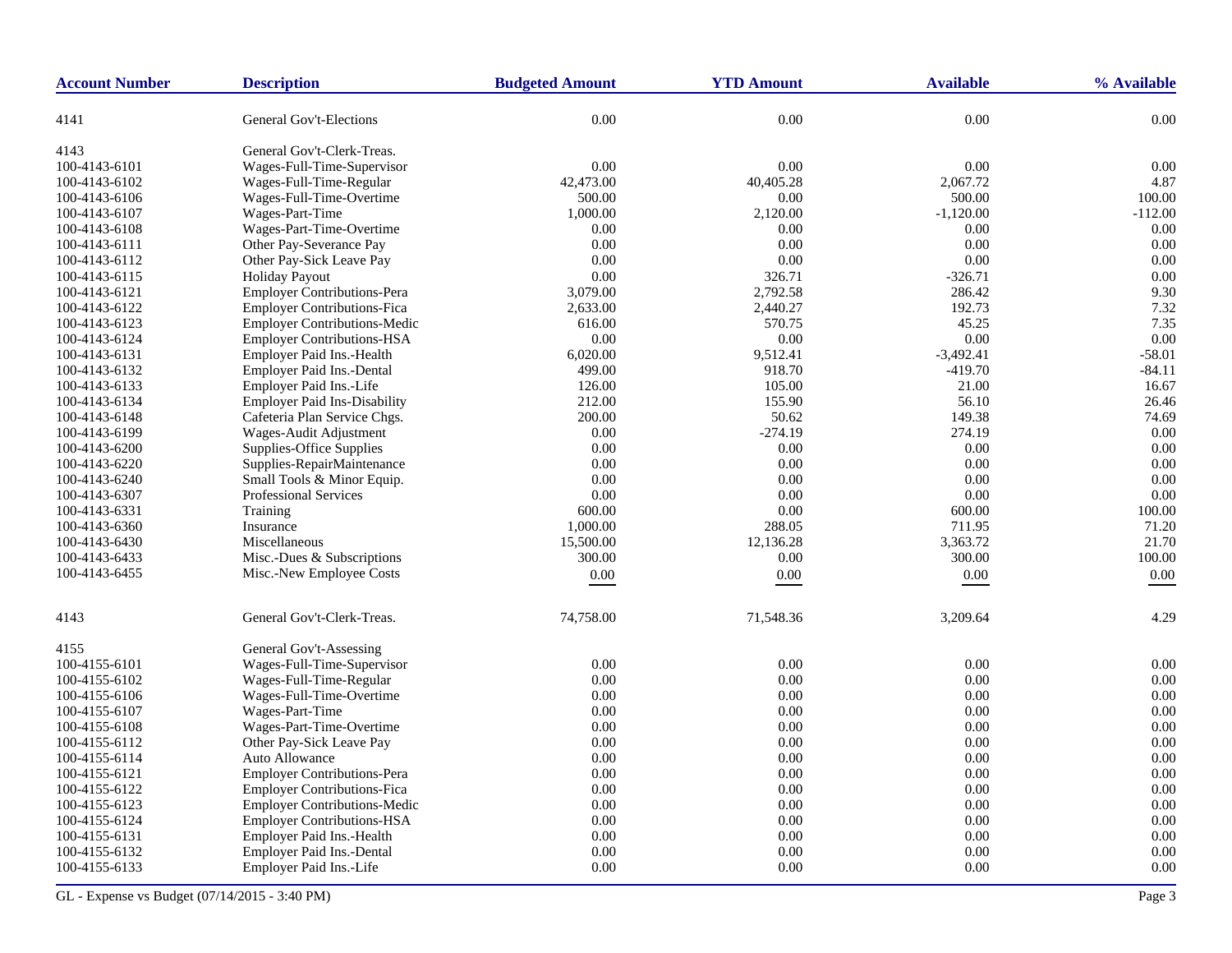| Account Number | Description | Budgeted Amount | YTD Amount | Available | % Available |
|---|---|---|---|---|---|
| 4141 | General Gov't-Elections | 0.00 | 0.00 | 0.00 | 0.00 |
| 4143 | General Gov't-Clerk-Treas. | | | | |
| 100-4143-6101 | Wages-Full-Time-Supervisor | 0.00 | 0.00 | 0.00 | 0.00 |
| 100-4143-6102 | Wages-Full-Time-Regular | 42,473.00 | 40,405.28 | 2,067.72 | 4.87 |
| 100-4143-6106 | Wages-Full-Time-Overtime | 500.00 | 0.00 | 500.00 | 100.00 |
| 100-4143-6107 | Wages-Part-Time | 1,000.00 | 2,120.00 | -1,120.00 | -112.00 |
| 100-4143-6108 | Wages-Part-Time-Overtime | 0.00 | 0.00 | 0.00 | 0.00 |
| 100-4143-6111 | Other Pay-Severance Pay | 0.00 | 0.00 | 0.00 | 0.00 |
| 100-4143-6112 | Other Pay-Sick Leave Pay | 0.00 | 0.00 | 0.00 | 0.00 |
| 100-4143-6115 | Holiday Payout | 0.00 | 326.71 | -326.71 | 0.00 |
| 100-4143-6121 | Employer Contributions-Pera | 3,079.00 | 2,792.58 | 286.42 | 9.30 |
| 100-4143-6122 | Employer Contributions-Fica | 2,633.00 | 2,440.27 | 192.73 | 7.32 |
| 100-4143-6123 | Employer Contributions-Medic | 616.00 | 570.75 | 45.25 | 7.35 |
| 100-4143-6124 | Employer Contributions-HSA | 0.00 | 0.00 | 0.00 | 0.00 |
| 100-4143-6131 | Employer Paid Ins.-Health | 6,020.00 | 9,512.41 | -3,492.41 | -58.01 |
| 100-4143-6132 | Employer Paid Ins.-Dental | 499.00 | 918.70 | -419.70 | -84.11 |
| 100-4143-6133 | Employer Paid Ins.-Life | 126.00 | 105.00 | 21.00 | 16.67 |
| 100-4143-6134 | Employer Paid Ins-Disability | 212.00 | 155.90 | 56.10 | 26.46 |
| 100-4143-6148 | Cafeteria Plan Service Chgs. | 200.00 | 50.62 | 149.38 | 74.69 |
| 100-4143-6199 | Wages-Audit Adjustment | 0.00 | -274.19 | 274.19 | 0.00 |
| 100-4143-6200 | Supplies-Office Supplies | 0.00 | 0.00 | 0.00 | 0.00 |
| 100-4143-6220 | Supplies-RepairMaintenance | 0.00 | 0.00 | 0.00 | 0.00 |
| 100-4143-6240 | Small Tools & Minor Equip. | 0.00 | 0.00 | 0.00 | 0.00 |
| 100-4143-6307 | Professional Services | 0.00 | 0.00 | 0.00 | 0.00 |
| 100-4143-6331 | Training | 600.00 | 0.00 | 600.00 | 100.00 |
| 100-4143-6360 | Insurance | 1,000.00 | 288.05 | 711.95 | 71.20 |
| 100-4143-6430 | Miscellaneous | 15,500.00 | 12,136.28 | 3,363.72 | 21.70 |
| 100-4143-6433 | Misc.-Dues & Subscriptions | 300.00 | 0.00 | 300.00 | 100.00 |
| 100-4143-6455 | Misc.-New Employee Costs | 0.00 | 0.00 | 0.00 | 0.00 |
| 4143 | General Gov't-Clerk-Treas. | 74,758.00 | 71,548.36 | 3,209.64 | 4.29 |
| 4155 | General Gov't-Assessing | | | | |
| 100-4155-6101 | Wages-Full-Time-Supervisor | 0.00 | 0.00 | 0.00 | 0.00 |
| 100-4155-6102 | Wages-Full-Time-Regular | 0.00 | 0.00 | 0.00 | 0.00 |
| 100-4155-6106 | Wages-Full-Time-Overtime | 0.00 | 0.00 | 0.00 | 0.00 |
| 100-4155-6107 | Wages-Part-Time | 0.00 | 0.00 | 0.00 | 0.00 |
| 100-4155-6108 | Wages-Part-Time-Overtime | 0.00 | 0.00 | 0.00 | 0.00 |
| 100-4155-6112 | Other Pay-Sick Leave Pay | 0.00 | 0.00 | 0.00 | 0.00 |
| 100-4155-6114 | Auto Allowance | 0.00 | 0.00 | 0.00 | 0.00 |
| 100-4155-6121 | Employer Contributions-Pera | 0.00 | 0.00 | 0.00 | 0.00 |
| 100-4155-6122 | Employer Contributions-Fica | 0.00 | 0.00 | 0.00 | 0.00 |
| 100-4155-6123 | Employer Contributions-Medic | 0.00 | 0.00 | 0.00 | 0.00 |
| 100-4155-6124 | Employer Contributions-HSA | 0.00 | 0.00 | 0.00 | 0.00 |
| 100-4155-6131 | Employer Paid Ins.-Health | 0.00 | 0.00 | 0.00 | 0.00 |
| 100-4155-6132 | Employer Paid Ins.-Dental | 0.00 | 0.00 | 0.00 | 0.00 |
| 100-4155-6133 | Employer Paid Ins.-Life | 0.00 | 0.00 | 0.00 | 0.00 |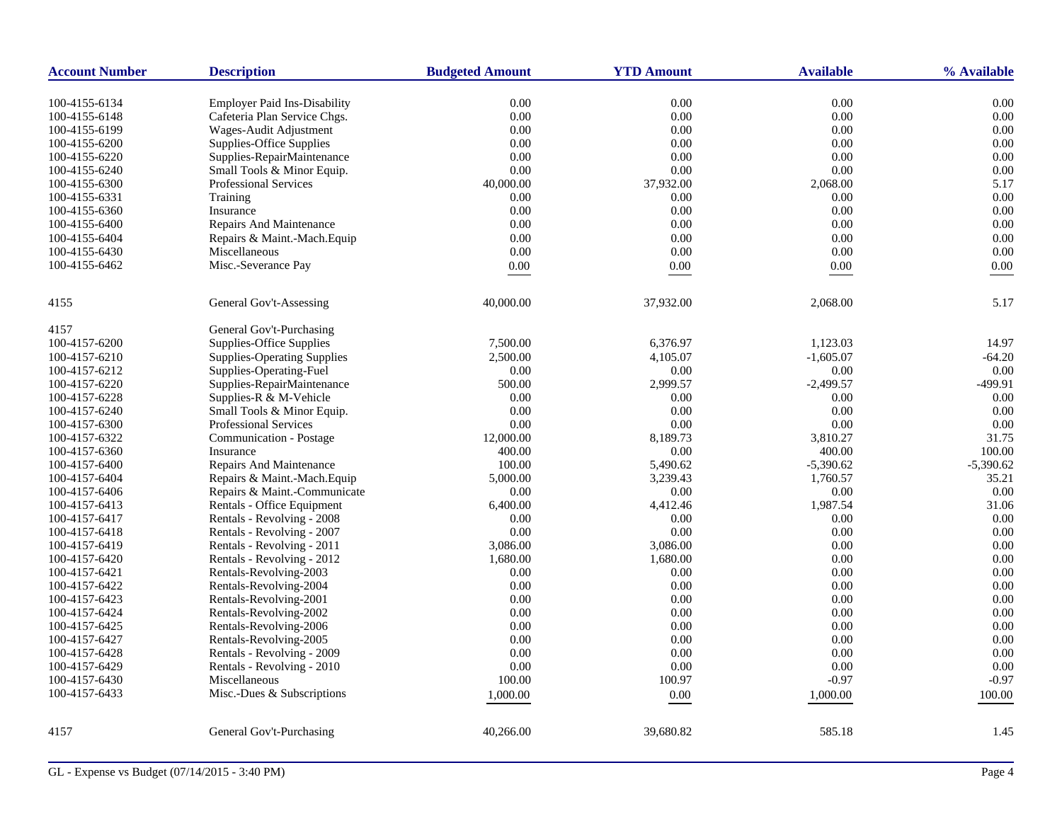| Account Number | Description | Budgeted Amount | YTD Amount | Available | % Available |
|---|---|---|---|---|---|
| 100-4155-6134 | Employer Paid Ins-Disability | 0.00 | 0.00 | 0.00 | 0.00 |
| 100-4155-6148 | Cafeteria Plan Service Chgs. | 0.00 | 0.00 | 0.00 | 0.00 |
| 100-4155-6199 | Wages-Audit Adjustment | 0.00 | 0.00 | 0.00 | 0.00 |
| 100-4155-6200 | Supplies-Office Supplies | 0.00 | 0.00 | 0.00 | 0.00 |
| 100-4155-6220 | Supplies-RepairMaintenance | 0.00 | 0.00 | 0.00 | 0.00 |
| 100-4155-6240 | Small Tools & Minor Equip. | 0.00 | 0.00 | 0.00 | 0.00 |
| 100-4155-6300 | Professional Services | 40,000.00 | 37,932.00 | 2,068.00 | 5.17 |
| 100-4155-6331 | Training | 0.00 | 0.00 | 0.00 | 0.00 |
| 100-4155-6360 | Insurance | 0.00 | 0.00 | 0.00 | 0.00 |
| 100-4155-6400 | Repairs And Maintenance | 0.00 | 0.00 | 0.00 | 0.00 |
| 100-4155-6404 | Repairs & Maint.-Mach.Equip | 0.00 | 0.00 | 0.00 | 0.00 |
| 100-4155-6430 | Miscellaneous | 0.00 | 0.00 | 0.00 | 0.00 |
| 100-4155-6462 | Misc.-Severance Pay | 0.00 | 0.00 | 0.00 | 0.00 |
| 4155 | General Gov't-Assessing | 40,000.00 | 37,932.00 | 2,068.00 | 5.17 |
| 4157 | General Gov't-Purchasing | | | | |
| 100-4157-6200 | Supplies-Office Supplies | 7,500.00 | 6,376.97 | 1,123.03 | 14.97 |
| 100-4157-6210 | Supplies-Operating Supplies | 2,500.00 | 4,105.07 | -1,605.07 | -64.20 |
| 100-4157-6212 | Supplies-Operating-Fuel | 0.00 | 0.00 | 0.00 | 0.00 |
| 100-4157-6220 | Supplies-RepairMaintenance | 500.00 | 2,999.57 | -2,499.57 | -499.91 |
| 100-4157-6228 | Supplies-R & M-Vehicle | 0.00 | 0.00 | 0.00 | 0.00 |
| 100-4157-6240 | Small Tools & Minor Equip. | 0.00 | 0.00 | 0.00 | 0.00 |
| 100-4157-6300 | Professional Services | 0.00 | 0.00 | 0.00 | 0.00 |
| 100-4157-6322 | Communication - Postage | 12,000.00 | 8,189.73 | 3,810.27 | 31.75 |
| 100-4157-6360 | Insurance | 400.00 | 0.00 | 400.00 | 100.00 |
| 100-4157-6400 | Repairs And Maintenance | 100.00 | 5,490.62 | -5,390.62 | -5,390.62 |
| 100-4157-6404 | Repairs & Maint.-Mach.Equip | 5,000.00 | 3,239.43 | 1,760.57 | 35.21 |
| 100-4157-6406 | Repairs & Maint.-Communicate | 0.00 | 0.00 | 0.00 | 0.00 |
| 100-4157-6413 | Rentals - Office Equipment | 6,400.00 | 4,412.46 | 1,987.54 | 31.06 |
| 100-4157-6417 | Rentals - Revolving - 2008 | 0.00 | 0.00 | 0.00 | 0.00 |
| 100-4157-6418 | Rentals - Revolving - 2007 | 0.00 | 0.00 | 0.00 | 0.00 |
| 100-4157-6419 | Rentals - Revolving - 2011 | 3,086.00 | 3,086.00 | 0.00 | 0.00 |
| 100-4157-6420 | Rentals - Revolving - 2012 | 1,680.00 | 1,680.00 | 0.00 | 0.00 |
| 100-4157-6421 | Rentals-Revolving-2003 | 0.00 | 0.00 | 0.00 | 0.00 |
| 100-4157-6422 | Rentals-Revolving-2004 | 0.00 | 0.00 | 0.00 | 0.00 |
| 100-4157-6423 | Rentals-Revolving-2001 | 0.00 | 0.00 | 0.00 | 0.00 |
| 100-4157-6424 | Rentals-Revolving-2002 | 0.00 | 0.00 | 0.00 | 0.00 |
| 100-4157-6425 | Rentals-Revolving-2006 | 0.00 | 0.00 | 0.00 | 0.00 |
| 100-4157-6427 | Rentals-Revolving-2005 | 0.00 | 0.00 | 0.00 | 0.00 |
| 100-4157-6428 | Rentals - Revolving - 2009 | 0.00 | 0.00 | 0.00 | 0.00 |
| 100-4157-6429 | Rentals - Revolving - 2010 | 0.00 | 0.00 | 0.00 | 0.00 |
| 100-4157-6430 | Miscellaneous | 100.00 | 100.97 | -0.97 | -0.97 |
| 100-4157-6433 | Misc.-Dues & Subscriptions | 1,000.00 | 0.00 | 1,000.00 | 100.00 |
| 4157 | General Gov't-Purchasing | 40,266.00 | 39,680.82 | 585.18 | 1.45 |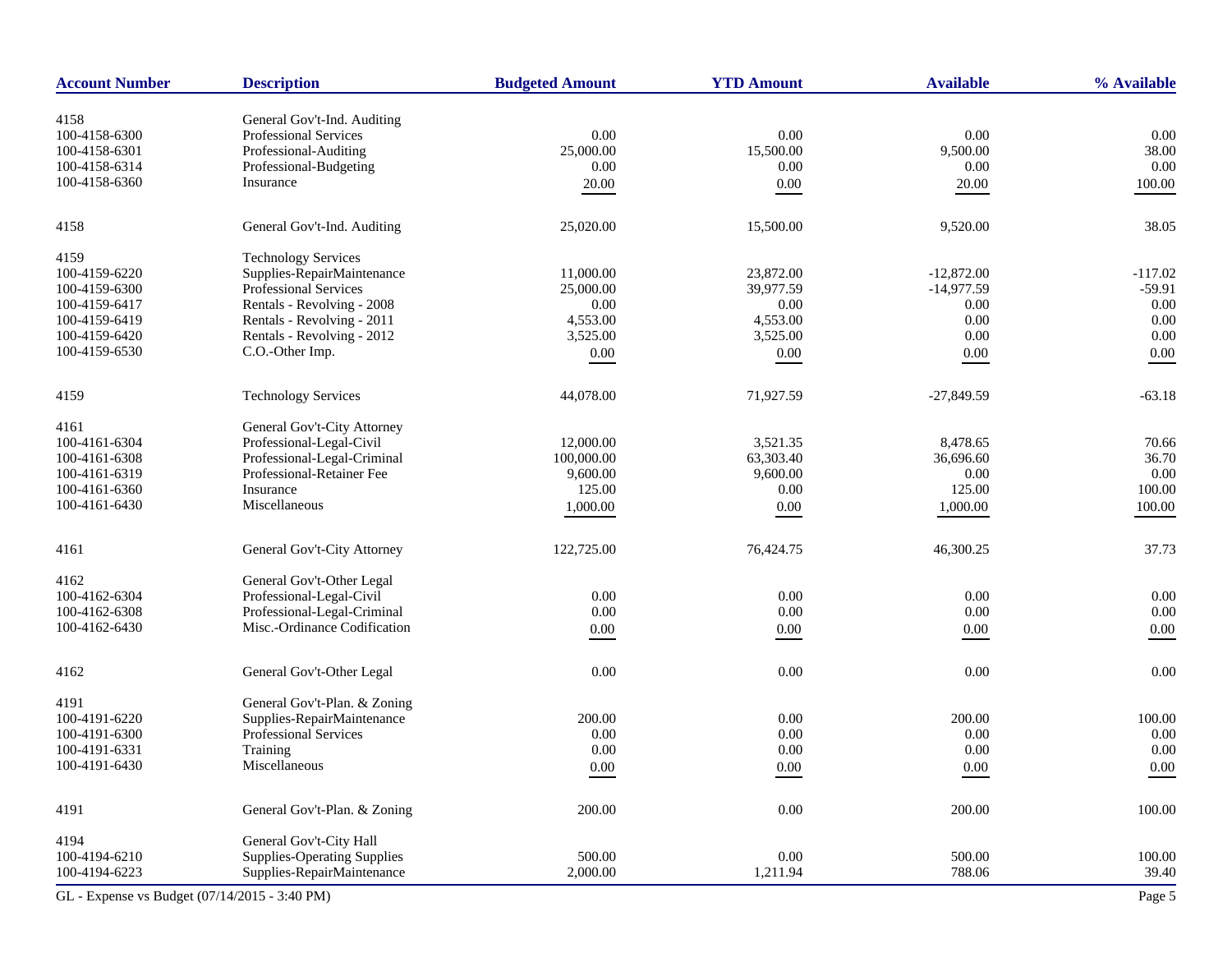| Account Number | Description | Budgeted Amount | YTD Amount | Available | % Available |
|---|---|---|---|---|---|
| 4158 | General Gov't-Ind. Auditing | | | | |
| 100-4158-6300 | Professional Services | 0.00 | 0.00 | 0.00 | 0.00 |
| 100-4158-6301 | Professional-Auditing | 25,000.00 | 15,500.00 | 9,500.00 | 38.00 |
| 100-4158-6314 | Professional-Budgeting | 0.00 | 0.00 | 0.00 | 0.00 |
| 100-4158-6360 | Insurance | 20.00 | 0.00 | 20.00 | 100.00 |
| 4158 | General Gov't-Ind. Auditing | 25,020.00 | 15,500.00 | 9,520.00 | 38.05 |
| 4159 | Technology Services | | | | |
| 100-4159-6220 | Supplies-RepairMaintenance | 11,000.00 | 23,872.00 | -12,872.00 | -117.02 |
| 100-4159-6300 | Professional Services | 25,000.00 | 39,977.59 | -14,977.59 | -59.91 |
| 100-4159-6417 | Rentals - Revolving - 2008 | 0.00 | 0.00 | 0.00 | 0.00 |
| 100-4159-6419 | Rentals - Revolving - 2011 | 4,553.00 | 4,553.00 | 0.00 | 0.00 |
| 100-4159-6420 | Rentals - Revolving - 2012 | 3,525.00 | 3,525.00 | 0.00 | 0.00 |
| 100-4159-6530 | C.O.-Other Imp. | 0.00 | 0.00 | 0.00 | 0.00 |
| 4159 | Technology Services | 44,078.00 | 71,927.59 | -27,849.59 | -63.18 |
| 4161 | General Gov't-City Attorney | | | | |
| 100-4161-6304 | Professional-Legal-Civil | 12,000.00 | 3,521.35 | 8,478.65 | 70.66 |
| 100-4161-6308 | Professional-Legal-Criminal | 100,000.00 | 63,303.40 | 36,696.60 | 36.70 |
| 100-4161-6319 | Professional-Retainer Fee | 9,600.00 | 9,600.00 | 0.00 | 0.00 |
| 100-4161-6360 | Insurance | 125.00 | 0.00 | 125.00 | 100.00 |
| 100-4161-6430 | Miscellaneous | 1,000.00 | 0.00 | 1,000.00 | 100.00 |
| 4161 | General Gov't-City Attorney | 122,725.00 | 76,424.75 | 46,300.25 | 37.73 |
| 4162 | General Gov't-Other Legal | | | | |
| 100-4162-6304 | Professional-Legal-Civil | 0.00 | 0.00 | 0.00 | 0.00 |
| 100-4162-6308 | Professional-Legal-Criminal | 0.00 | 0.00 | 0.00 | 0.00 |
| 100-4162-6430 | Misc.-Ordinance Codification | 0.00 | 0.00 | 0.00 | 0.00 |
| 4162 | General Gov't-Other Legal | 0.00 | 0.00 | 0.00 | 0.00 |
| 4191 | General Gov't-Plan. & Zoning | | | | |
| 100-4191-6220 | Supplies-RepairMaintenance | 200.00 | 0.00 | 200.00 | 100.00 |
| 100-4191-6300 | Professional Services | 0.00 | 0.00 | 0.00 | 0.00 |
| 100-4191-6331 | Training | 0.00 | 0.00 | 0.00 | 0.00 |
| 100-4191-6430 | Miscellaneous | 0.00 | 0.00 | 0.00 | 0.00 |
| 4191 | General Gov't-Plan. & Zoning | 200.00 | 0.00 | 200.00 | 100.00 |
| 4194 | General Gov't-City Hall | | | | |
| 100-4194-6210 | Supplies-Operating Supplies | 500.00 | 0.00 | 500.00 | 100.00 |
| 100-4194-6223 | Supplies-RepairMaintenance | 2,000.00 | 1,211.94 | 788.06 | 39.40 |

GL - Expense vs Budget (07/14/2015 - 3:40 PM)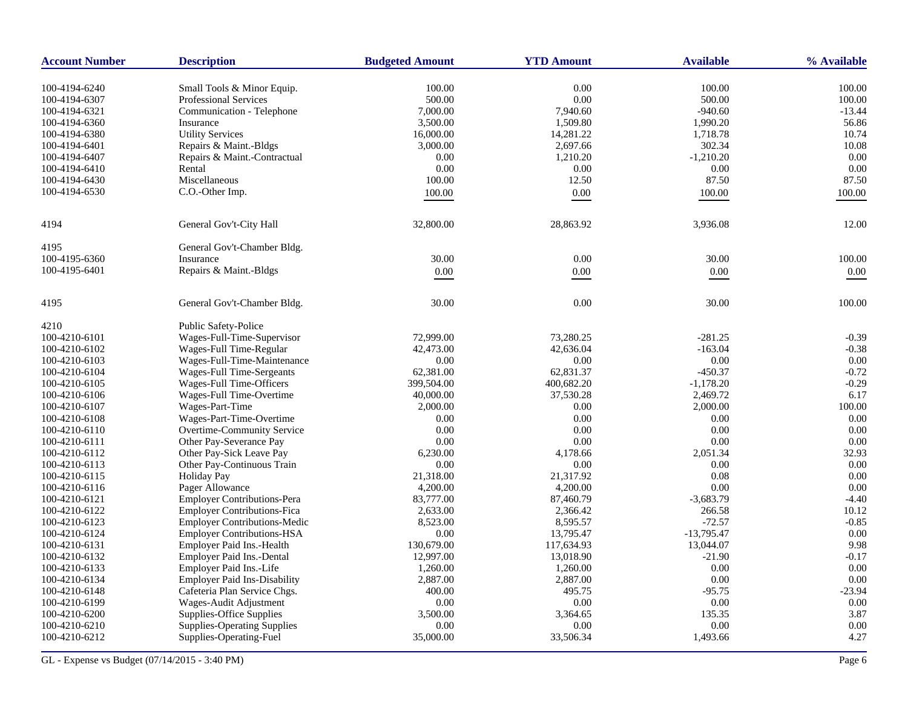| Account Number | Description | Budgeted Amount | YTD Amount | Available | % Available |
|---|---|---|---|---|---|
| 100-4194-6240 | Small Tools & Minor Equip. | 100.00 | 0.00 | 100.00 | 100.00 |
| 100-4194-6307 | Professional Services | 500.00 | 0.00 | 500.00 | 100.00 |
| 100-4194-6321 | Communication - Telephone | 7,000.00 | 7,940.60 | -940.60 | -13.44 |
| 100-4194-6360 | Insurance | 3,500.00 | 1,509.80 | 1,990.20 | 56.86 |
| 100-4194-6380 | Utility Services | 16,000.00 | 14,281.22 | 1,718.78 | 10.74 |
| 100-4194-6401 | Repairs & Maint.-Bldgs | 3,000.00 | 2,697.66 | 302.34 | 10.08 |
| 100-4194-6407 | Repairs & Maint.-Contractual | 0.00 | 1,210.20 | -1,210.20 | 0.00 |
| 100-4194-6410 | Rental | 0.00 | 0.00 | 0.00 | 0.00 |
| 100-4194-6430 | Miscellaneous | 100.00 | 12.50 | 87.50 | 87.50 |
| 100-4194-6530 | C.O.-Other Imp. | 100.00 | 0.00 | 100.00 | 100.00 |
| 4194 | General Gov't-City Hall | 32,800.00 | 28,863.92 | 3,936.08 | 12.00 |
| 4195 | General Gov't-Chamber Bldg. | | | | |
| 100-4195-6360 | Insurance | 30.00 | 0.00 | 30.00 | 100.00 |
| 100-4195-6401 | Repairs & Maint.-Bldgs | 0.00 | 0.00 | 0.00 | 0.00 |
| 4195 | General Gov't-Chamber Bldg. | 30.00 | 0.00 | 30.00 | 100.00 |
| 4210 | Public Safety-Police | | | | |
| 100-4210-6101 | Wages-Full-Time-Supervisor | 72,999.00 | 73,280.25 | -281.25 | -0.39 |
| 100-4210-6102 | Wages-Full Time-Regular | 42,473.00 | 42,636.04 | -163.04 | -0.38 |
| 100-4210-6103 | Wages-Full-Time-Maintenance | 0.00 | 0.00 | 0.00 | 0.00 |
| 100-4210-6104 | Wages-Full Time-Sergeants | 62,381.00 | 62,831.37 | -450.37 | -0.72 |
| 100-4210-6105 | Wages-Full Time-Officers | 399,504.00 | 400,682.20 | -1,178.20 | -0.29 |
| 100-4210-6106 | Wages-Full Time-Overtime | 40,000.00 | 37,530.28 | 2,469.72 | 6.17 |
| 100-4210-6107 | Wages-Part-Time | 2,000.00 | 0.00 | 2,000.00 | 100.00 |
| 100-4210-6108 | Wages-Part-Time-Overtime | 0.00 | 0.00 | 0.00 | 0.00 |
| 100-4210-6110 | Overtime-Community Service | 0.00 | 0.00 | 0.00 | 0.00 |
| 100-4210-6111 | Other Pay-Severance Pay | 0.00 | 0.00 | 0.00 | 0.00 |
| 100-4210-6112 | Other Pay-Sick Leave Pay | 6,230.00 | 4,178.66 | 2,051.34 | 32.93 |
| 100-4210-6113 | Other Pay-Continuous Train | 0.00 | 0.00 | 0.00 | 0.00 |
| 100-4210-6115 | Holiday Pay | 21,318.00 | 21,317.92 | 0.08 | 0.00 |
| 100-4210-6116 | Pager Allowance | 4,200.00 | 4,200.00 | 0.00 | 0.00 |
| 100-4210-6121 | Employer Contributions-Pera | 83,777.00 | 87,460.79 | -3,683.79 | -4.40 |
| 100-4210-6122 | Employer Contributions-Fica | 2,633.00 | 2,366.42 | 266.58 | 10.12 |
| 100-4210-6123 | Employer Contributions-Medic | 8,523.00 | 8,595.57 | -72.57 | -0.85 |
| 100-4210-6124 | Employer Contributions-HSA | 0.00 | 13,795.47 | -13,795.47 | 0.00 |
| 100-4210-6131 | Employer Paid Ins.-Health | 130,679.00 | 117,634.93 | 13,044.07 | 9.98 |
| 100-4210-6132 | Employer Paid Ins.-Dental | 12,997.00 | 13,018.90 | -21.90 | -0.17 |
| 100-4210-6133 | Employer Paid Ins.-Life | 1,260.00 | 1,260.00 | 0.00 | 0.00 |
| 100-4210-6134 | Employer Paid Ins-Disability | 2,887.00 | 2,887.00 | 0.00 | 0.00 |
| 100-4210-6148 | Cafeteria Plan Service Chgs. | 400.00 | 495.75 | -95.75 | -23.94 |
| 100-4210-6199 | Wages-Audit Adjustment | 0.00 | 0.00 | 0.00 | 0.00 |
| 100-4210-6200 | Supplies-Office Supplies | 3,500.00 | 3,364.65 | 135.35 | 3.87 |
| 100-4210-6210 | Supplies-Operating Supplies | 0.00 | 0.00 | 0.00 | 0.00 |
| 100-4210-6212 | Supplies-Operating-Fuel | 35,000.00 | 33,506.34 | 1,493.66 | 4.27 |

GL - Expense vs Budget (07/14/2015 - 3:40 PM)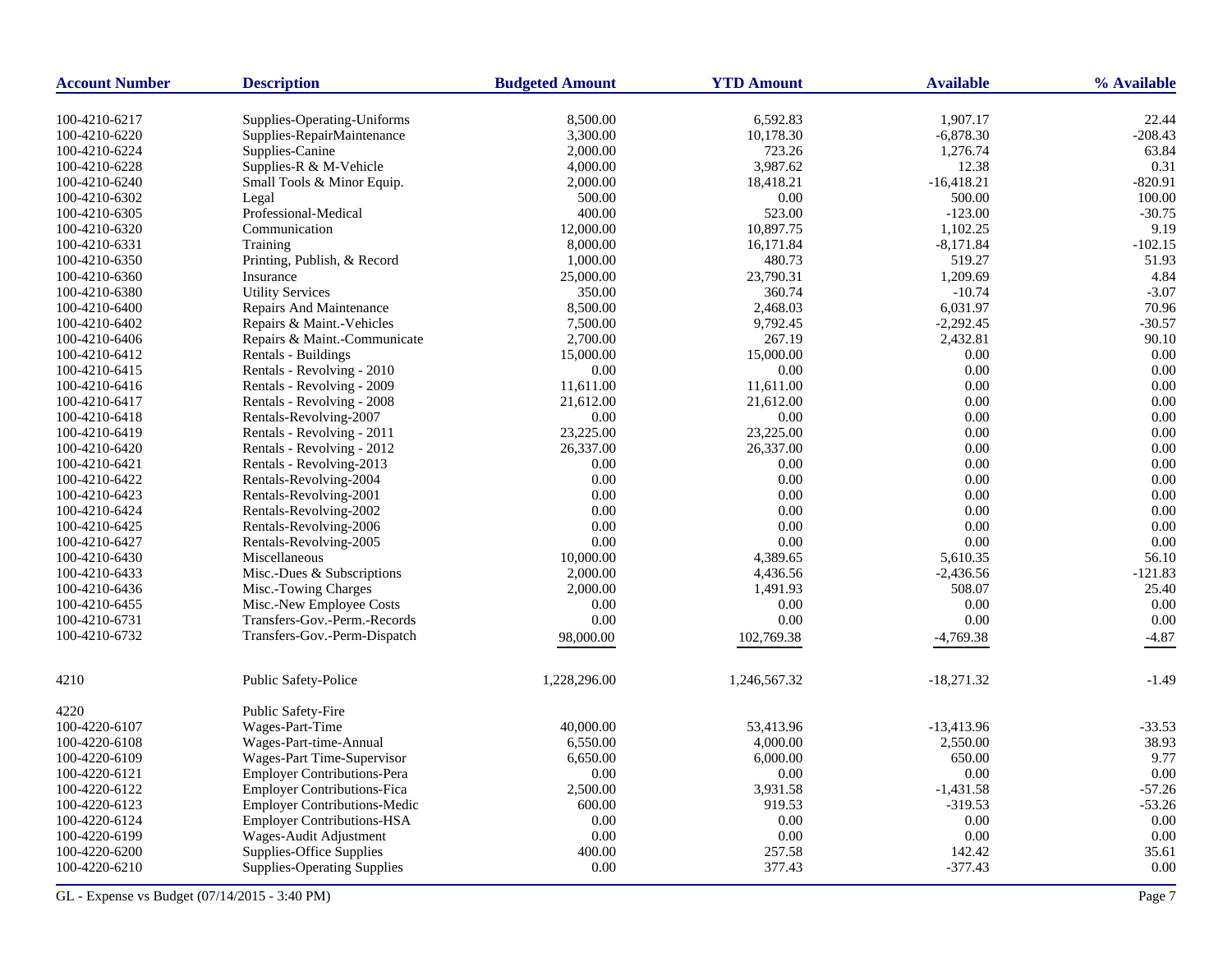| Account Number | Description | Budgeted Amount | YTD Amount | Available | % Available |
|---|---|---|---|---|---|
| 100-4210-6217 | Supplies-Operating-Uniforms | 8,500.00 | 6,592.83 | 1,907.17 | 22.44 |
| 100-4210-6220 | Supplies-RepairMaintenance | 3,300.00 | 10,178.30 | -6,878.30 | -208.43 |
| 100-4210-6224 | Supplies-Canine | 2,000.00 | 723.26 | 1,276.74 | 63.84 |
| 100-4210-6228 | Supplies-R & M-Vehicle | 4,000.00 | 3,987.62 | 12.38 | 0.31 |
| 100-4210-6240 | Small Tools & Minor Equip. | 2,000.00 | 18,418.21 | -16,418.21 | -820.91 |
| 100-4210-6302 | Legal | 500.00 | 0.00 | 500.00 | 100.00 |
| 100-4210-6305 | Professional-Medical | 400.00 | 523.00 | -123.00 | -30.75 |
| 100-4210-6320 | Communication | 12,000.00 | 10,897.75 | 1,102.25 | 9.19 |
| 100-4210-6331 | Training | 8,000.00 | 16,171.84 | -8,171.84 | -102.15 |
| 100-4210-6350 | Printing, Publish, & Record | 1,000.00 | 480.73 | 519.27 | 51.93 |
| 100-4210-6360 | Insurance | 25,000.00 | 23,790.31 | 1,209.69 | 4.84 |
| 100-4210-6380 | Utility Services | 350.00 | 360.74 | -10.74 | -3.07 |
| 100-4210-6400 | Repairs And Maintenance | 8,500.00 | 2,468.03 | 6,031.97 | 70.96 |
| 100-4210-6402 | Repairs & Maint.-Vehicles | 7,500.00 | 9,792.45 | -2,292.45 | -30.57 |
| 100-4210-6406 | Repairs & Maint.-Communicate | 2,700.00 | 267.19 | 2,432.81 | 90.10 |
| 100-4210-6412 | Rentals - Buildings | 15,000.00 | 15,000.00 | 0.00 | 0.00 |
| 100-4210-6415 | Rentals - Revolving - 2010 | 0.00 | 0.00 | 0.00 | 0.00 |
| 100-4210-6416 | Rentals - Revolving - 2009 | 11,611.00 | 11,611.00 | 0.00 | 0.00 |
| 100-4210-6417 | Rentals - Revolving - 2008 | 21,612.00 | 21,612.00 | 0.00 | 0.00 |
| 100-4210-6418 | Rentals-Revolving-2007 | 0.00 | 0.00 | 0.00 | 0.00 |
| 100-4210-6419 | Rentals - Revolving - 2011 | 23,225.00 | 23,225.00 | 0.00 | 0.00 |
| 100-4210-6420 | Rentals - Revolving - 2012 | 26,337.00 | 26,337.00 | 0.00 | 0.00 |
| 100-4210-6421 | Rentals - Revolving-2013 | 0.00 | 0.00 | 0.00 | 0.00 |
| 100-4210-6422 | Rentals-Revolving-2004 | 0.00 | 0.00 | 0.00 | 0.00 |
| 100-4210-6423 | Rentals-Revolving-2001 | 0.00 | 0.00 | 0.00 | 0.00 |
| 100-4210-6424 | Rentals-Revolving-2002 | 0.00 | 0.00 | 0.00 | 0.00 |
| 100-4210-6425 | Rentals-Revolving-2006 | 0.00 | 0.00 | 0.00 | 0.00 |
| 100-4210-6427 | Rentals-Revolving-2005 | 0.00 | 0.00 | 0.00 | 0.00 |
| 100-4210-6430 | Miscellaneous | 10,000.00 | 4,389.65 | 5,610.35 | 56.10 |
| 100-4210-6433 | Misc.-Dues & Subscriptions | 2,000.00 | 4,436.56 | -2,436.56 | -121.83 |
| 100-4210-6436 | Misc.-Towing Charges | 2,000.00 | 1,491.93 | 508.07 | 25.40 |
| 100-4210-6455 | Misc.-New Employee Costs | 0.00 | 0.00 | 0.00 | 0.00 |
| 100-4210-6731 | Transfers-Gov.-Perm.-Records | 0.00 | 0.00 | 0.00 | 0.00 |
| 100-4210-6732 | Transfers-Gov.-Perm-Dispatch | 98,000.00 | 102,769.38 | -4,769.38 | -4.87 |
| 4210 | Public Safety-Police | 1,228,296.00 | 1,246,567.32 | -18,271.32 | -1.49 |
| 4220 | Public Safety-Fire | | | | |
| 100-4220-6107 | Wages-Part-Time | 40,000.00 | 53,413.96 | -13,413.96 | -33.53 |
| 100-4220-6108 | Wages-Part-time-Annual | 6,550.00 | 4,000.00 | 2,550.00 | 38.93 |
| 100-4220-6109 | Wages-Part Time-Supervisor | 6,650.00 | 6,000.00 | 650.00 | 9.77 |
| 100-4220-6121 | Employer Contributions-Pera | 0.00 | 0.00 | 0.00 | 0.00 |
| 100-4220-6122 | Employer Contributions-Fica | 2,500.00 | 3,931.58 | -1,431.58 | -57.26 |
| 100-4220-6123 | Employer Contributions-Medic | 600.00 | 919.53 | -319.53 | -53.26 |
| 100-4220-6124 | Employer Contributions-HSA | 0.00 | 0.00 | 0.00 | 0.00 |
| 100-4220-6199 | Wages-Audit Adjustment | 0.00 | 0.00 | 0.00 | 0.00 |
| 100-4220-6200 | Supplies-Office Supplies | 400.00 | 257.58 | 142.42 | 35.61 |
| 100-4220-6210 | Supplies-Operating Supplies | 0.00 | 377.43 | -377.43 | 0.00 |

GL - Expense vs Budget (07/14/2015 - 3:40 PM)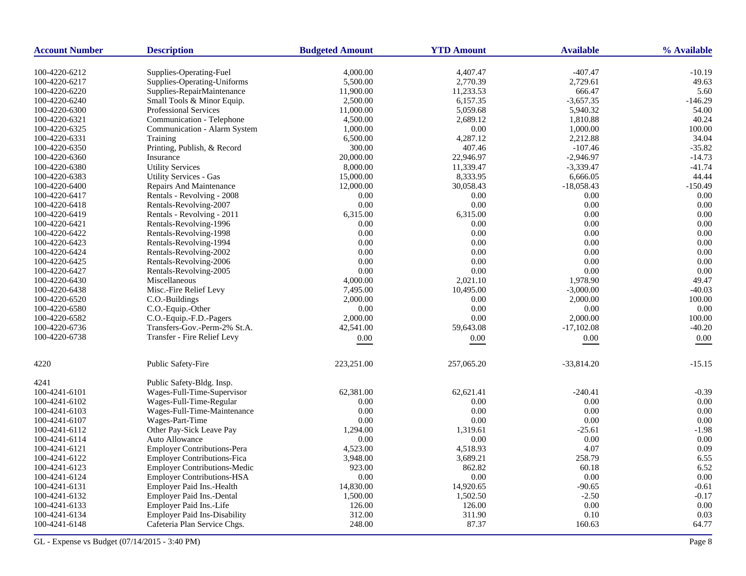| Account Number | Description | Budgeted Amount | YTD Amount | Available | % Available |
|---|---|---|---|---|---|
| 100-4220-6212 | Supplies-Operating-Fuel | 4,000.00 | 4,407.47 | -407.47 | -10.19 |
| 100-4220-6217 | Supplies-Operating-Uniforms | 5,500.00 | 2,770.39 | 2,729.61 | 49.63 |
| 100-4220-6220 | Supplies-RepairMaintenance | 11,900.00 | 11,233.53 | 666.47 | 5.60 |
| 100-4220-6240 | Small Tools & Minor Equip. | 2,500.00 | 6,157.35 | -3,657.35 | -146.29 |
| 100-4220-6300 | Professional Services | 11,000.00 | 5,059.68 | 5,940.32 | 54.00 |
| 100-4220-6321 | Communication - Telephone | 4,500.00 | 2,689.12 | 1,810.88 | 40.24 |
| 100-4220-6325 | Communication - Alarm System | 1,000.00 | 0.00 | 1,000.00 | 100.00 |
| 100-4220-6331 | Training | 6,500.00 | 4,287.12 | 2,212.88 | 34.04 |
| 100-4220-6350 | Printing, Publish, & Record | 300.00 | 407.46 | -107.46 | -35.82 |
| 100-4220-6360 | Insurance | 20,000.00 | 22,946.97 | -2,946.97 | -14.73 |
| 100-4220-6380 | Utility Services | 8,000.00 | 11,339.47 | -3,339.47 | -41.74 |
| 100-4220-6383 | Utility Services - Gas | 15,000.00 | 8,333.95 | 6,666.05 | 44.44 |
| 100-4220-6400 | Repairs And Maintenance | 12,000.00 | 30,058.43 | -18,058.43 | -150.49 |
| 100-4220-6417 | Rentals - Revolving - 2008 | 0.00 | 0.00 | 0.00 | 0.00 |
| 100-4220-6418 | Rentals-Revolving-2007 | 0.00 | 0.00 | 0.00 | 0.00 |
| 100-4220-6419 | Rentals - Revolving - 2011 | 6,315.00 | 6,315.00 | 0.00 | 0.00 |
| 100-4220-6421 | Rentals-Revolving-1996 | 0.00 | 0.00 | 0.00 | 0.00 |
| 100-4220-6422 | Rentals-Revolving-1998 | 0.00 | 0.00 | 0.00 | 0.00 |
| 100-4220-6423 | Rentals-Revolving-1994 | 0.00 | 0.00 | 0.00 | 0.00 |
| 100-4220-6424 | Rentals-Revolving-2002 | 0.00 | 0.00 | 0.00 | 0.00 |
| 100-4220-6425 | Rentals-Revolving-2006 | 0.00 | 0.00 | 0.00 | 0.00 |
| 100-4220-6427 | Rentals-Revolving-2005 | 0.00 | 0.00 | 0.00 | 0.00 |
| 100-4220-6430 | Miscellaneous | 4,000.00 | 2,021.10 | 1,978.90 | 49.47 |
| 100-4220-6438 | Misc.-Fire Relief Levy | 7,495.00 | 10,495.00 | -3,000.00 | -40.03 |
| 100-4220-6520 | C.O.-Buildings | 2,000.00 | 0.00 | 2,000.00 | 100.00 |
| 100-4220-6580 | C.O.-Equip.-Other | 0.00 | 0.00 | 0.00 | 0.00 |
| 100-4220-6582 | C.O.-Equip.-F.D.-Pagers | 2,000.00 | 0.00 | 2,000.00 | 100.00 |
| 100-4220-6736 | Transfers-Gov.-Perm-2% St.A. | 42,541.00 | 59,643.08 | -17,102.08 | -40.20 |
| 100-4220-6738 | Transfer - Fire Relief Levy | 0.00 | 0.00 | 0.00 | 0.00 |
| 4220 | Public Safety-Fire | 223,251.00 | 257,065.20 | -33,814.20 | -15.15 |
| 4241 | Public Safety-Bldg. Insp. | | | | |
| 100-4241-6101 | Wages-Full-Time-Supervisor | 62,381.00 | 62,621.41 | -240.41 | -0.39 |
| 100-4241-6102 | Wages-Full-Time-Regular | 0.00 | 0.00 | 0.00 | 0.00 |
| 100-4241-6103 | Wages-Full-Time-Maintenance | 0.00 | 0.00 | 0.00 | 0.00 |
| 100-4241-6107 | Wages-Part-Time | 0.00 | 0.00 | 0.00 | 0.00 |
| 100-4241-6112 | Other Pay-Sick Leave Pay | 1,294.00 | 1,319.61 | -25.61 | -1.98 |
| 100-4241-6114 | Auto Allowance | 0.00 | 0.00 | 0.00 | 0.00 |
| 100-4241-6121 | Employer Contributions-Pera | 4,523.00 | 4,518.93 | 4.07 | 0.09 |
| 100-4241-6122 | Employer Contributions-Fica | 3,948.00 | 3,689.21 | 258.79 | 6.55 |
| 100-4241-6123 | Employer Contributions-Medic | 923.00 | 862.82 | 60.18 | 6.52 |
| 100-4241-6124 | Employer Contributions-HSA | 0.00 | 0.00 | 0.00 | 0.00 |
| 100-4241-6131 | Employer Paid Ins.-Health | 14,830.00 | 14,920.65 | -90.65 | -0.61 |
| 100-4241-6132 | Employer Paid Ins.-Dental | 1,500.00 | 1,502.50 | -2.50 | -0.17 |
| 100-4241-6133 | Employer Paid Ins.-Life | 126.00 | 126.00 | 0.00 | 0.00 |
| 100-4241-6134 | Employer Paid Ins-Disability | 312.00 | 311.90 | 0.10 | 0.03 |
| 100-4241-6148 | Cafeteria Plan Service Chgs. | 248.00 | 87.37 | 160.63 | 64.77 |

GL - Expense vs Budget (07/14/2015 - 3:40 PM)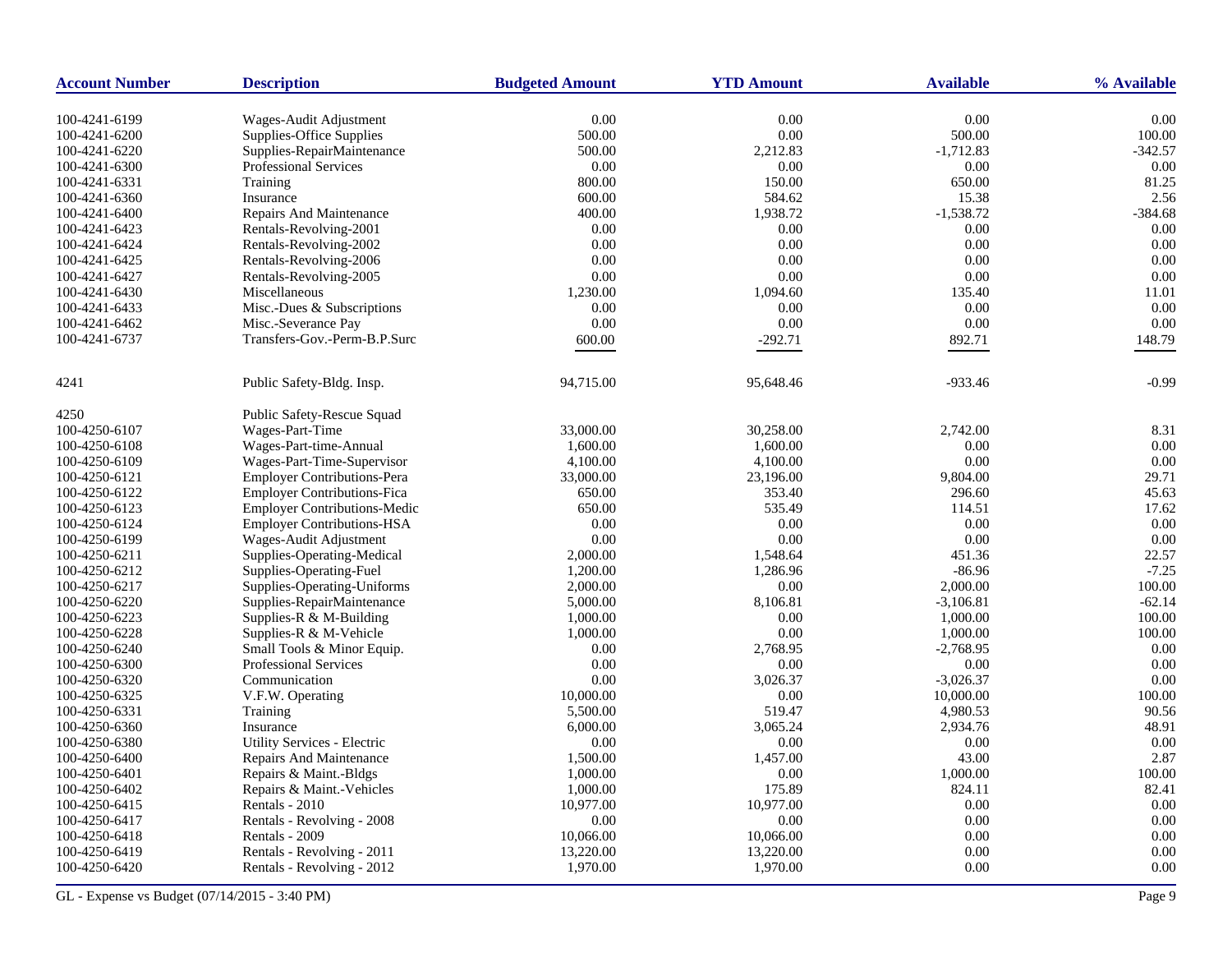| Account Number | Description | Budgeted Amount | YTD Amount | Available | % Available |
|---|---|---|---|---|---|
| 100-4241-6199 | Wages-Audit Adjustment | 0.00 | 0.00 | 0.00 | 0.00 |
| 100-4241-6200 | Supplies-Office Supplies | 500.00 | 0.00 | 500.00 | 100.00 |
| 100-4241-6220 | Supplies-RepairMaintenance | 500.00 | 2,212.83 | -1,712.83 | -342.57 |
| 100-4241-6300 | Professional Services | 0.00 | 0.00 | 0.00 | 0.00 |
| 100-4241-6331 | Training | 800.00 | 150.00 | 650.00 | 81.25 |
| 100-4241-6360 | Insurance | 600.00 | 584.62 | 15.38 | 2.56 |
| 100-4241-6400 | Repairs And Maintenance | 400.00 | 1,938.72 | -1,538.72 | -384.68 |
| 100-4241-6423 | Rentals-Revolving-2001 | 0.00 | 0.00 | 0.00 | 0.00 |
| 100-4241-6424 | Rentals-Revolving-2002 | 0.00 | 0.00 | 0.00 | 0.00 |
| 100-4241-6425 | Rentals-Revolving-2006 | 0.00 | 0.00 | 0.00 | 0.00 |
| 100-4241-6427 | Rentals-Revolving-2005 | 0.00 | 0.00 | 0.00 | 0.00 |
| 100-4241-6430 | Miscellaneous | 1,230.00 | 1,094.60 | 135.40 | 11.01 |
| 100-4241-6433 | Misc.-Dues & Subscriptions | 0.00 | 0.00 | 0.00 | 0.00 |
| 100-4241-6462 | Misc.-Severance Pay | 0.00 | 0.00 | 0.00 | 0.00 |
| 100-4241-6737 | Transfers-Gov.-Perm-B.P.Surc | 600.00 | -292.71 | 892.71 | 148.79 |
| 4241 | Public Safety-Bldg. Insp. | 94,715.00 | 95,648.46 | -933.46 | -0.99 |
| 4250 | Public Safety-Rescue Squad | | | | |
| 100-4250-6107 | Wages-Part-Time | 33,000.00 | 30,258.00 | 2,742.00 | 8.31 |
| 100-4250-6108 | Wages-Part-time-Annual | 1,600.00 | 1,600.00 | 0.00 | 0.00 |
| 100-4250-6109 | Wages-Part-Time-Supervisor | 4,100.00 | 4,100.00 | 0.00 | 0.00 |
| 100-4250-6121 | Employer Contributions-Pera | 33,000.00 | 23,196.00 | 9,804.00 | 29.71 |
| 100-4250-6122 | Employer Contributions-Fica | 650.00 | 353.40 | 296.60 | 45.63 |
| 100-4250-6123 | Employer Contributions-Medic | 650.00 | 535.49 | 114.51 | 17.62 |
| 100-4250-6124 | Employer Contributions-HSA | 0.00 | 0.00 | 0.00 | 0.00 |
| 100-4250-6199 | Wages-Audit Adjustment | 0.00 | 0.00 | 0.00 | 0.00 |
| 100-4250-6211 | Supplies-Operating-Medical | 2,000.00 | 1,548.64 | 451.36 | 22.57 |
| 100-4250-6212 | Supplies-Operating-Fuel | 1,200.00 | 1,286.96 | -86.96 | -7.25 |
| 100-4250-6217 | Supplies-Operating-Uniforms | 2,000.00 | 0.00 | 2,000.00 | 100.00 |
| 100-4250-6220 | Supplies-RepairMaintenance | 5,000.00 | 8,106.81 | -3,106.81 | -62.14 |
| 100-4250-6223 | Supplies-R & M-Building | 1,000.00 | 0.00 | 1,000.00 | 100.00 |
| 100-4250-6228 | Supplies-R & M-Vehicle | 1,000.00 | 0.00 | 1,000.00 | 100.00 |
| 100-4250-6240 | Small Tools & Minor Equip. | 0.00 | 2,768.95 | -2,768.95 | 0.00 |
| 100-4250-6300 | Professional Services | 0.00 | 0.00 | 0.00 | 0.00 |
| 100-4250-6320 | Communication | 0.00 | 3,026.37 | -3,026.37 | 0.00 |
| 100-4250-6325 | V.F.W. Operating | 10,000.00 | 0.00 | 10,000.00 | 100.00 |
| 100-4250-6331 | Training | 5,500.00 | 519.47 | 4,980.53 | 90.56 |
| 100-4250-6360 | Insurance | 6,000.00 | 3,065.24 | 2,934.76 | 48.91 |
| 100-4250-6380 | Utility Services - Electric | 0.00 | 0.00 | 0.00 | 0.00 |
| 100-4250-6400 | Repairs And Maintenance | 1,500.00 | 1,457.00 | 43.00 | 2.87 |
| 100-4250-6401 | Repairs & Maint.-Bldgs | 1,000.00 | 0.00 | 1,000.00 | 100.00 |
| 100-4250-6402 | Repairs & Maint.-Vehicles | 1,000.00 | 175.89 | 824.11 | 82.41 |
| 100-4250-6415 | Rentals - 2010 | 10,977.00 | 10,977.00 | 0.00 | 0.00 |
| 100-4250-6417 | Rentals - Revolving - 2008 | 0.00 | 0.00 | 0.00 | 0.00 |
| 100-4250-6418 | Rentals - 2009 | 10,066.00 | 10,066.00 | 0.00 | 0.00 |
| 100-4250-6419 | Rentals - Revolving - 2011 | 13,220.00 | 13,220.00 | 0.00 | 0.00 |
| 100-4250-6420 | Rentals - Revolving - 2012 | 1,970.00 | 1,970.00 | 0.00 | 0.00 |

GL - Expense vs Budget (07/14/2015 - 3:40 PM)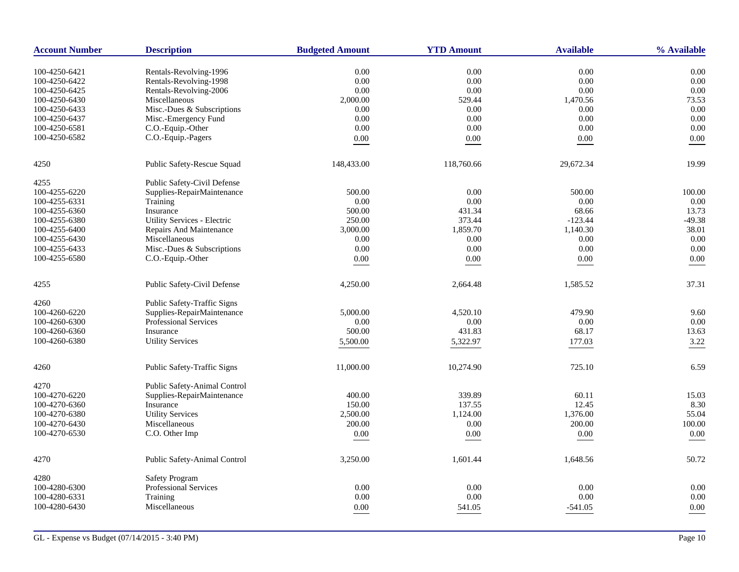| Account Number | Description | Budgeted Amount | YTD Amount | Available | % Available |
|---|---|---|---|---|---|
| 100-4250-6421 | Rentals-Revolving-1996 | 0.00 | 0.00 | 0.00 | 0.00 |
| 100-4250-6422 | Rentals-Revolving-1998 | 0.00 | 0.00 | 0.00 | 0.00 |
| 100-4250-6425 | Rentals-Revolving-2006 | 0.00 | 0.00 | 0.00 | 0.00 |
| 100-4250-6430 | Miscellaneous | 2,000.00 | 529.44 | 1,470.56 | 73.53 |
| 100-4250-6433 | Misc.-Dues & Subscriptions | 0.00 | 0.00 | 0.00 | 0.00 |
| 100-4250-6437 | Misc.-Emergency Fund | 0.00 | 0.00 | 0.00 | 0.00 |
| 100-4250-6581 | C.O.-Equip.-Other | 0.00 | 0.00 | 0.00 | 0.00 |
| 100-4250-6582 | C.O.-Equip.-Pagers | 0.00 | 0.00 | 0.00 | 0.00 |
| 4250 | Public Safety-Rescue Squad | 148,433.00 | 118,760.66 | 29,672.34 | 19.99 |
| 4255 | Public Safety-Civil Defense | | | | |
| 100-4255-6220 | Supplies-RepairMaintenance | 500.00 | 0.00 | 500.00 | 100.00 |
| 100-4255-6331 | Training | 0.00 | 0.00 | 0.00 | 0.00 |
| 100-4255-6360 | Insurance | 500.00 | 431.34 | 68.66 | 13.73 |
| 100-4255-6380 | Utility Services - Electric | 250.00 | 373.44 | -123.44 | -49.38 |
| 100-4255-6400 | Repairs And Maintenance | 3,000.00 | 1,859.70 | 1,140.30 | 38.01 |
| 100-4255-6430 | Miscellaneous | 0.00 | 0.00 | 0.00 | 0.00 |
| 100-4255-6433 | Misc.-Dues & Subscriptions | 0.00 | 0.00 | 0.00 | 0.00 |
| 100-4255-6580 | C.O.-Equip.-Other | 0.00 | 0.00 | 0.00 | 0.00 |
| 4255 | Public Safety-Civil Defense | 4,250.00 | 2,664.48 | 1,585.52 | 37.31 |
| 4260 | Public Safety-Traffic Signs | | | | |
| 100-4260-6220 | Supplies-RepairMaintenance | 5,000.00 | 4,520.10 | 479.90 | 9.60 |
| 100-4260-6300 | Professional Services | 0.00 | 0.00 | 0.00 | 0.00 |
| 100-4260-6360 | Insurance | 500.00 | 431.83 | 68.17 | 13.63 |
| 100-4260-6380 | Utility Services | 5,500.00 | 5,322.97 | 177.03 | 3.22 |
| 4260 | Public Safety-Traffic Signs | 11,000.00 | 10,274.90 | 725.10 | 6.59 |
| 4270 | Public Safety-Animal Control | | | | |
| 100-4270-6220 | Supplies-RepairMaintenance | 400.00 | 339.89 | 60.11 | 15.03 |
| 100-4270-6360 | Insurance | 150.00 | 137.55 | 12.45 | 8.30 |
| 100-4270-6380 | Utility Services | 2,500.00 | 1,124.00 | 1,376.00 | 55.04 |
| 100-4270-6430 | Miscellaneous | 200.00 | 0.00 | 200.00 | 100.00 |
| 100-4270-6530 | C.O. Other Imp | 0.00 | 0.00 | 0.00 | 0.00 |
| 4270 | Public Safety-Animal Control | 3,250.00 | 1,601.44 | 1,648.56 | 50.72 |
| 4280 | Safety Program | | | | |
| 100-4280-6300 | Professional Services | 0.00 | 0.00 | 0.00 | 0.00 |
| 100-4280-6331 | Training | 0.00 | 0.00 | 0.00 | 0.00 |
| 100-4280-6430 | Miscellaneous | 0.00 | 541.05 | -541.05 | 0.00 |

GL - Expense vs Budget (07/14/2015 - 3:40 PM)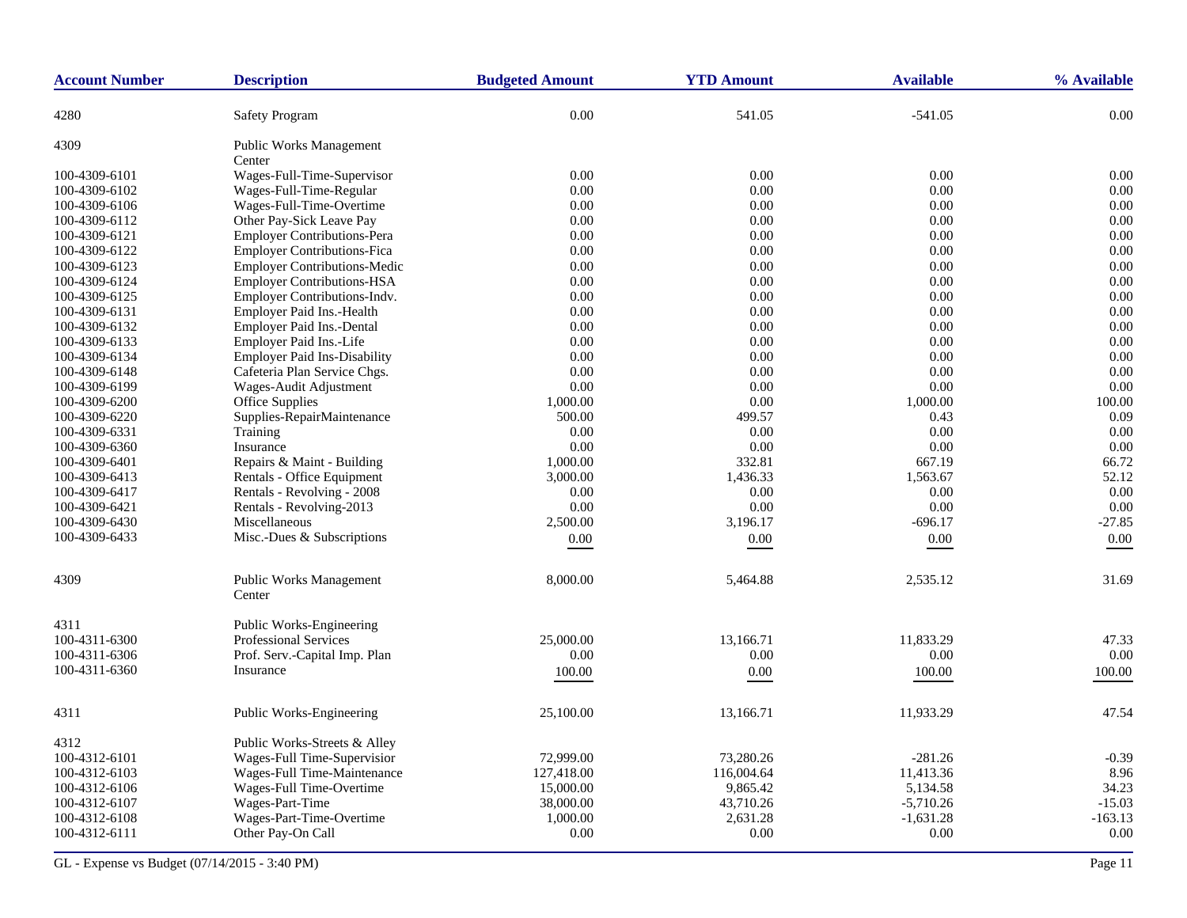| Account Number | Description | Budgeted Amount | YTD Amount | Available | % Available |
|---|---|---|---|---|---|
| 4280 | Safety Program | 0.00 | 541.05 | -541.05 | 0.00 |
| 4309 | Public Works Management Center | | | | |
| 100-4309-6101 | Wages-Full-Time-Supervisor | 0.00 | 0.00 | 0.00 | 0.00 |
| 100-4309-6102 | Wages-Full-Time-Regular | 0.00 | 0.00 | 0.00 | 0.00 |
| 100-4309-6106 | Wages-Full-Time-Overtime | 0.00 | 0.00 | 0.00 | 0.00 |
| 100-4309-6112 | Other Pay-Sick Leave Pay | 0.00 | 0.00 | 0.00 | 0.00 |
| 100-4309-6121 | Employer Contributions-Pera | 0.00 | 0.00 | 0.00 | 0.00 |
| 100-4309-6122 | Employer Contributions-Fica | 0.00 | 0.00 | 0.00 | 0.00 |
| 100-4309-6123 | Employer Contributions-Medic | 0.00 | 0.00 | 0.00 | 0.00 |
| 100-4309-6124 | Employer Contributions-HSA | 0.00 | 0.00 | 0.00 | 0.00 |
| 100-4309-6125 | Employer Contributions-Indv. | 0.00 | 0.00 | 0.00 | 0.00 |
| 100-4309-6131 | Employer Paid Ins.-Health | 0.00 | 0.00 | 0.00 | 0.00 |
| 100-4309-6132 | Employer Paid Ins.-Dental | 0.00 | 0.00 | 0.00 | 0.00 |
| 100-4309-6133 | Employer Paid Ins.-Life | 0.00 | 0.00 | 0.00 | 0.00 |
| 100-4309-6134 | Employer Paid Ins-Disability | 0.00 | 0.00 | 0.00 | 0.00 |
| 100-4309-6148 | Cafeteria Plan Service Chgs. | 0.00 | 0.00 | 0.00 | 0.00 |
| 100-4309-6199 | Wages-Audit Adjustment | 0.00 | 0.00 | 0.00 | 0.00 |
| 100-4309-6200 | Office Supplies | 1,000.00 | 0.00 | 1,000.00 | 100.00 |
| 100-4309-6220 | Supplies-RepairMaintenance | 500.00 | 499.57 | 0.43 | 0.09 |
| 100-4309-6331 | Training | 0.00 | 0.00 | 0.00 | 0.00 |
| 100-4309-6360 | Insurance | 0.00 | 0.00 | 0.00 | 0.00 |
| 100-4309-6401 | Repairs & Maint - Building | 1,000.00 | 332.81 | 667.19 | 66.72 |
| 100-4309-6413 | Rentals - Office Equipment | 3,000.00 | 1,436.33 | 1,563.67 | 52.12 |
| 100-4309-6417 | Rentals - Revolving - 2008 | 0.00 | 0.00 | 0.00 | 0.00 |
| 100-4309-6421 | Rentals - Revolving-2013 | 0.00 | 0.00 | 0.00 | 0.00 |
| 100-4309-6430 | Miscellaneous | 2,500.00 | 3,196.17 | -696.17 | -27.85 |
| 100-4309-6433 | Misc.-Dues & Subscriptions | 0.00 | 0.00 | 0.00 | 0.00 |
| 4309 | Public Works Management Center | 8,000.00 | 5,464.88 | 2,535.12 | 31.69 |
| 4311 | Public Works-Engineering | | | | |
| 100-4311-6300 | Professional Services | 25,000.00 | 13,166.71 | 11,833.29 | 47.33 |
| 100-4311-6306 | Prof. Serv.-Capital Imp. Plan | 0.00 | 0.00 | 0.00 | 0.00 |
| 100-4311-6360 | Insurance | 100.00 | 0.00 | 100.00 | 100.00 |
| 4311 | Public Works-Engineering | 25,100.00 | 13,166.71 | 11,933.29 | 47.54 |
| 4312 | Public Works-Streets & Alley | | | | |
| 100-4312-6101 | Wages-Full Time-Supervisior | 72,999.00 | 73,280.26 | -281.26 | -0.39 |
| 100-4312-6103 | Wages-Full Time-Maintenance | 127,418.00 | 116,004.64 | 11,413.36 | 8.96 |
| 100-4312-6106 | Wages-Full Time-Overtime | 15,000.00 | 9,865.42 | 5,134.58 | 34.23 |
| 100-4312-6107 | Wages-Part-Time | 38,000.00 | 43,710.26 | -5,710.26 | -15.03 |
| 100-4312-6108 | Wages-Part-Time-Overtime | 1,000.00 | 2,631.28 | -1,631.28 | -163.13 |
| 100-4312-6111 | Other Pay-On Call | 0.00 | 0.00 | 0.00 | 0.00 |

GL - Expense vs Budget (07/14/2015 - 3:40 PM)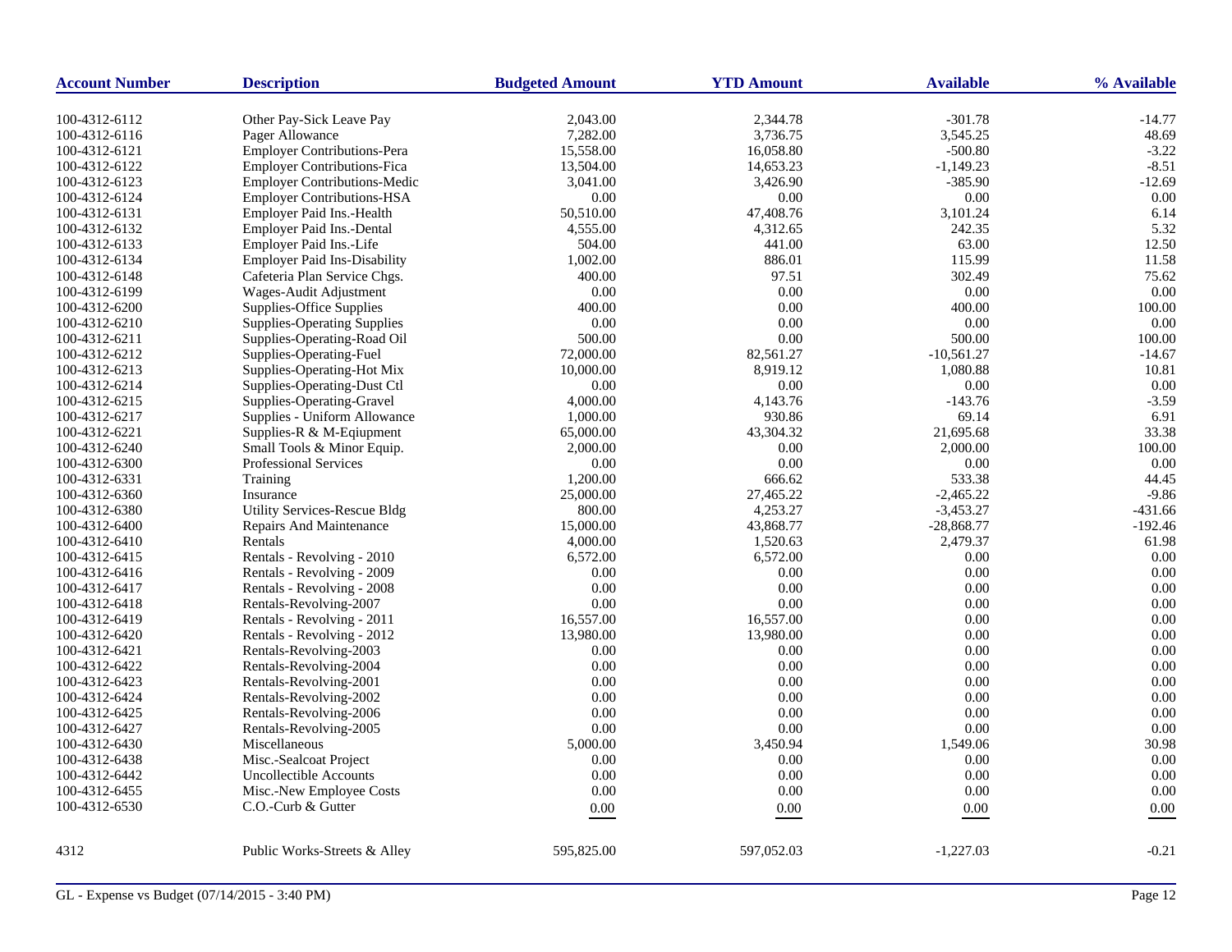| Account Number | Description | Budgeted Amount | YTD Amount | Available | % Available |
|---|---|---|---|---|---|
| 100-4312-6112 | Other Pay-Sick Leave Pay | 2,043.00 | 2,344.78 | -301.78 | -14.77 |
| 100-4312-6116 | Pager Allowance | 7,282.00 | 3,736.75 | 3,545.25 | 48.69 |
| 100-4312-6121 | Employer Contributions-Pera | 15,558.00 | 16,058.80 | -500.80 | -3.22 |
| 100-4312-6122 | Employer Contributions-Fica | 13,504.00 | 14,653.23 | -1,149.23 | -8.51 |
| 100-4312-6123 | Employer Contributions-Medic | 3,041.00 | 3,426.90 | -385.90 | -12.69 |
| 100-4312-6124 | Employer Contributions-HSA | 0.00 | 0.00 | 0.00 | 0.00 |
| 100-4312-6131 | Employer Paid Ins.-Health | 50,510.00 | 47,408.76 | 3,101.24 | 6.14 |
| 100-4312-6132 | Employer Paid Ins.-Dental | 4,555.00 | 4,312.65 | 242.35 | 5.32 |
| 100-4312-6133 | Employer Paid Ins.-Life | 504.00 | 441.00 | 63.00 | 12.50 |
| 100-4312-6134 | Employer Paid Ins-Disability | 1,002.00 | 886.01 | 115.99 | 11.58 |
| 100-4312-6148 | Cafeteria Plan Service Chgs. | 400.00 | 97.51 | 302.49 | 75.62 |
| 100-4312-6199 | Wages-Audit Adjustment | 0.00 | 0.00 | 0.00 | 0.00 |
| 100-4312-6200 | Supplies-Office Supplies | 400.00 | 0.00 | 400.00 | 100.00 |
| 100-4312-6210 | Supplies-Operating Supplies | 0.00 | 0.00 | 0.00 | 0.00 |
| 100-4312-6211 | Supplies-Operating-Road Oil | 500.00 | 0.00 | 500.00 | 100.00 |
| 100-4312-6212 | Supplies-Operating-Fuel | 72,000.00 | 82,561.27 | -10,561.27 | -14.67 |
| 100-4312-6213 | Supplies-Operating-Hot Mix | 10,000.00 | 8,919.12 | 1,080.88 | 10.81 |
| 100-4312-6214 | Supplies-Operating-Dust Ctl | 0.00 | 0.00 | 0.00 | 0.00 |
| 100-4312-6215 | Supplies-Operating-Gravel | 4,000.00 | 4,143.76 | -143.76 | -3.59 |
| 100-4312-6217 | Supplies - Uniform Allowance | 1,000.00 | 930.86 | 69.14 | 6.91 |
| 100-4312-6221 | Supplies-R & M-Eqiupment | 65,000.00 | 43,304.32 | 21,695.68 | 33.38 |
| 100-4312-6240 | Small Tools & Minor Equip. | 2,000.00 | 0.00 | 2,000.00 | 100.00 |
| 100-4312-6300 | Professional Services | 0.00 | 0.00 | 0.00 | 0.00 |
| 100-4312-6331 | Training | 1,200.00 | 666.62 | 533.38 | 44.45 |
| 100-4312-6360 | Insurance | 25,000.00 | 27,465.22 | -2,465.22 | -9.86 |
| 100-4312-6380 | Utility Services-Rescue Bldg | 800.00 | 4,253.27 | -3,453.27 | -431.66 |
| 100-4312-6400 | Repairs And Maintenance | 15,000.00 | 43,868.77 | -28,868.77 | -192.46 |
| 100-4312-6410 | Rentals | 4,000.00 | 1,520.63 | 2,479.37 | 61.98 |
| 100-4312-6415 | Rentals - Revolving - 2010 | 6,572.00 | 6,572.00 | 0.00 | 0.00 |
| 100-4312-6416 | Rentals - Revolving - 2009 | 0.00 | 0.00 | 0.00 | 0.00 |
| 100-4312-6417 | Rentals - Revolving - 2008 | 0.00 | 0.00 | 0.00 | 0.00 |
| 100-4312-6418 | Rentals-Revolving-2007 | 0.00 | 0.00 | 0.00 | 0.00 |
| 100-4312-6419 | Rentals - Revolving - 2011 | 16,557.00 | 16,557.00 | 0.00 | 0.00 |
| 100-4312-6420 | Rentals - Revolving - 2012 | 13,980.00 | 13,980.00 | 0.00 | 0.00 |
| 100-4312-6421 | Rentals-Revolving-2003 | 0.00 | 0.00 | 0.00 | 0.00 |
| 100-4312-6422 | Rentals-Revolving-2004 | 0.00 | 0.00 | 0.00 | 0.00 |
| 100-4312-6423 | Rentals-Revolving-2001 | 0.00 | 0.00 | 0.00 | 0.00 |
| 100-4312-6424 | Rentals-Revolving-2002 | 0.00 | 0.00 | 0.00 | 0.00 |
| 100-4312-6425 | Rentals-Revolving-2006 | 0.00 | 0.00 | 0.00 | 0.00 |
| 100-4312-6427 | Rentals-Revolving-2005 | 0.00 | 0.00 | 0.00 | 0.00 |
| 100-4312-6430 | Miscellaneous | 5,000.00 | 3,450.94 | 1,549.06 | 30.98 |
| 100-4312-6438 | Misc.-Sealcoat Project | 0.00 | 0.00 | 0.00 | 0.00 |
| 100-4312-6442 | Uncollectible Accounts | 0.00 | 0.00 | 0.00 | 0.00 |
| 100-4312-6455 | Misc.-New Employee Costs | 0.00 | 0.00 | 0.00 | 0.00 |
| 100-4312-6530 | C.O.-Curb & Gutter | 0.00 | 0.00 | 0.00 | 0.00 |
| 4312 | Public Works-Streets & Alley | 595,825.00 | 597,052.03 | -1,227.03 | -0.21 |

GL - Expense vs Budget (07/14/2015 - 3:40 PM)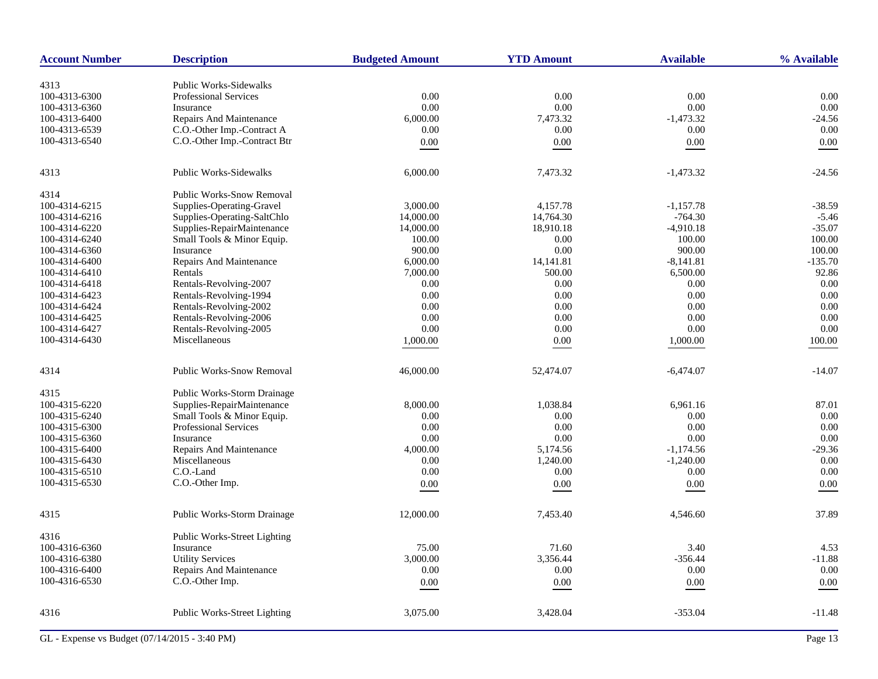| Account Number | Description | Budgeted Amount | YTD Amount | Available | % Available |
|---|---|---|---|---|---|
| 4313 | Public Works-Sidewalks | | | | |
| 100-4313-6300 | Professional Services | 0.00 | 0.00 | 0.00 | 0.00 |
| 100-4313-6360 | Insurance | 0.00 | 0.00 | 0.00 | 0.00 |
| 100-4313-6400 | Repairs And Maintenance | 6,000.00 | 7,473.32 | -1,473.32 | -24.56 |
| 100-4313-6539 | C.O.-Other Imp.-Contract A | 0.00 | 0.00 | 0.00 | 0.00 |
| 100-4313-6540 | C.O.-Other Imp.-Contract Btr | 0.00 | 0.00 | 0.00 | 0.00 |
| 4313 | Public Works-Sidewalks | 6,000.00 | 7,473.32 | -1,473.32 | -24.56 |
| 4314 | Public Works-Snow Removal | | | | |
| 100-4314-6215 | Supplies-Operating-Gravel | 3,000.00 | 4,157.78 | -1,157.78 | -38.59 |
| 100-4314-6216 | Supplies-Operating-SaltChlo | 14,000.00 | 14,764.30 | -764.30 | -5.46 |
| 100-4314-6220 | Supplies-RepairMaintenance | 14,000.00 | 18,910.18 | -4,910.18 | -35.07 |
| 100-4314-6240 | Small Tools & Minor Equip. | 100.00 | 0.00 | 100.00 | 100.00 |
| 100-4314-6360 | Insurance | 900.00 | 0.00 | 900.00 | 100.00 |
| 100-4314-6400 | Repairs And Maintenance | 6,000.00 | 14,141.81 | -8,141.81 | -135.70 |
| 100-4314-6410 | Rentals | 7,000.00 | 500.00 | 6,500.00 | 92.86 |
| 100-4314-6418 | Rentals-Revolving-2007 | 0.00 | 0.00 | 0.00 | 0.00 |
| 100-4314-6423 | Rentals-Revolving-1994 | 0.00 | 0.00 | 0.00 | 0.00 |
| 100-4314-6424 | Rentals-Revolving-2002 | 0.00 | 0.00 | 0.00 | 0.00 |
| 100-4314-6425 | Rentals-Revolving-2006 | 0.00 | 0.00 | 0.00 | 0.00 |
| 100-4314-6427 | Rentals-Revolving-2005 | 0.00 | 0.00 | 0.00 | 0.00 |
| 100-4314-6430 | Miscellaneous | 1,000.00 | 0.00 | 1,000.00 | 100.00 |
| 4314 | Public Works-Snow Removal | 46,000.00 | 52,474.07 | -6,474.07 | -14.07 |
| 4315 | Public Works-Storm Drainage | | | | |
| 100-4315-6220 | Supplies-RepairMaintenance | 8,000.00 | 1,038.84 | 6,961.16 | 87.01 |
| 100-4315-6240 | Small Tools & Minor Equip. | 0.00 | 0.00 | 0.00 | 0.00 |
| 100-4315-6300 | Professional Services | 0.00 | 0.00 | 0.00 | 0.00 |
| 100-4315-6360 | Insurance | 0.00 | 0.00 | 0.00 | 0.00 |
| 100-4315-6400 | Repairs And Maintenance | 4,000.00 | 5,174.56 | -1,174.56 | -29.36 |
| 100-4315-6430 | Miscellaneous | 0.00 | 1,240.00 | -1,240.00 | 0.00 |
| 100-4315-6510 | C.O.-Land | 0.00 | 0.00 | 0.00 | 0.00 |
| 100-4315-6530 | C.O.-Other Imp. | 0.00 | 0.00 | 0.00 | 0.00 |
| 4315 | Public Works-Storm Drainage | 12,000.00 | 7,453.40 | 4,546.60 | 37.89 |
| 4316 | Public Works-Street Lighting | | | | |
| 100-4316-6360 | Insurance | 75.00 | 71.60 | 3.40 | 4.53 |
| 100-4316-6380 | Utility Services | 3,000.00 | 3,356.44 | -356.44 | -11.88 |
| 100-4316-6400 | Repairs And Maintenance | 0.00 | 0.00 | 0.00 | 0.00 |
| 100-4316-6530 | C.O.-Other Imp. | 0.00 | 0.00 | 0.00 | 0.00 |
| 4316 | Public Works-Street Lighting | 3,075.00 | 3,428.04 | -353.04 | -11.48 |

GL - Expense vs Budget (07/14/2015 - 3:40 PM)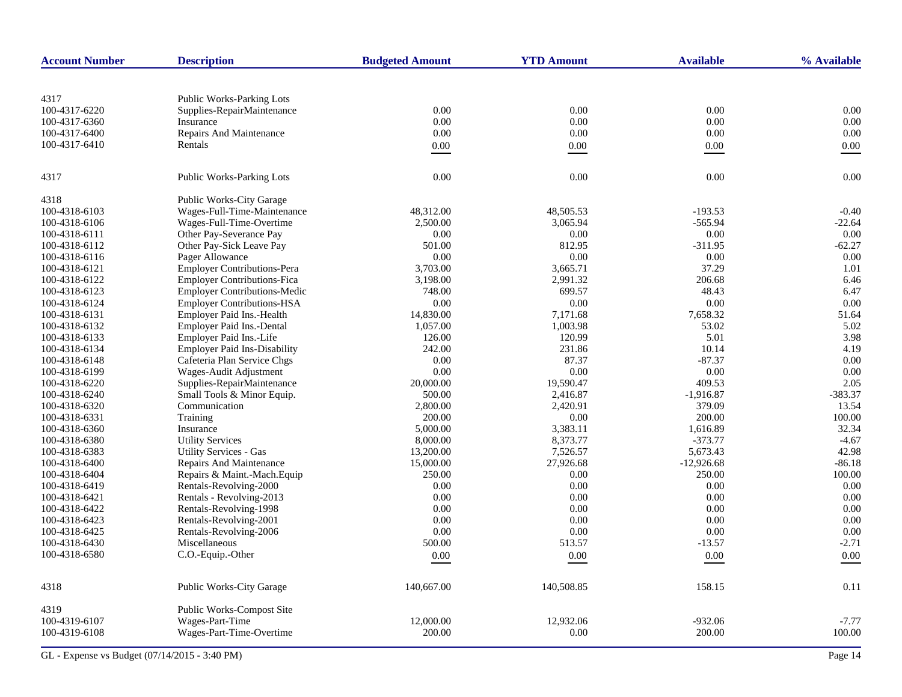| Account Number | Description | Budgeted Amount | YTD Amount | Available | % Available |
|---|---|---|---|---|---|
| 4317 | Public Works-Parking Lots | | | | |
| 100-4317-6220 | Supplies-RepairMaintenance | 0.00 | 0.00 | 0.00 | 0.00 |
| 100-4317-6360 | Insurance | 0.00 | 0.00 | 0.00 | 0.00 |
| 100-4317-6400 | Repairs And Maintenance | 0.00 | 0.00 | 0.00 | 0.00 |
| 100-4317-6410 | Rentals | 0.00 | 0.00 | 0.00 | 0.00 |
| 4317 | Public Works-Parking Lots | 0.00 | 0.00 | 0.00 | 0.00 |
| 4318 | Public Works-City Garage | | | | |
| 100-4318-6103 | Wages-Full-Time-Maintenance | 48,312.00 | 48,505.53 | -193.53 | -0.40 |
| 100-4318-6106 | Wages-Full-Time-Overtime | 2,500.00 | 3,065.94 | -565.94 | -22.64 |
| 100-4318-6111 | Other Pay-Severance Pay | 0.00 | 0.00 | 0.00 | 0.00 |
| 100-4318-6112 | Other Pay-Sick Leave Pay | 501.00 | 812.95 | -311.95 | -62.27 |
| 100-4318-6116 | Pager Allowance | 0.00 | 0.00 | 0.00 | 0.00 |
| 100-4318-6121 | Employer Contributions-Pera | 3,703.00 | 3,665.71 | 37.29 | 1.01 |
| 100-4318-6122 | Employer Contributions-Fica | 3,198.00 | 2,991.32 | 206.68 | 6.46 |
| 100-4318-6123 | Employer Contributions-Medic | 748.00 | 699.57 | 48.43 | 6.47 |
| 100-4318-6124 | Employer Contributions-HSA | 0.00 | 0.00 | 0.00 | 0.00 |
| 100-4318-6131 | Employer Paid Ins.-Health | 14,830.00 | 7,171.68 | 7,658.32 | 51.64 |
| 100-4318-6132 | Employer Paid Ins.-Dental | 1,057.00 | 1,003.98 | 53.02 | 5.02 |
| 100-4318-6133 | Employer Paid Ins.-Life | 126.00 | 120.99 | 5.01 | 3.98 |
| 100-4318-6134 | Employer Paid Ins-Disability | 242.00 | 231.86 | 10.14 | 4.19 |
| 100-4318-6148 | Cafeteria Plan Service Chgs | 0.00 | 87.37 | -87.37 | 0.00 |
| 100-4318-6199 | Wages-Audit Adjustment | 0.00 | 0.00 | 0.00 | 0.00 |
| 100-4318-6220 | Supplies-RepairMaintenance | 20,000.00 | 19,590.47 | 409.53 | 2.05 |
| 100-4318-6240 | Small Tools & Minor Equip. | 500.00 | 2,416.87 | -1,916.87 | -383.37 |
| 100-4318-6320 | Communication | 2,800.00 | 2,420.91 | 379.09 | 13.54 |
| 100-4318-6331 | Training | 200.00 | 0.00 | 200.00 | 100.00 |
| 100-4318-6360 | Insurance | 5,000.00 | 3,383.11 | 1,616.89 | 32.34 |
| 100-4318-6380 | Utility Services | 8,000.00 | 8,373.77 | -373.77 | -4.67 |
| 100-4318-6383 | Utility Services - Gas | 13,200.00 | 7,526.57 | 5,673.43 | 42.98 |
| 100-4318-6400 | Repairs And Maintenance | 15,000.00 | 27,926.68 | -12,926.68 | -86.18 |
| 100-4318-6404 | Repairs & Maint.-Mach.Equip | 250.00 | 0.00 | 250.00 | 100.00 |
| 100-4318-6419 | Rentals-Revolving-2000 | 0.00 | 0.00 | 0.00 | 0.00 |
| 100-4318-6421 | Rentals - Revolving-2013 | 0.00 | 0.00 | 0.00 | 0.00 |
| 100-4318-6422 | Rentals-Revolving-1998 | 0.00 | 0.00 | 0.00 | 0.00 |
| 100-4318-6423 | Rentals-Revolving-2001 | 0.00 | 0.00 | 0.00 | 0.00 |
| 100-4318-6425 | Rentals-Revolving-2006 | 0.00 | 0.00 | 0.00 | 0.00 |
| 100-4318-6430 | Miscellaneous | 500.00 | 513.57 | -13.57 | -2.71 |
| 100-4318-6580 | C.O.-Equip.-Other | 0.00 | 0.00 | 0.00 | 0.00 |
| 4318 | Public Works-City Garage | 140,667.00 | 140,508.85 | 158.15 | 0.11 |
| 4319 | Public Works-Compost Site | | | | |
| 100-4319-6107 | Wages-Part-Time | 12,000.00 | 12,932.06 | -932.06 | -7.77 |
| 100-4319-6108 | Wages-Part-Time-Overtime | 200.00 | 0.00 | 200.00 | 100.00 |

GL - Expense vs Budget (07/14/2015 - 3:40 PM)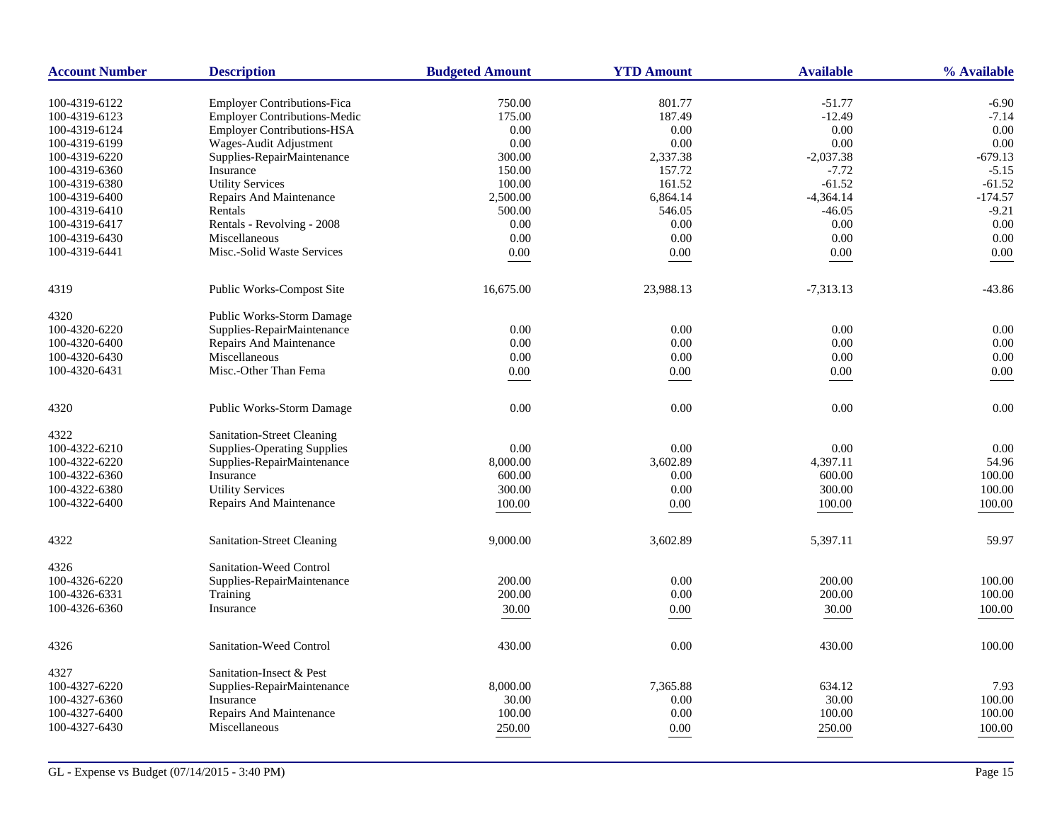| Account Number | Description | Budgeted Amount | YTD Amount | Available | % Available |
|---|---|---|---|---|---|
| 100-4319-6122 | Employer Contributions-Fica | 750.00 | 801.77 | -51.77 | -6.90 |
| 100-4319-6123 | Employer Contributions-Medic | 175.00 | 187.49 | -12.49 | -7.14 |
| 100-4319-6124 | Employer Contributions-HSA | 0.00 | 0.00 | 0.00 | 0.00 |
| 100-4319-6199 | Wages-Audit Adjustment | 0.00 | 0.00 | 0.00 | 0.00 |
| 100-4319-6220 | Supplies-RepairMaintenance | 300.00 | 2,337.38 | -2,037.38 | -679.13 |
| 100-4319-6360 | Insurance | 150.00 | 157.72 | -7.72 | -5.15 |
| 100-4319-6380 | Utility Services | 100.00 | 161.52 | -61.52 | -61.52 |
| 100-4319-6400 | Repairs And Maintenance | 2,500.00 | 6,864.14 | -4,364.14 | -174.57 |
| 100-4319-6410 | Rentals | 500.00 | 546.05 | -46.05 | -9.21 |
| 100-4319-6417 | Rentals - Revolving - 2008 | 0.00 | 0.00 | 0.00 | 0.00 |
| 100-4319-6430 | Miscellaneous | 0.00 | 0.00 | 0.00 | 0.00 |
| 100-4319-6441 | Misc.-Solid Waste Services | 0.00 | 0.00 | 0.00 | 0.00 |
| 4319 | Public Works-Compost Site | 16,675.00 | 23,988.13 | -7,313.13 | -43.86 |
| 4320 | Public Works-Storm Damage | | | | |
| 100-4320-6220 | Supplies-RepairMaintenance | 0.00 | 0.00 | 0.00 | 0.00 |
| 100-4320-6400 | Repairs And Maintenance | 0.00 | 0.00 | 0.00 | 0.00 |
| 100-4320-6430 | Miscellaneous | 0.00 | 0.00 | 0.00 | 0.00 |
| 100-4320-6431 | Misc.-Other Than Fema | 0.00 | 0.00 | 0.00 | 0.00 |
| 4320 | Public Works-Storm Damage | 0.00 | 0.00 | 0.00 | 0.00 |
| 4322 | Sanitation-Street Cleaning | | | | |
| 100-4322-6210 | Supplies-Operating Supplies | 0.00 | 0.00 | 0.00 | 0.00 |
| 100-4322-6220 | Supplies-RepairMaintenance | 8,000.00 | 3,602.89 | 4,397.11 | 54.96 |
| 100-4322-6360 | Insurance | 600.00 | 0.00 | 600.00 | 100.00 |
| 100-4322-6380 | Utility Services | 300.00 | 0.00 | 300.00 | 100.00 |
| 100-4322-6400 | Repairs And Maintenance | 100.00 | 0.00 | 100.00 | 100.00 |
| 4322 | Sanitation-Street Cleaning | 9,000.00 | 3,602.89 | 5,397.11 | 59.97 |
| 4326 | Sanitation-Weed Control | | | | |
| 100-4326-6220 | Supplies-RepairMaintenance | 200.00 | 0.00 | 200.00 | 100.00 |
| 100-4326-6331 | Training | 200.00 | 0.00 | 200.00 | 100.00 |
| 100-4326-6360 | Insurance | 30.00 | 0.00 | 30.00 | 100.00 |
| 4326 | Sanitation-Weed Control | 430.00 | 0.00 | 430.00 | 100.00 |
| 4327 | Sanitation-Insect & Pest | | | | |
| 100-4327-6220 | Supplies-RepairMaintenance | 8,000.00 | 7,365.88 | 634.12 | 7.93 |
| 100-4327-6360 | Insurance | 30.00 | 0.00 | 30.00 | 100.00 |
| 100-4327-6400 | Repairs And Maintenance | 100.00 | 0.00 | 100.00 | 100.00 |
| 100-4327-6430 | Miscellaneous | 250.00 | 0.00 | 250.00 | 100.00 |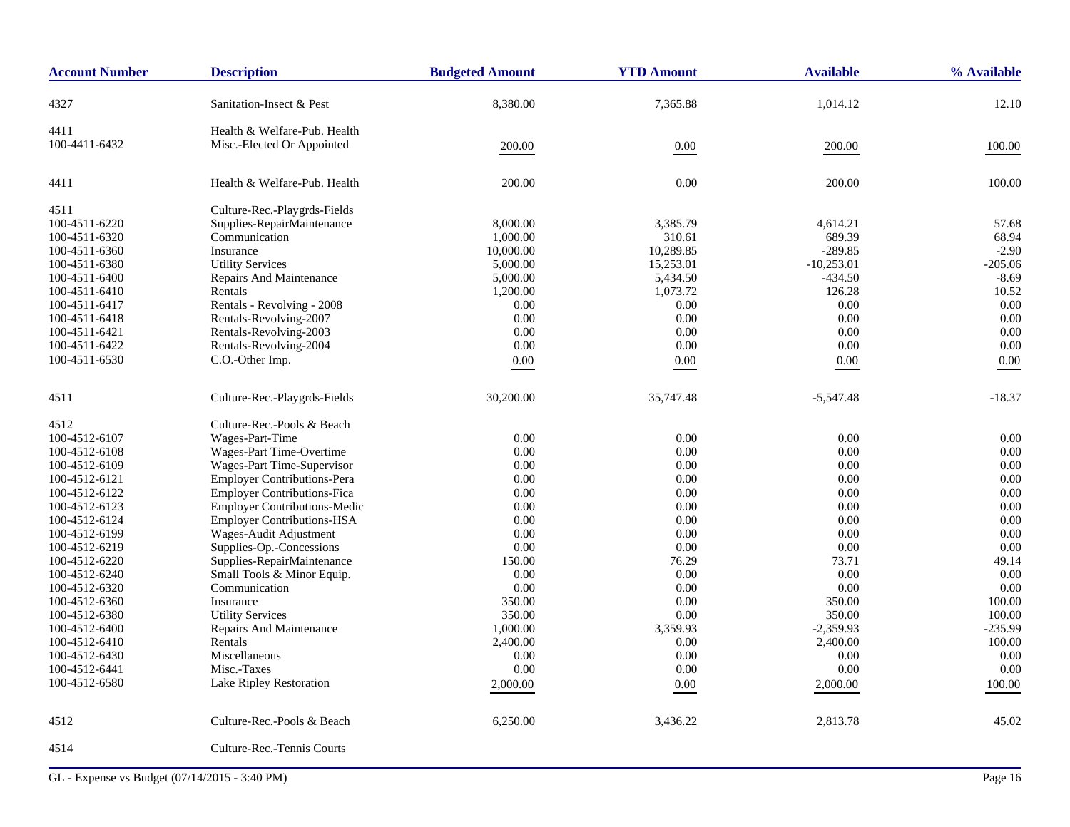| Account Number | Description | Budgeted Amount | YTD Amount | Available | % Available |
|---|---|---|---|---|---|
| 4327 | Sanitation-Insect & Pest | 8,380.00 | 7,365.88 | 1,014.12 | 12.10 |
| 4411 | Health & Welfare-Pub. Health | | | | |
| 100-4411-6432 | Misc.-Elected Or Appointed | 200.00 | 0.00 | 200.00 | 100.00 |
| 4411 | Health & Welfare-Pub. Health | 200.00 | 0.00 | 200.00 | 100.00 |
| 4511 | Culture-Rec.-Playgrds-Fields | | | | |
| 100-4511-6220 | Supplies-RepairMaintenance | 8,000.00 | 3,385.79 | 4,614.21 | 57.68 |
| 100-4511-6320 | Communication | 1,000.00 | 310.61 | 689.39 | 68.94 |
| 100-4511-6360 | Insurance | 10,000.00 | 10,289.85 | -289.85 | -2.90 |
| 100-4511-6380 | Utility Services | 5,000.00 | 15,253.01 | -10,253.01 | -205.06 |
| 100-4511-6400 | Repairs And Maintenance | 5,000.00 | 5,434.50 | -434.50 | -8.69 |
| 100-4511-6410 | Rentals | 1,200.00 | 1,073.72 | 126.28 | 10.52 |
| 100-4511-6417 | Rentals - Revolving - 2008 | 0.00 | 0.00 | 0.00 | 0.00 |
| 100-4511-6418 | Rentals-Revolving-2007 | 0.00 | 0.00 | 0.00 | 0.00 |
| 100-4511-6421 | Rentals-Revolving-2003 | 0.00 | 0.00 | 0.00 | 0.00 |
| 100-4511-6422 | Rentals-Revolving-2004 | 0.00 | 0.00 | 0.00 | 0.00 |
| 100-4511-6530 | C.O.-Other Imp. | 0.00 | 0.00 | 0.00 | 0.00 |
| 4511 | Culture-Rec.-Playgrds-Fields | 30,200.00 | 35,747.48 | -5,547.48 | -18.37 |
| 4512 | Culture-Rec.-Pools & Beach | | | | |
| 100-4512-6107 | Wages-Part-Time | 0.00 | 0.00 | 0.00 | 0.00 |
| 100-4512-6108 | Wages-Part Time-Overtime | 0.00 | 0.00 | 0.00 | 0.00 |
| 100-4512-6109 | Wages-Part Time-Supervisor | 0.00 | 0.00 | 0.00 | 0.00 |
| 100-4512-6121 | Employer Contributions-Pera | 0.00 | 0.00 | 0.00 | 0.00 |
| 100-4512-6122 | Employer Contributions-Fica | 0.00 | 0.00 | 0.00 | 0.00 |
| 100-4512-6123 | Employer Contributions-Medic | 0.00 | 0.00 | 0.00 | 0.00 |
| 100-4512-6124 | Employer Contributions-HSA | 0.00 | 0.00 | 0.00 | 0.00 |
| 100-4512-6199 | Wages-Audit Adjustment | 0.00 | 0.00 | 0.00 | 0.00 |
| 100-4512-6219 | Supplies-Op.-Concessions | 0.00 | 0.00 | 0.00 | 0.00 |
| 100-4512-6220 | Supplies-RepairMaintenance | 150.00 | 76.29 | 73.71 | 49.14 |
| 100-4512-6240 | Small Tools & Minor Equip. | 0.00 | 0.00 | 0.00 | 0.00 |
| 100-4512-6320 | Communication | 0.00 | 0.00 | 0.00 | 0.00 |
| 100-4512-6360 | Insurance | 350.00 | 0.00 | 350.00 | 100.00 |
| 100-4512-6380 | Utility Services | 350.00 | 0.00 | 350.00 | 100.00 |
| 100-4512-6400 | Repairs And Maintenance | 1,000.00 | 3,359.93 | -2,359.93 | -235.99 |
| 100-4512-6410 | Rentals | 2,400.00 | 0.00 | 2,400.00 | 100.00 |
| 100-4512-6430 | Miscellaneous | 0.00 | 0.00 | 0.00 | 0.00 |
| 100-4512-6441 | Misc.-Taxes | 0.00 | 0.00 | 0.00 | 0.00 |
| 100-4512-6580 | Lake Ripley Restoration | 2,000.00 | 0.00 | 2,000.00 | 100.00 |
| 4512 | Culture-Rec.-Pools & Beach | 6,250.00 | 3,436.22 | 2,813.78 | 45.02 |
| 4514 | Culture-Rec.-Tennis Courts | | | | |

GL - Expense vs Budget (07/14/2015 - 3:40 PM)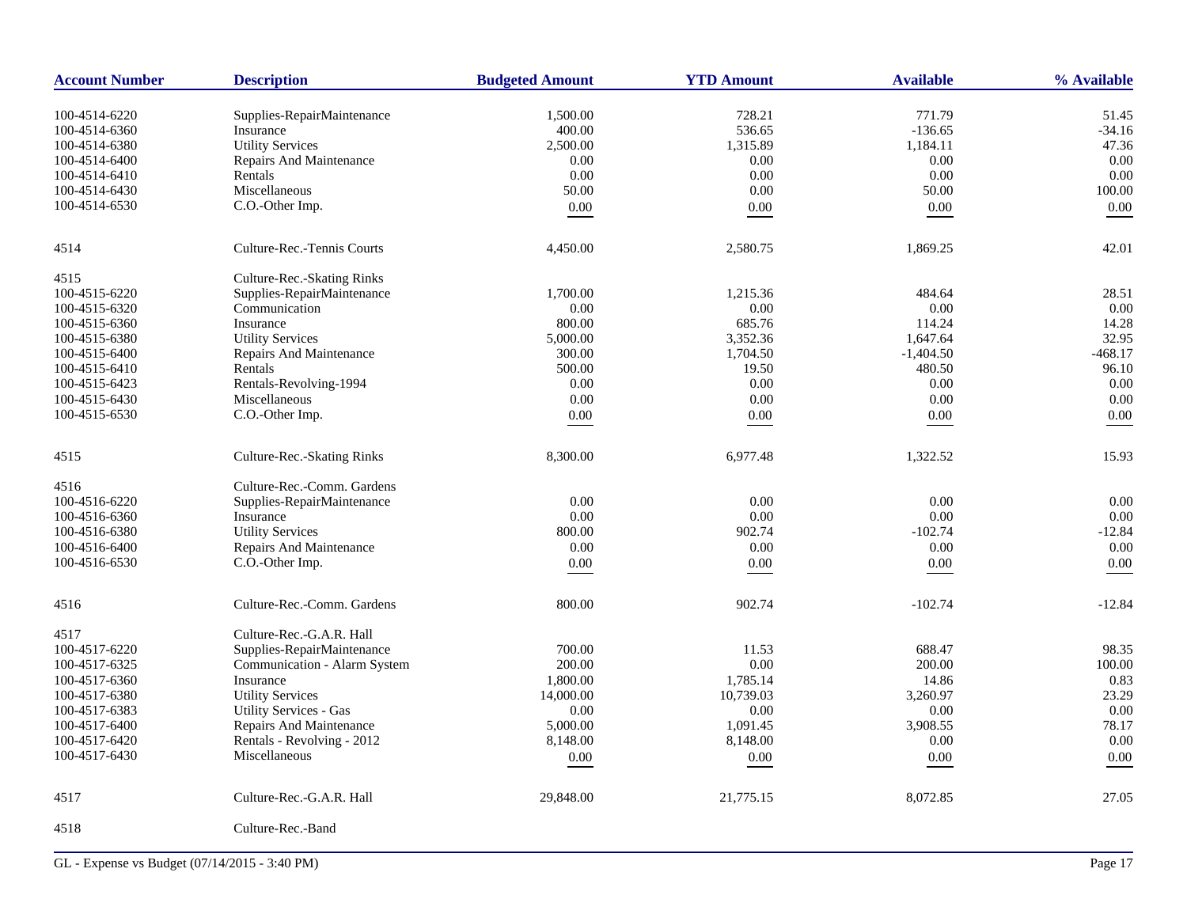| Account Number | Description | Budgeted Amount | YTD Amount | Available | % Available |
|---|---|---|---|---|---|
| 100-4514-6220 | Supplies-RepairMaintenance | 1,500.00 | 728.21 | 771.79 | 51.45 |
| 100-4514-6360 | Insurance | 400.00 | 536.65 | -136.65 | -34.16 |
| 100-4514-6380 | Utility Services | 2,500.00 | 1,315.89 | 1,184.11 | 47.36 |
| 100-4514-6400 | Repairs And Maintenance | 0.00 | 0.00 | 0.00 | 0.00 |
| 100-4514-6410 | Rentals | 0.00 | 0.00 | 0.00 | 0.00 |
| 100-4514-6430 | Miscellaneous | 50.00 | 0.00 | 50.00 | 100.00 |
| 100-4514-6530 | C.O.-Other Imp. | 0.00 | 0.00 | 0.00 | 0.00 |
| 4514 | Culture-Rec.-Tennis Courts | 4,450.00 | 2,580.75 | 1,869.25 | 42.01 |
| 4515 | Culture-Rec.-Skating Rinks | | | | |
| 100-4515-6220 | Supplies-RepairMaintenance | 1,700.00 | 1,215.36 | 484.64 | 28.51 |
| 100-4515-6320 | Communication | 0.00 | 0.00 | 0.00 | 0.00 |
| 100-4515-6360 | Insurance | 800.00 | 685.76 | 114.24 | 14.28 |
| 100-4515-6380 | Utility Services | 5,000.00 | 3,352.36 | 1,647.64 | 32.95 |
| 100-4515-6400 | Repairs And Maintenance | 300.00 | 1,704.50 | -1,404.50 | -468.17 |
| 100-4515-6410 | Rentals | 500.00 | 19.50 | 480.50 | 96.10 |
| 100-4515-6423 | Rentals-Revolving-1994 | 0.00 | 0.00 | 0.00 | 0.00 |
| 100-4515-6430 | Miscellaneous | 0.00 | 0.00 | 0.00 | 0.00 |
| 100-4515-6530 | C.O.-Other Imp. | 0.00 | 0.00 | 0.00 | 0.00 |
| 4515 | Culture-Rec.-Skating Rinks | 8,300.00 | 6,977.48 | 1,322.52 | 15.93 |
| 4516 | Culture-Rec.-Comm. Gardens | | | | |
| 100-4516-6220 | Supplies-RepairMaintenance | 0.00 | 0.00 | 0.00 | 0.00 |
| 100-4516-6360 | Insurance | 0.00 | 0.00 | 0.00 | 0.00 |
| 100-4516-6380 | Utility Services | 800.00 | 902.74 | -102.74 | -12.84 |
| 100-4516-6400 | Repairs And Maintenance | 0.00 | 0.00 | 0.00 | 0.00 |
| 100-4516-6530 | C.O.-Other Imp. | 0.00 | 0.00 | 0.00 | 0.00 |
| 4516 | Culture-Rec.-Comm. Gardens | 800.00 | 902.74 | -102.74 | -12.84 |
| 4517 | Culture-Rec.-G.A.R. Hall | | | | |
| 100-4517-6220 | Supplies-RepairMaintenance | 700.00 | 11.53 | 688.47 | 98.35 |
| 100-4517-6325 | Communication - Alarm System | 200.00 | 0.00 | 200.00 | 100.00 |
| 100-4517-6360 | Insurance | 1,800.00 | 1,785.14 | 14.86 | 0.83 |
| 100-4517-6380 | Utility Services | 14,000.00 | 10,739.03 | 3,260.97 | 23.29 |
| 100-4517-6383 | Utility Services - Gas | 0.00 | 0.00 | 0.00 | 0.00 |
| 100-4517-6400 | Repairs And Maintenance | 5,000.00 | 1,091.45 | 3,908.55 | 78.17 |
| 100-4517-6420 | Rentals - Revolving - 2012 | 8,148.00 | 8,148.00 | 0.00 | 0.00 |
| 100-4517-6430 | Miscellaneous | 0.00 | 0.00 | 0.00 | 0.00 |
| 4517 | Culture-Rec.-G.A.R. Hall | 29,848.00 | 21,775.15 | 8,072.85 | 27.05 |
| 4518 | Culture-Rec.-Band | | | | |

GL - Expense vs Budget (07/14/2015 - 3:40 PM)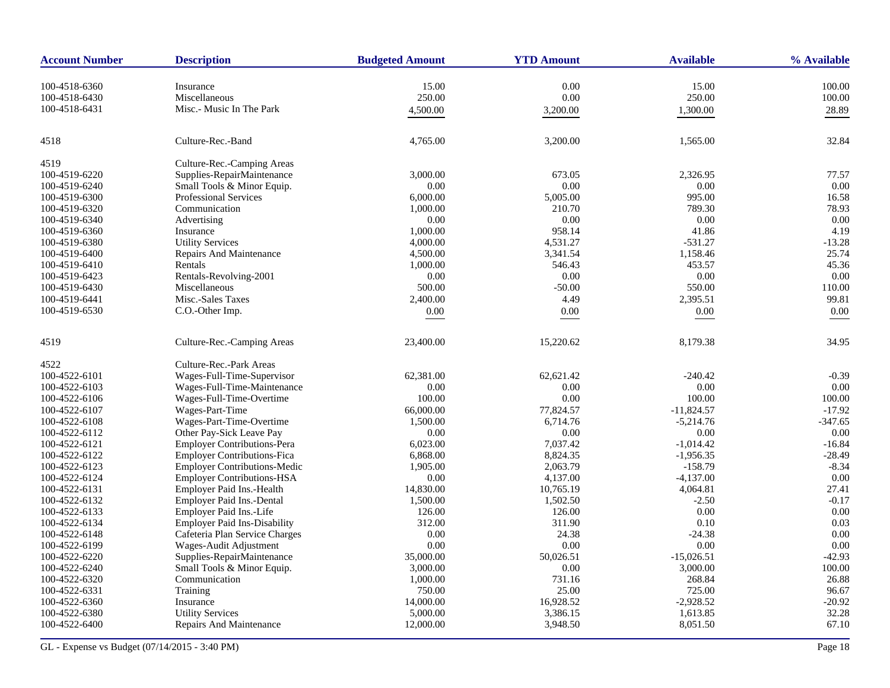| Account Number | Description | Budgeted Amount | YTD Amount | Available | % Available |
|---|---|---|---|---|---|
| 100-4518-6360 | Insurance | 15.00 | 0.00 | 15.00 | 100.00 |
| 100-4518-6430 | Miscellaneous | 250.00 | 0.00 | 250.00 | 100.00 |
| 100-4518-6431 | Misc.- Music In The Park | 4,500.00 | 3,200.00 | 1,300.00 | 28.89 |
| 4518 | Culture-Rec.-Band | 4,765.00 | 3,200.00 | 1,565.00 | 32.84 |
| 4519 | Culture-Rec.-Camping Areas | | | | |
| 100-4519-6220 | Supplies-RepairMaintenance | 3,000.00 | 673.05 | 2,326.95 | 77.57 |
| 100-4519-6240 | Small Tools & Minor Equip. | 0.00 | 0.00 | 0.00 | 0.00 |
| 100-4519-6300 | Professional Services | 6,000.00 | 5,005.00 | 995.00 | 16.58 |
| 100-4519-6320 | Communication | 1,000.00 | 210.70 | 789.30 | 78.93 |
| 100-4519-6340 | Advertising | 0.00 | 0.00 | 0.00 | 0.00 |
| 100-4519-6360 | Insurance | 1,000.00 | 958.14 | 41.86 | 4.19 |
| 100-4519-6380 | Utility Services | 4,000.00 | 4,531.27 | -531.27 | -13.28 |
| 100-4519-6400 | Repairs And Maintenance | 4,500.00 | 3,341.54 | 1,158.46 | 25.74 |
| 100-4519-6410 | Rentals | 1,000.00 | 546.43 | 453.57 | 45.36 |
| 100-4519-6423 | Rentals-Revolving-2001 | 0.00 | 0.00 | 0.00 | 0.00 |
| 100-4519-6430 | Miscellaneous | 500.00 | -50.00 | 550.00 | 110.00 |
| 100-4519-6441 | Misc.-Sales Taxes | 2,400.00 | 4.49 | 2,395.51 | 99.81 |
| 100-4519-6530 | C.O.-Other Imp. | 0.00 | 0.00 | 0.00 | 0.00 |
| 4519 | Culture-Rec.-Camping Areas | 23,400.00 | 15,220.62 | 8,179.38 | 34.95 |
| 4522 | Culture-Rec.-Park Areas | | | | |
| 100-4522-6101 | Wages-Full-Time-Supervisor | 62,381.00 | 62,621.42 | -240.42 | -0.39 |
| 100-4522-6103 | Wages-Full-Time-Maintenance | 0.00 | 0.00 | 0.00 | 0.00 |
| 100-4522-6106 | Wages-Full-Time-Overtime | 100.00 | 0.00 | 100.00 | 100.00 |
| 100-4522-6107 | Wages-Part-Time | 66,000.00 | 77,824.57 | -11,824.57 | -17.92 |
| 100-4522-6108 | Wages-Part-Time-Overtime | 1,500.00 | 6,714.76 | -5,214.76 | -347.65 |
| 100-4522-6112 | Other Pay-Sick Leave Pay | 0.00 | 0.00 | 0.00 | 0.00 |
| 100-4522-6121 | Employer Contributions-Pera | 6,023.00 | 7,037.42 | -1,014.42 | -16.84 |
| 100-4522-6122 | Employer Contributions-Fica | 6,868.00 | 8,824.35 | -1,956.35 | -28.49 |
| 100-4522-6123 | Employer Contributions-Medic | 1,905.00 | 2,063.79 | -158.79 | -8.34 |
| 100-4522-6124 | Employer Contributions-HSA | 0.00 | 4,137.00 | -4,137.00 | 0.00 |
| 100-4522-6131 | Employer Paid Ins.-Health | 14,830.00 | 10,765.19 | 4,064.81 | 27.41 |
| 100-4522-6132 | Employer Paid Ins.-Dental | 1,500.00 | 1,502.50 | -2.50 | -0.17 |
| 100-4522-6133 | Employer Paid Ins.-Life | 126.00 | 126.00 | 0.00 | 0.00 |
| 100-4522-6134 | Employer Paid Ins-Disability | 312.00 | 311.90 | 0.10 | 0.03 |
| 100-4522-6148 | Cafeteria Plan Service Charges | 0.00 | 24.38 | -24.38 | 0.00 |
| 100-4522-6199 | Wages-Audit Adjustment | 0.00 | 0.00 | 0.00 | 0.00 |
| 100-4522-6220 | Supplies-RepairMaintenance | 35,000.00 | 50,026.51 | -15,026.51 | -42.93 |
| 100-4522-6240 | Small Tools & Minor Equip. | 3,000.00 | 0.00 | 3,000.00 | 100.00 |
| 100-4522-6320 | Communication | 1,000.00 | 731.16 | 268.84 | 26.88 |
| 100-4522-6331 | Training | 750.00 | 25.00 | 725.00 | 96.67 |
| 100-4522-6360 | Insurance | 14,000.00 | 16,928.52 | -2,928.52 | -20.92 |
| 100-4522-6380 | Utility Services | 5,000.00 | 3,386.15 | 1,613.85 | 32.28 |
| 100-4522-6400 | Repairs And Maintenance | 12,000.00 | 3,948.50 | 8,051.50 | 67.10 |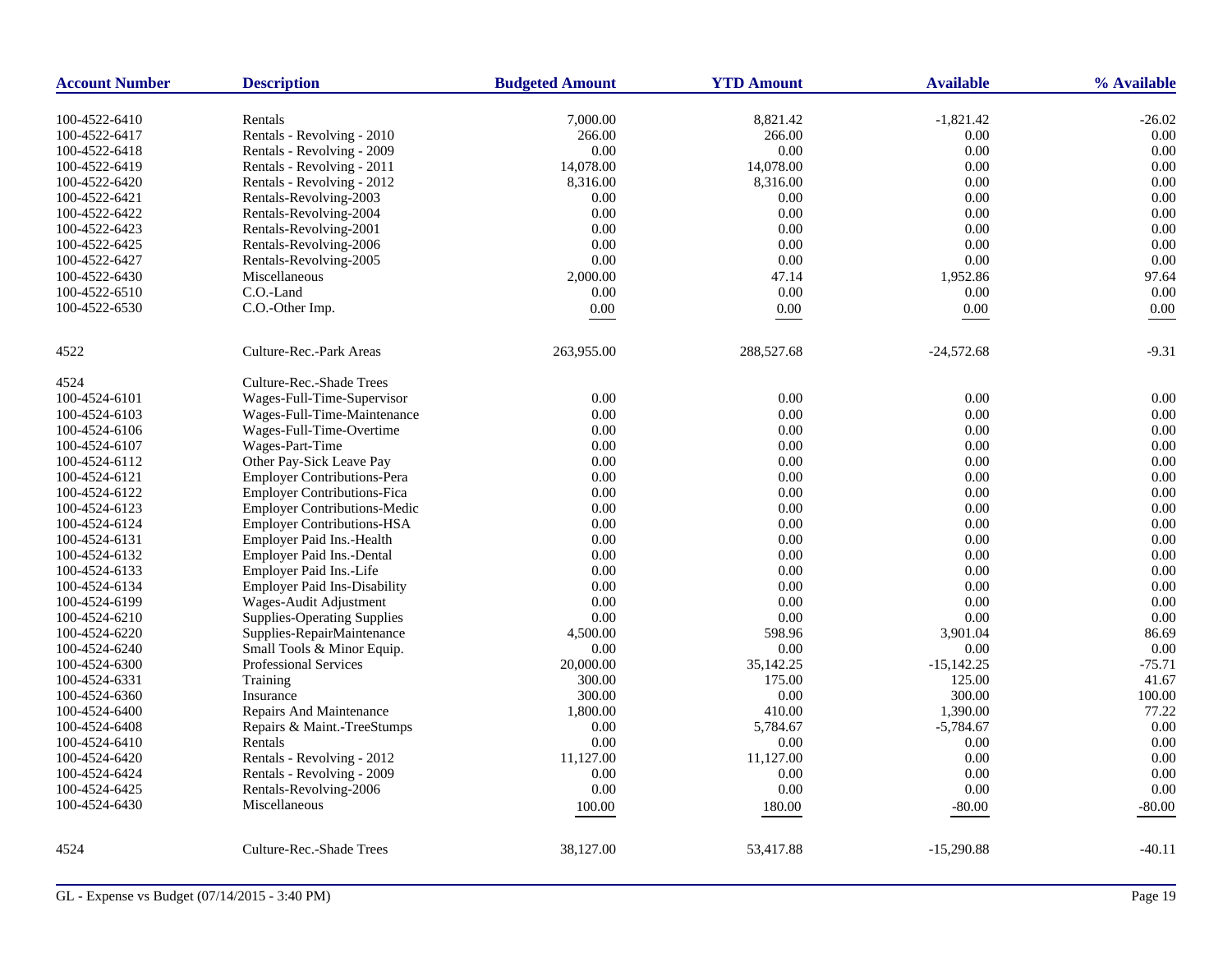| Account Number | Description | Budgeted Amount | YTD Amount | Available | % Available |
|---|---|---|---|---|---|
| 100-4522-6410 | Rentals | 7,000.00 | 8,821.42 | -1,821.42 | -26.02 |
| 100-4522-6417 | Rentals - Revolving - 2010 | 266.00 | 266.00 | 0.00 | 0.00 |
| 100-4522-6418 | Rentals - Revolving - 2009 | 0.00 | 0.00 | 0.00 | 0.00 |
| 100-4522-6419 | Rentals - Revolving - 2011 | 14,078.00 | 14,078.00 | 0.00 | 0.00 |
| 100-4522-6420 | Rentals - Revolving - 2012 | 8,316.00 | 8,316.00 | 0.00 | 0.00 |
| 100-4522-6421 | Rentals-Revolving-2003 | 0.00 | 0.00 | 0.00 | 0.00 |
| 100-4522-6422 | Rentals-Revolving-2004 | 0.00 | 0.00 | 0.00 | 0.00 |
| 100-4522-6423 | Rentals-Revolving-2001 | 0.00 | 0.00 | 0.00 | 0.00 |
| 100-4522-6425 | Rentals-Revolving-2006 | 0.00 | 0.00 | 0.00 | 0.00 |
| 100-4522-6427 | Rentals-Revolving-2005 | 0.00 | 0.00 | 0.00 | 0.00 |
| 100-4522-6430 | Miscellaneous | 2,000.00 | 47.14 | 1,952.86 | 97.64 |
| 100-4522-6510 | C.O.-Land | 0.00 | 0.00 | 0.00 | 0.00 |
| 100-4522-6530 | C.O.-Other Imp. | 0.00 | 0.00 | 0.00 | 0.00 |
| 4522 | Culture-Rec.-Park Areas | 263,955.00 | 288,527.68 | -24,572.68 | -9.31 |
| 4524 | Culture-Rec.-Shade Trees | | | | |
| 100-4524-6101 | Wages-Full-Time-Supervisor | 0.00 | 0.00 | 0.00 | 0.00 |
| 100-4524-6103 | Wages-Full-Time-Maintenance | 0.00 | 0.00 | 0.00 | 0.00 |
| 100-4524-6106 | Wages-Full-Time-Overtime | 0.00 | 0.00 | 0.00 | 0.00 |
| 100-4524-6107 | Wages-Part-Time | 0.00 | 0.00 | 0.00 | 0.00 |
| 100-4524-6112 | Other Pay-Sick Leave Pay | 0.00 | 0.00 | 0.00 | 0.00 |
| 100-4524-6121 | Employer Contributions-Pera | 0.00 | 0.00 | 0.00 | 0.00 |
| 100-4524-6122 | Employer Contributions-Fica | 0.00 | 0.00 | 0.00 | 0.00 |
| 100-4524-6123 | Employer Contributions-Medic | 0.00 | 0.00 | 0.00 | 0.00 |
| 100-4524-6124 | Employer Contributions-HSA | 0.00 | 0.00 | 0.00 | 0.00 |
| 100-4524-6131 | Employer Paid Ins.-Health | 0.00 | 0.00 | 0.00 | 0.00 |
| 100-4524-6132 | Employer Paid Ins.-Dental | 0.00 | 0.00 | 0.00 | 0.00 |
| 100-4524-6133 | Employer Paid Ins.-Life | 0.00 | 0.00 | 0.00 | 0.00 |
| 100-4524-6134 | Employer Paid Ins-Disability | 0.00 | 0.00 | 0.00 | 0.00 |
| 100-4524-6199 | Wages-Audit Adjustment | 0.00 | 0.00 | 0.00 | 0.00 |
| 100-4524-6210 | Supplies-Operating Supplies | 0.00 | 0.00 | 0.00 | 0.00 |
| 100-4524-6220 | Supplies-RepairMaintenance | 4,500.00 | 598.96 | 3,901.04 | 86.69 |
| 100-4524-6240 | Small Tools & Minor Equip. | 0.00 | 0.00 | 0.00 | 0.00 |
| 100-4524-6300 | Professional Services | 20,000.00 | 35,142.25 | -15,142.25 | -75.71 |
| 100-4524-6331 | Training | 300.00 | 175.00 | 125.00 | 41.67 |
| 100-4524-6360 | Insurance | 300.00 | 0.00 | 300.00 | 100.00 |
| 100-4524-6400 | Repairs And Maintenance | 1,800.00 | 410.00 | 1,390.00 | 77.22 |
| 100-4524-6408 | Repairs & Maint.-TreeStumps | 0.00 | 5,784.67 | -5,784.67 | 0.00 |
| 100-4524-6410 | Rentals | 0.00 | 0.00 | 0.00 | 0.00 |
| 100-4524-6420 | Rentals - Revolving - 2012 | 11,127.00 | 11,127.00 | 0.00 | 0.00 |
| 100-4524-6424 | Rentals - Revolving - 2009 | 0.00 | 0.00 | 0.00 | 0.00 |
| 100-4524-6425 | Rentals-Revolving-2006 | 0.00 | 0.00 | 0.00 | 0.00 |
| 100-4524-6430 | Miscellaneous | 100.00 | 180.00 | -80.00 | -80.00 |
| 4524 | Culture-Rec.-Shade Trees | 38,127.00 | 53,417.88 | -15,290.88 | -40.11 |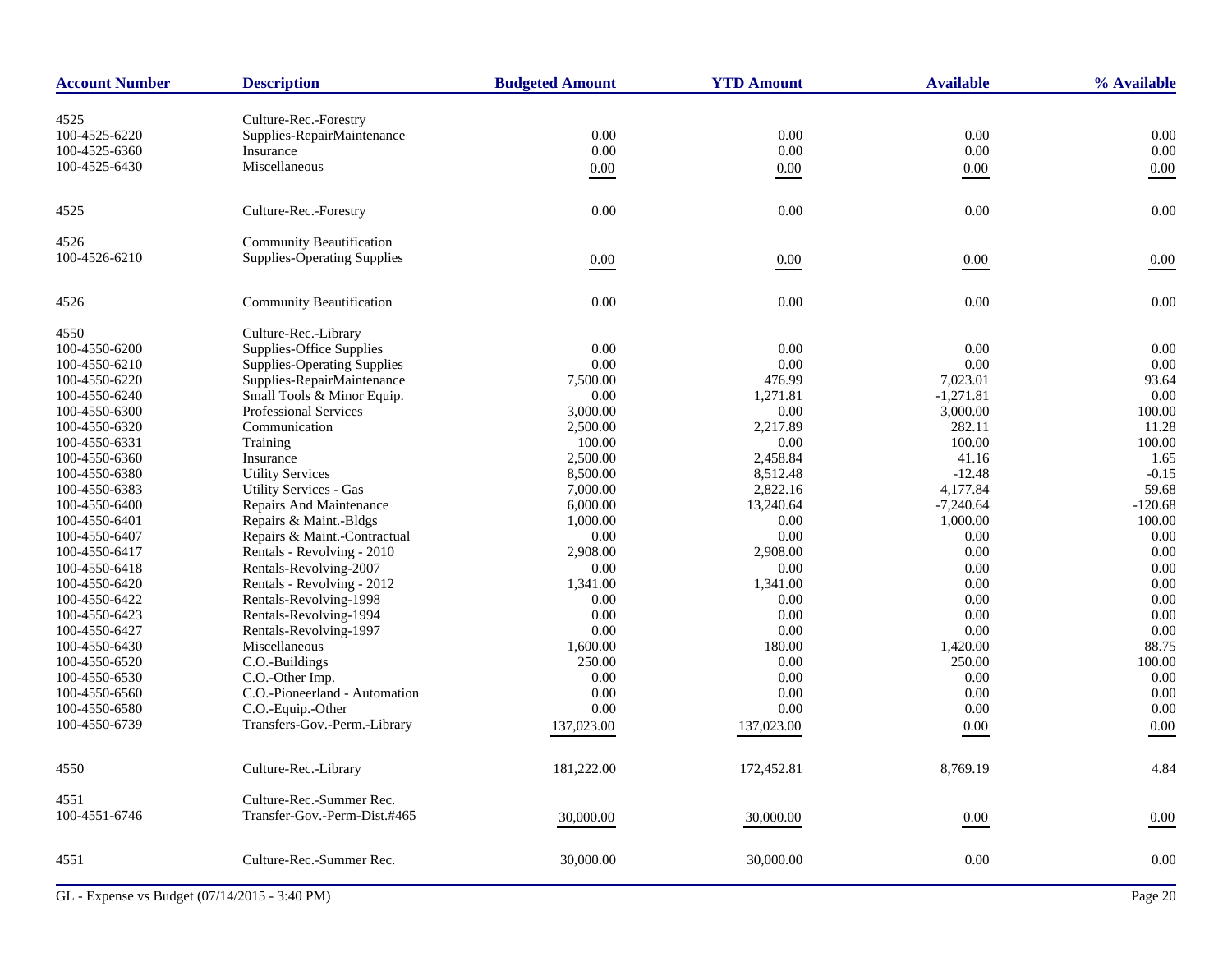| Account Number | Description | Budgeted Amount | YTD Amount | Available | % Available |
|---|---|---|---|---|---|
| 4525 | Culture-Rec.-Forestry | | | | |
| 100-4525-6220 | Supplies-RepairMaintenance | 0.00 | 0.00 | 0.00 | 0.00 |
| 100-4525-6360 | Insurance | 0.00 | 0.00 | 0.00 | 0.00 |
| 100-4525-6430 | Miscellaneous | 0.00 | 0.00 | 0.00 | 0.00 |
| 4525 | Culture-Rec.-Forestry | 0.00 | 0.00 | 0.00 | 0.00 |
| 4526 | Community Beautification | | | | |
| 100-4526-6210 | Supplies-Operating Supplies | 0.00 | 0.00 | 0.00 | 0.00 |
| 4526 | Community Beautification | 0.00 | 0.00 | 0.00 | 0.00 |
| 4550 | Culture-Rec.-Library | | | | |
| 100-4550-6200 | Supplies-Office Supplies | 0.00 | 0.00 | 0.00 | 0.00 |
| 100-4550-6210 | Supplies-Operating Supplies | 0.00 | 0.00 | 0.00 | 0.00 |
| 100-4550-6220 | Supplies-RepairMaintenance | 7,500.00 | 476.99 | 7,023.01 | 93.64 |
| 100-4550-6240 | Small Tools & Minor Equip. | 0.00 | 1,271.81 | -1,271.81 | 0.00 |
| 100-4550-6300 | Professional Services | 3,000.00 | 0.00 | 3,000.00 | 100.00 |
| 100-4550-6320 | Communication | 2,500.00 | 2,217.89 | 282.11 | 11.28 |
| 100-4550-6331 | Training | 100.00 | 0.00 | 100.00 | 100.00 |
| 100-4550-6360 | Insurance | 2,500.00 | 2,458.84 | 41.16 | 1.65 |
| 100-4550-6380 | Utility Services | 8,500.00 | 8,512.48 | -12.48 | -0.15 |
| 100-4550-6383 | Utility Services - Gas | 7,000.00 | 2,822.16 | 4,177.84 | 59.68 |
| 100-4550-6400 | Repairs And Maintenance | 6,000.00 | 13,240.64 | -7,240.64 | -120.68 |
| 100-4550-6401 | Repairs & Maint.-Bldgs | 1,000.00 | 0.00 | 1,000.00 | 100.00 |
| 100-4550-6407 | Repairs & Maint.-Contractual | 0.00 | 0.00 | 0.00 | 0.00 |
| 100-4550-6417 | Rentals - Revolving - 2010 | 2,908.00 | 2,908.00 | 0.00 | 0.00 |
| 100-4550-6418 | Rentals-Revolving-2007 | 0.00 | 0.00 | 0.00 | 0.00 |
| 100-4550-6420 | Rentals - Revolving - 2012 | 1,341.00 | 1,341.00 | 0.00 | 0.00 |
| 100-4550-6422 | Rentals-Revolving-1998 | 0.00 | 0.00 | 0.00 | 0.00 |
| 100-4550-6423 | Rentals-Revolving-1994 | 0.00 | 0.00 | 0.00 | 0.00 |
| 100-4550-6427 | Rentals-Revolving-1997 | 0.00 | 0.00 | 0.00 | 0.00 |
| 100-4550-6430 | Miscellaneous | 1,600.00 | 180.00 | 1,420.00 | 88.75 |
| 100-4550-6520 | C.O.-Buildings | 250.00 | 0.00 | 250.00 | 100.00 |
| 100-4550-6530 | C.O.-Other Imp. | 0.00 | 0.00 | 0.00 | 0.00 |
| 100-4550-6560 | C.O.-Pioneerland - Automation | 0.00 | 0.00 | 0.00 | 0.00 |
| 100-4550-6580 | C.O.-Equip.-Other | 0.00 | 0.00 | 0.00 | 0.00 |
| 100-4550-6739 | Transfers-Gov.-Perm.-Library | 137,023.00 | 137,023.00 | 0.00 | 0.00 |
| 4550 | Culture-Rec.-Library | 181,222.00 | 172,452.81 | 8,769.19 | 4.84 |
| 4551 | Culture-Rec.-Summer Rec. | | | | |
| 100-4551-6746 | Transfer-Gov.-Perm-Dist.#465 | 30,000.00 | 30,000.00 | 0.00 | 0.00 |
| 4551 | Culture-Rec.-Summer Rec. | 30,000.00 | 30,000.00 | 0.00 | 0.00 |

GL - Expense vs Budget (07/14/2015 - 3:40 PM)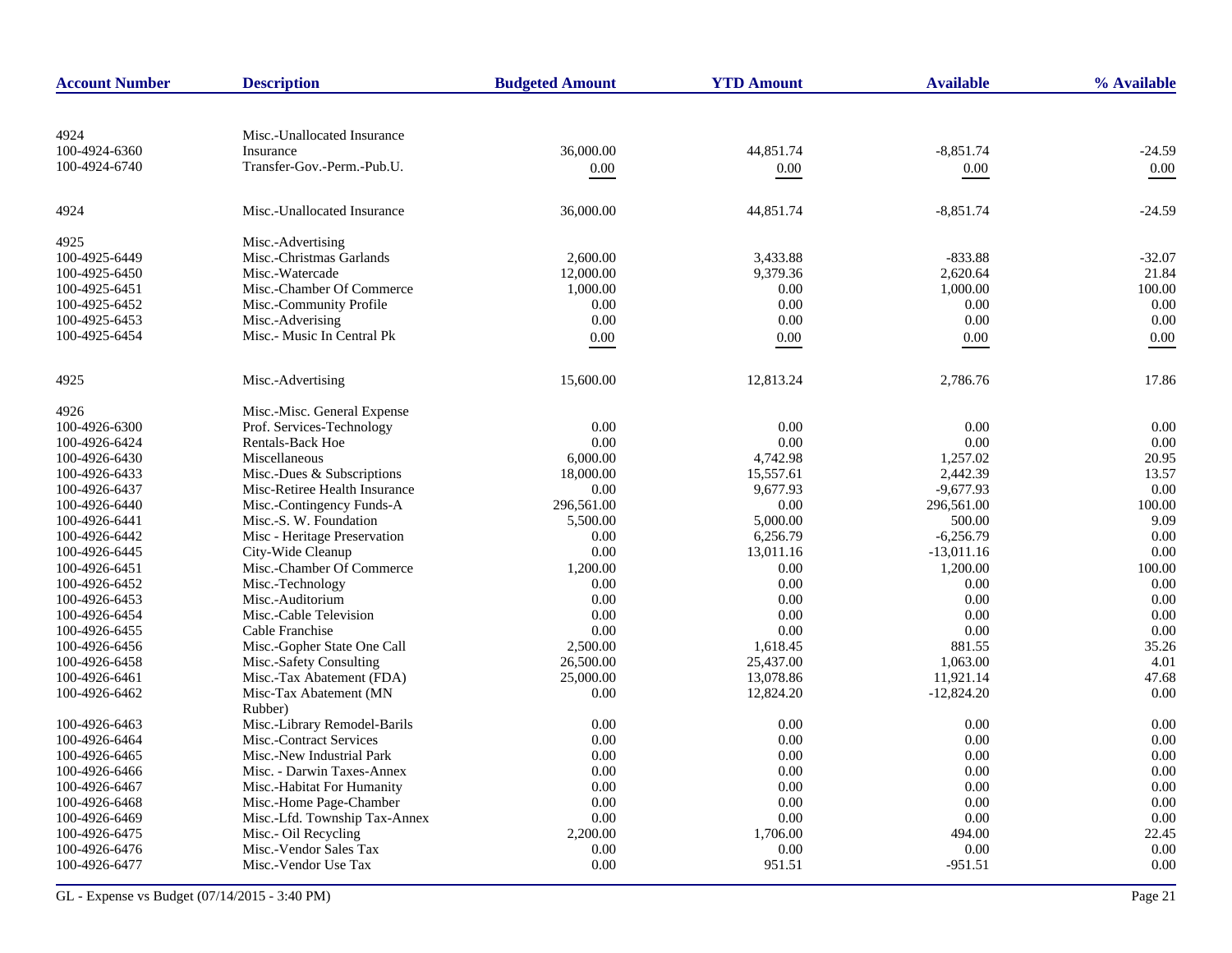| Account Number | Description | Budgeted Amount | YTD Amount | Available | % Available |
|---|---|---|---|---|---|
| 4924 | Misc.-Unallocated Insurance | | | | |
| 100-4924-6360 | Insurance | 36,000.00 | 44,851.74 | -8,851.74 | -24.59 |
| 100-4924-6740 | Transfer-Gov.-Perm.-Pub.U. | 0.00 | 0.00 | 0.00 | 0.00 |
| 4924 | Misc.-Unallocated Insurance | 36,000.00 | 44,851.74 | -8,851.74 | -24.59 |
| 4925 | Misc.-Advertising | | | | |
| 100-4925-6449 | Misc.-Christmas Garlands | 2,600.00 | 3,433.88 | -833.88 | -32.07 |
| 100-4925-6450 | Misc.-Watercade | 12,000.00 | 9,379.36 | 2,620.64 | 21.84 |
| 100-4925-6451 | Misc.-Chamber Of Commerce | 1,000.00 | 0.00 | 1,000.00 | 100.00 |
| 100-4925-6452 | Misc.-Community Profile | 0.00 | 0.00 | 0.00 | 0.00 |
| 100-4925-6453 | Misc.-Adverising | 0.00 | 0.00 | 0.00 | 0.00 |
| 100-4925-6454 | Misc.- Music In Central Pk | 0.00 | 0.00 | 0.00 | 0.00 |
| 4925 | Misc.-Advertising | 15,600.00 | 12,813.24 | 2,786.76 | 17.86 |
| 4926 | Misc.-Misc. General Expense | | | | |
| 100-4926-6300 | Prof. Services-Technology | 0.00 | 0.00 | 0.00 | 0.00 |
| 100-4926-6424 | Rentals-Back Hoe | 0.00 | 0.00 | 0.00 | 0.00 |
| 100-4926-6430 | Miscellaneous | 6,000.00 | 4,742.98 | 1,257.02 | 20.95 |
| 100-4926-6433 | Misc.-Dues & Subscriptions | 18,000.00 | 15,557.61 | 2,442.39 | 13.57 |
| 100-4926-6437 | Misc-Retiree Health Insurance | 0.00 | 9,677.93 | -9,677.93 | 0.00 |
| 100-4926-6440 | Misc.-Contingency Funds-A | 296,561.00 | 0.00 | 296,561.00 | 100.00 |
| 100-4926-6441 | Misc.-S. W. Foundation | 5,500.00 | 5,000.00 | 500.00 | 9.09 |
| 100-4926-6442 | Misc - Heritage Preservation | 0.00 | 6,256.79 | -6,256.79 | 0.00 |
| 100-4926-6445 | City-Wide Cleanup | 0.00 | 13,011.16 | -13,011.16 | 0.00 |
| 100-4926-6451 | Misc.-Chamber Of Commerce | 1,200.00 | 0.00 | 1,200.00 | 100.00 |
| 100-4926-6452 | Misc.-Technology | 0.00 | 0.00 | 0.00 | 0.00 |
| 100-4926-6453 | Misc.-Auditorium | 0.00 | 0.00 | 0.00 | 0.00 |
| 100-4926-6454 | Misc.-Cable Television | 0.00 | 0.00 | 0.00 | 0.00 |
| 100-4926-6455 | Cable Franchise | 0.00 | 0.00 | 0.00 | 0.00 |
| 100-4926-6456 | Misc.-Gopher State One Call | 2,500.00 | 1,618.45 | 881.55 | 35.26 |
| 100-4926-6458 | Misc.-Safety Consulting | 26,500.00 | 25,437.00 | 1,063.00 | 4.01 |
| 100-4926-6461 | Misc.-Tax Abatement (FDA) | 25,000.00 | 13,078.86 | 11,921.14 | 47.68 |
| 100-4926-6462 | Misc-Tax Abatement (MN Rubber) | 0.00 | 12,824.20 | -12,824.20 | 0.00 |
| 100-4926-6463 | Misc.-Library Remodel-Barils | 0.00 | 0.00 | 0.00 | 0.00 |
| 100-4926-6464 | Misc.-Contract Services | 0.00 | 0.00 | 0.00 | 0.00 |
| 100-4926-6465 | Misc.-New Industrial Park | 0.00 | 0.00 | 0.00 | 0.00 |
| 100-4926-6466 | Misc. - Darwin Taxes-Annex | 0.00 | 0.00 | 0.00 | 0.00 |
| 100-4926-6467 | Misc.-Habitat For Humanity | 0.00 | 0.00 | 0.00 | 0.00 |
| 100-4926-6468 | Misc.-Home Page-Chamber | 0.00 | 0.00 | 0.00 | 0.00 |
| 100-4926-6469 | Misc.-Lfd. Township Tax-Annex | 0.00 | 0.00 | 0.00 | 0.00 |
| 100-4926-6475 | Misc.- Oil Recycling | 2,200.00 | 1,706.00 | 494.00 | 22.45 |
| 100-4926-6476 | Misc.-Vendor Sales Tax | 0.00 | 0.00 | 0.00 | 0.00 |
| 100-4926-6477 | Misc.-Vendor Use Tax | 0.00 | 951.51 | -951.51 | 0.00 |

GL - Expense vs Budget (07/14/2015 - 3:40 PM)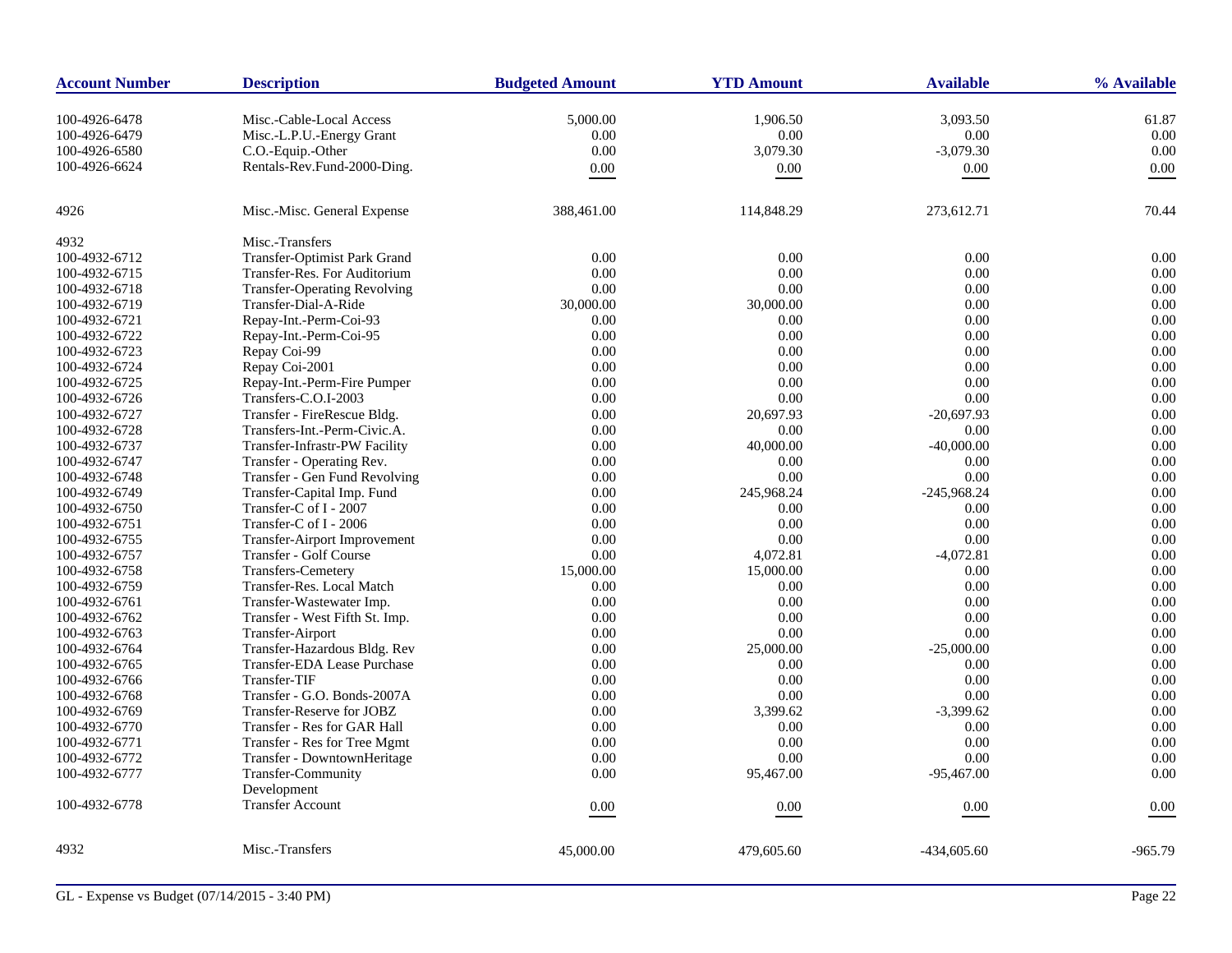| Account Number | Description | Budgeted Amount | YTD Amount | Available | % Available |
|---|---|---|---|---|---|
| 100-4926-6478 | Misc.-Cable-Local Access | 5,000.00 | 1,906.50 | 3,093.50 | 61.87 |
| 100-4926-6479 | Misc.-L.P.U.-Energy Grant | 0.00 | 0.00 | 0.00 | 0.00 |
| 100-4926-6580 | C.O.-Equip.-Other | 0.00 | 3,079.30 | -3,079.30 | 0.00 |
| 100-4926-6624 | Rentals-Rev.Fund-2000-Ding. | 0.00 | 0.00 | 0.00 | 0.00 |
| 4926 | Misc.-Misc. General Expense | 388,461.00 | 114,848.29 | 273,612.71 | 70.44 |
| 4932 | Misc.-Transfers | | | | |
| 100-4932-6712 | Transfer-Optimist Park Grand | 0.00 | 0.00 | 0.00 | 0.00 |
| 100-4932-6715 | Transfer-Res. For Auditorium | 0.00 | 0.00 | 0.00 | 0.00 |
| 100-4932-6718 | Transfer-Operating Revolving | 0.00 | 0.00 | 0.00 | 0.00 |
| 100-4932-6719 | Transfer-Dial-A-Ride | 30,000.00 | 30,000.00 | 0.00 | 0.00 |
| 100-4932-6721 | Repay-Int.-Perm-Coi-93 | 0.00 | 0.00 | 0.00 | 0.00 |
| 100-4932-6722 | Repay-Int.-Perm-Coi-95 | 0.00 | 0.00 | 0.00 | 0.00 |
| 100-4932-6723 | Repay Coi-99 | 0.00 | 0.00 | 0.00 | 0.00 |
| 100-4932-6724 | Repay Coi-2001 | 0.00 | 0.00 | 0.00 | 0.00 |
| 100-4932-6725 | Repay-Int.-Perm-Fire Pumper | 0.00 | 0.00 | 0.00 | 0.00 |
| 100-4932-6726 | Transfers-C.O.I-2003 | 0.00 | 0.00 | 0.00 | 0.00 |
| 100-4932-6727 | Transfer - FireRescue Bldg. | 0.00 | 20,697.93 | -20,697.93 | 0.00 |
| 100-4932-6728 | Transfers-Int.-Perm-Civic.A. | 0.00 | 0.00 | 0.00 | 0.00 |
| 100-4932-6737 | Transfer-Infrastr-PW Facility | 0.00 | 40,000.00 | -40,000.00 | 0.00 |
| 100-4932-6747 | Transfer - Operating Rev. | 0.00 | 0.00 | 0.00 | 0.00 |
| 100-4932-6748 | Transfer - Gen Fund Revolving | 0.00 | 0.00 | 0.00 | 0.00 |
| 100-4932-6749 | Transfer-Capital Imp. Fund | 0.00 | 245,968.24 | -245,968.24 | 0.00 |
| 100-4932-6750 | Transfer-C of I - 2007 | 0.00 | 0.00 | 0.00 | 0.00 |
| 100-4932-6751 | Transfer-C of I - 2006 | 0.00 | 0.00 | 0.00 | 0.00 |
| 100-4932-6755 | Transfer-Airport Improvement | 0.00 | 0.00 | 0.00 | 0.00 |
| 100-4932-6757 | Transfer - Golf Course | 0.00 | 4,072.81 | -4,072.81 | 0.00 |
| 100-4932-6758 | Transfers-Cemetery | 15,000.00 | 15,000.00 | 0.00 | 0.00 |
| 100-4932-6759 | Transfer-Res. Local Match | 0.00 | 0.00 | 0.00 | 0.00 |
| 100-4932-6761 | Transfer-Wastewater Imp. | 0.00 | 0.00 | 0.00 | 0.00 |
| 100-4932-6762 | Transfer - West Fifth St. Imp. | 0.00 | 0.00 | 0.00 | 0.00 |
| 100-4932-6763 | Transfer-Airport | 0.00 | 0.00 | 0.00 | 0.00 |
| 100-4932-6764 | Transfer-Hazardous Bldg. Rev | 0.00 | 25,000.00 | -25,000.00 | 0.00 |
| 100-4932-6765 | Transfer-EDA Lease Purchase | 0.00 | 0.00 | 0.00 | 0.00 |
| 100-4932-6766 | Transfer-TIF | 0.00 | 0.00 | 0.00 | 0.00 |
| 100-4932-6768 | Transfer - G.O. Bonds-2007A | 0.00 | 0.00 | 0.00 | 0.00 |
| 100-4932-6769 | Transfer-Reserve for JOBZ | 0.00 | 3,399.62 | -3,399.62 | 0.00 |
| 100-4932-6770 | Transfer - Res for GAR Hall | 0.00 | 0.00 | 0.00 | 0.00 |
| 100-4932-6771 | Transfer - Res for Tree Mgmt | 0.00 | 0.00 | 0.00 | 0.00 |
| 100-4932-6772 | Transfer - DowntownHeritage | 0.00 | 0.00 | 0.00 | 0.00 |
| 100-4932-6777 | Transfer-Community Development | 0.00 | 95,467.00 | -95,467.00 | 0.00 |
| 100-4932-6778 | Transfer Account | 0.00 | 0.00 | 0.00 | 0.00 |
| 4932 | Misc.-Transfers | 45,000.00 | 479,605.60 | -434,605.60 | -965.79 |

GL - Expense vs Budget (07/14/2015 - 3:40 PM)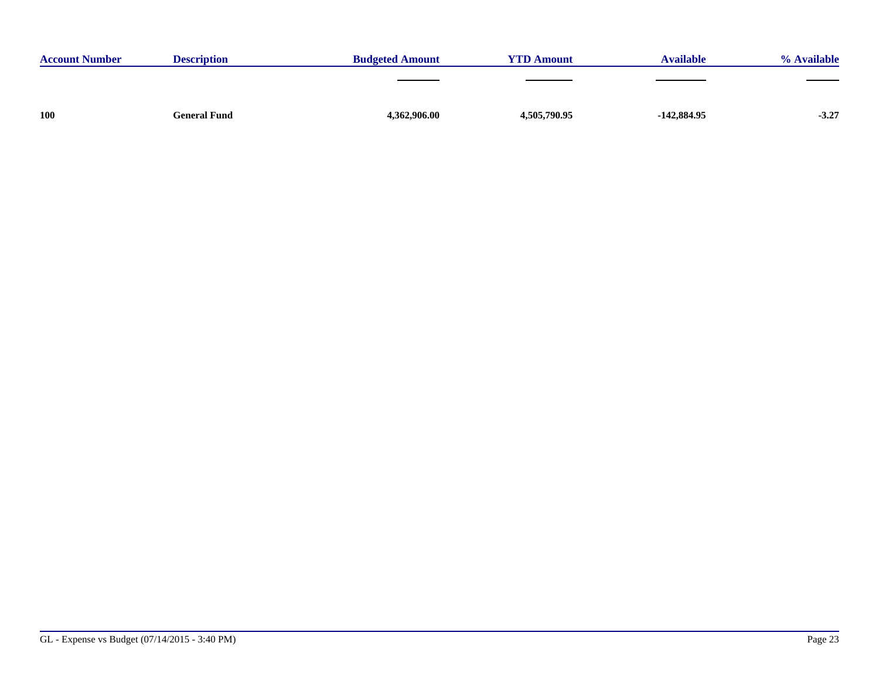| Account Number | Description | Budgeted Amount | YTD Amount | Available | % Available |
|---|---|---|---|---|---|
| **100** | **General Fund** | **4,362,906.00** | **4,505,790.95** | **-142,884.95** | **-3.27** |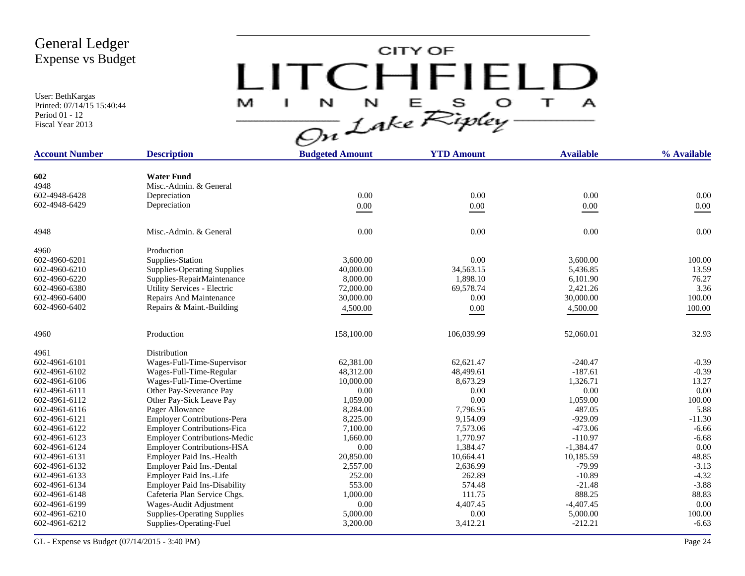# General Ledger
## Expense vs Budget

User: BethKargas
Printed: 07/14/15 15:40:44
Period 01 - 12
Fiscal Year 2013

CITY OF LITCHFIELD MINNESOTA On Lake Ripley

| Account Number | Description | Budgeted Amount | YTD Amount | Available | % Available |
|---|---|---|---|---|---|
| **602** | **Water Fund** | | | | |
| 4948 | Misc.-Admin. & General | | | | |
| 602-4948-6428 | Depreciation | 0.00 | 0.00 | 0.00 | 0.00 |
| 602-4948-6429 | Depreciation | 0.00 | 0.00 | 0.00 | 0.00 |
| 4948 | Misc.-Admin. & General | 0.00 | 0.00 | 0.00 | 0.00 |
| 4960 | Production | | | | |
| 602-4960-6201 | Supplies-Station | 3,600.00 | 0.00 | 3,600.00 | 100.00 |
| 602-4960-6210 | Supplies-Operating Supplies | 40,000.00 | 34,563.15 | 5,436.85 | 13.59 |
| 602-4960-6220 | Supplies-RepairMaintenance | 8,000.00 | 1,898.10 | 6,101.90 | 76.27 |
| 602-4960-6380 | Utility Services - Electric | 72,000.00 | 69,578.74 | 2,421.26 | 3.36 |
| 602-4960-6400 | Repairs And Maintenance | 30,000.00 | 0.00 | 30,000.00 | 100.00 |
| 602-4960-6402 | Repairs & Maint.-Building | 4,500.00 | 0.00 | 4,500.00 | 100.00 |
| 4960 | Production | 158,100.00 | 106,039.99 | 52,060.01 | 32.93 |
| 4961 | Distribution | | | | |
| 602-4961-6101 | Wages-Full-Time-Supervisor | 62,381.00 | 62,621.47 | -240.47 | -0.39 |
| 602-4961-6102 | Wages-Full-Time-Regular | 48,312.00 | 48,499.61 | -187.61 | -0.39 |
| 602-4961-6106 | Wages-Full-Time-Overtime | 10,000.00 | 8,673.29 | 1,326.71 | 13.27 |
| 602-4961-6111 | Other Pay-Severance Pay | 0.00 | 0.00 | 0.00 | 0.00 |
| 602-4961-6112 | Other Pay-Sick Leave Pay | 1,059.00 | 0.00 | 1,059.00 | 100.00 |
| 602-4961-6116 | Pager Allowance | 8,284.00 | 7,796.95 | 487.05 | 5.88 |
| 602-4961-6121 | Employer Contributions-Pera | 8,225.00 | 9,154.09 | -929.09 | -11.30 |
| 602-4961-6122 | Employer Contributions-Fica | 7,100.00 | 7,573.06 | -473.06 | -6.66 |
| 602-4961-6123 | Employer Contributions-Medic | 1,660.00 | 1,770.97 | -110.97 | -6.68 |
| 602-4961-6124 | Employer Contributions-HSA | 0.00 | 1,384.47 | -1,384.47 | 0.00 |
| 602-4961-6131 | Employer Paid Ins.-Health | 20,850.00 | 10,664.41 | 10,185.59 | 48.85 |
| 602-4961-6132 | Employer Paid Ins.-Dental | 2,557.00 | 2,636.99 | -79.99 | -3.13 |
| 602-4961-6133 | Employer Paid Ins.-Life | 252.00 | 262.89 | -10.89 | -4.32 |
| 602-4961-6134 | Employer Paid Ins-Disability | 553.00 | 574.48 | -21.48 | -3.88 |
| 602-4961-6148 | Cafeteria Plan Service Chgs. | 1,000.00 | 111.75 | 888.25 | 88.83 |
| 602-4961-6199 | Wages-Audit Adjustment | 0.00 | 4,407.45 | -4,407.45 | 0.00 |
| 602-4961-6210 | Supplies-Operating Supplies | 5,000.00 | 0.00 | 5,000.00 | 100.00 |
| 602-4961-6212 | Supplies-Operating-Fuel | 3,200.00 | 3,412.21 | -212.21 | -6.63 |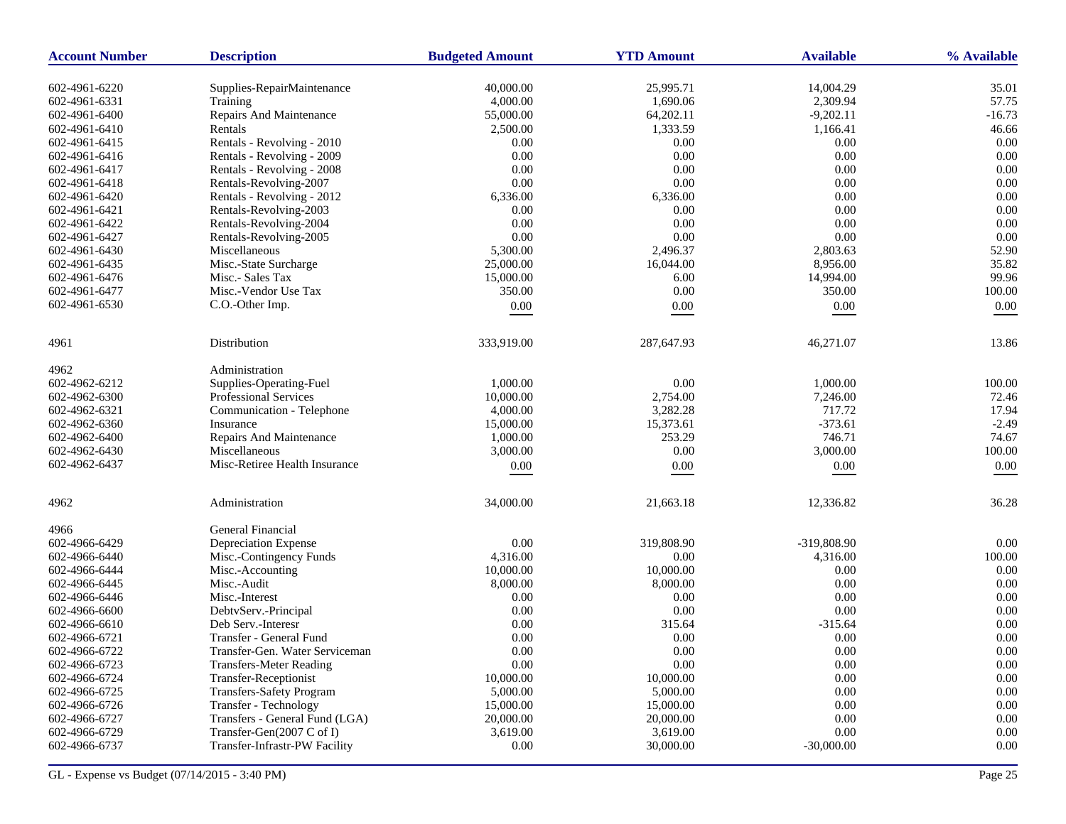| Account Number | Description | Budgeted Amount | YTD Amount | Available | % Available |
|---|---|---|---|---|---|
| 602-4961-6220 | Supplies-RepairMaintenance | 40,000.00 | 25,995.71 | 14,004.29 | 35.01 |
| 602-4961-6331 | Training | 4,000.00 | 1,690.06 | 2,309.94 | 57.75 |
| 602-4961-6400 | Repairs And Maintenance | 55,000.00 | 64,202.11 | -9,202.11 | -16.73 |
| 602-4961-6410 | Rentals | 2,500.00 | 1,333.59 | 1,166.41 | 46.66 |
| 602-4961-6415 | Rentals - Revolving - 2010 | 0.00 | 0.00 | 0.00 | 0.00 |
| 602-4961-6416 | Rentals - Revolving - 2009 | 0.00 | 0.00 | 0.00 | 0.00 |
| 602-4961-6417 | Rentals - Revolving - 2008 | 0.00 | 0.00 | 0.00 | 0.00 |
| 602-4961-6418 | Rentals-Revolving-2007 | 0.00 | 0.00 | 0.00 | 0.00 |
| 602-4961-6420 | Rentals - Revolving - 2012 | 6,336.00 | 6,336.00 | 0.00 | 0.00 |
| 602-4961-6421 | Rentals-Revolving-2003 | 0.00 | 0.00 | 0.00 | 0.00 |
| 602-4961-6422 | Rentals-Revolving-2004 | 0.00 | 0.00 | 0.00 | 0.00 |
| 602-4961-6427 | Rentals-Revolving-2005 | 0.00 | 0.00 | 0.00 | 0.00 |
| 602-4961-6430 | Miscellaneous | 5,300.00 | 2,496.37 | 2,803.63 | 52.90 |
| 602-4961-6435 | Misc.-State Surcharge | 25,000.00 | 16,044.00 | 8,956.00 | 35.82 |
| 602-4961-6476 | Misc.- Sales Tax | 15,000.00 | 6.00 | 14,994.00 | 99.96 |
| 602-4961-6477 | Misc.-Vendor Use Tax | 350.00 | 0.00 | 350.00 | 100.00 |
| 602-4961-6530 | C.O.-Other Imp. | 0.00 | 0.00 | 0.00 | 0.00 |
| 4961 | Distribution | 333,919.00 | 287,647.93 | 46,271.07 | 13.86 |
| 4962 | Administration | | | | |
| 602-4962-6212 | Supplies-Operating-Fuel | 1,000.00 | 0.00 | 1,000.00 | 100.00 |
| 602-4962-6300 | Professional Services | 10,000.00 | 2,754.00 | 7,246.00 | 72.46 |
| 602-4962-6321 | Communication - Telephone | 4,000.00 | 3,282.28 | 717.72 | 17.94 |
| 602-4962-6360 | Insurance | 15,000.00 | 15,373.61 | -373.61 | -2.49 |
| 602-4962-6400 | Repairs And Maintenance | 1,000.00 | 253.29 | 746.71 | 74.67 |
| 602-4962-6430 | Miscellaneous | 3,000.00 | 0.00 | 3,000.00 | 100.00 |
| 602-4962-6437 | Misc-Retiree Health Insurance | 0.00 | 0.00 | 0.00 | 0.00 |
| 4962 | Administration | 34,000.00 | 21,663.18 | 12,336.82 | 36.28 |
| 4966 | General Financial | | | | |
| 602-4966-6429 | Depreciation Expense | 0.00 | 319,808.90 | -319,808.90 | 0.00 |
| 602-4966-6440 | Misc.-Contingency Funds | 4,316.00 | 0.00 | 4,316.00 | 100.00 |
| 602-4966-6444 | Misc.-Accounting | 10,000.00 | 10,000.00 | 0.00 | 0.00 |
| 602-4966-6445 | Misc.-Audit | 8,000.00 | 8,000.00 | 0.00 | 0.00 |
| 602-4966-6446 | Misc.-Interest | 0.00 | 0.00 | 0.00 | 0.00 |
| 602-4966-6600 | DebtvServ.-Principal | 0.00 | 0.00 | 0.00 | 0.00 |
| 602-4966-6610 | Deb Serv.-Interesr | 0.00 | 315.64 | -315.64 | 0.00 |
| 602-4966-6721 | Transfer - General Fund | 0.00 | 0.00 | 0.00 | 0.00 |
| 602-4966-6722 | Transfer-Gen. Water Serviceman | 0.00 | 0.00 | 0.00 | 0.00 |
| 602-4966-6723 | Transfers-Meter Reading | 0.00 | 0.00 | 0.00 | 0.00 |
| 602-4966-6724 | Transfer-Receptionist | 10,000.00 | 10,000.00 | 0.00 | 0.00 |
| 602-4966-6725 | Transfers-Safety Program | 5,000.00 | 5,000.00 | 0.00 | 0.00 |
| 602-4966-6726 | Transfer - Technology | 15,000.00 | 15,000.00 | 0.00 | 0.00 |
| 602-4966-6727 | Transfers - General Fund (LGA) | 20,000.00 | 20,000.00 | 0.00 | 0.00 |
| 602-4966-6729 | Transfer-Gen(2007 C of I) | 3,619.00 | 3,619.00 | 0.00 | 0.00 |
| 602-4966-6737 | Transfer-Infrastr-PW Facility | 0.00 | 30,000.00 | -30,000.00 | 0.00 |

GL - Expense vs Budget (07/14/2015 - 3:40 PM)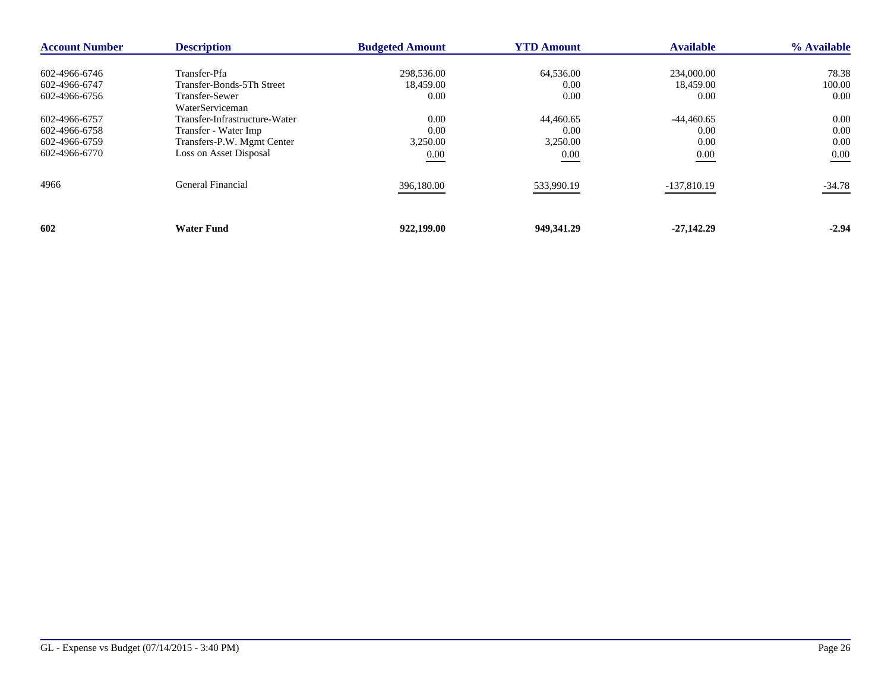| Account Number | Description | Budgeted Amount | YTD Amount | Available | % Available |
|---|---|---|---|---|---|
| 602-4966-6746 | Transfer-Pfa | 298,536.00 | 64,536.00 | 234,000.00 | 78.38 |
| 602-4966-6747 | Transfer-Bonds-5Th Street | 18,459.00 | 0.00 | 18,459.00 | 100.00 |
| 602-4966-6756 | Transfer-Sewer WaterServiceman | 0.00 | 0.00 | 0.00 | 0.00 |
| 602-4966-6757 | Transfer-Infrastructure-Water | 0.00 | 44,460.65 | -44,460.65 | 0.00 |
| 602-4966-6758 | Transfer - Water Imp | 0.00 | 0.00 | 0.00 | 0.00 |
| 602-4966-6759 | Transfers-P.W. Mgmt Center | 3,250.00 | 3,250.00 | 0.00 | 0.00 |
| 602-4966-6770 | Loss on Asset Disposal | 0.00 | 0.00 | 0.00 | 0.00 |
| 4966 | General Financial | 396,180.00 | 533,990.19 | -137,810.19 | -34.78 |
| **602** | **Water Fund** | **922,199.00** | **949,341.29** | **-27,142.29** | **-2.94** |

GL - Expense vs Budget (07/14/2015 - 3:40 PM)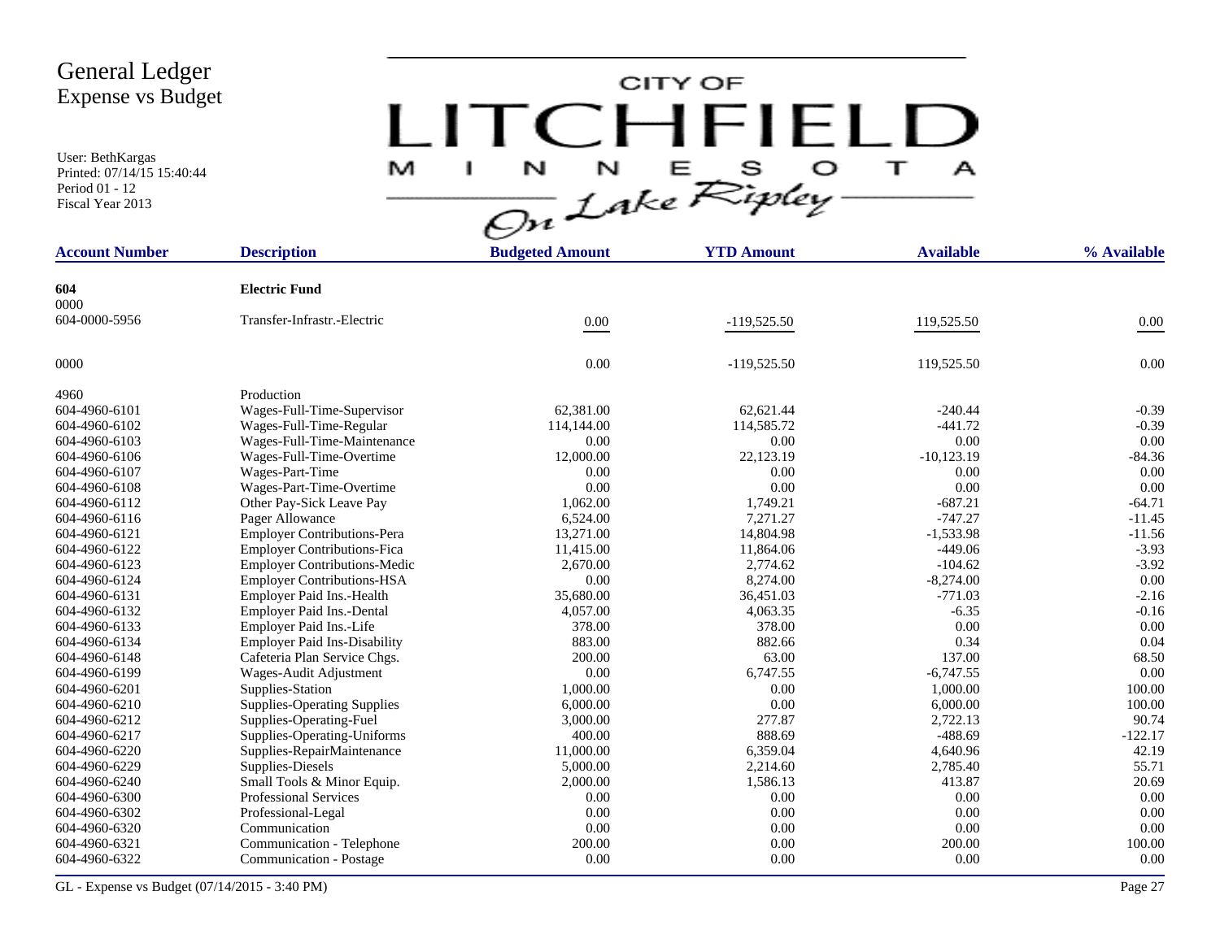# General Ledger
## Expense vs Budget

User: BethKargas
Printed: 07/14/15 15:40:44
Period 01 - 12
Fiscal Year 2013

CITY OF LITCHFIELD MINNESOTA On Lake Ripley

| Account Number | Description | Budgeted Amount | YTD Amount | Available | % Available |
|---|---|---|---|---|---|
| **604** | **Electric Fund** | | | | |
| 0000 | | | | | |
| 604-0000-5956 | Transfer-Infrastr.-Electric | 0.00 | -119,525.50 | 119,525.50 | 0.00 |
| 0000 | | 0.00 | -119,525.50 | 119,525.50 | 0.00 |
| 4960 | Production | | | | |
| 604-4960-6101 | Wages-Full-Time-Supervisor | 62,381.00 | 62,621.44 | -240.44 | -0.39 |
| 604-4960-6102 | Wages-Full-Time-Regular | 114,144.00 | 114,585.72 | -441.72 | -0.39 |
| 604-4960-6103 | Wages-Full-Time-Maintenance | 0.00 | 0.00 | 0.00 | 0.00 |
| 604-4960-6106 | Wages-Full-Time-Overtime | 12,000.00 | 22,123.19 | -10,123.19 | -84.36 |
| 604-4960-6107 | Wages-Part-Time | 0.00 | 0.00 | 0.00 | 0.00 |
| 604-4960-6108 | Wages-Part-Time-Overtime | 0.00 | 0.00 | 0.00 | 0.00 |
| 604-4960-6112 | Other Pay-Sick Leave Pay | 1,062.00 | 1,749.21 | -687.21 | -64.71 |
| 604-4960-6116 | Pager Allowance | 6,524.00 | 7,271.27 | -747.27 | -11.45 |
| 604-4960-6121 | Employer Contributions-Pera | 13,271.00 | 14,804.98 | -1,533.98 | -11.56 |
| 604-4960-6122 | Employer Contributions-Fica | 11,415.00 | 11,864.06 | -449.06 | -3.93 |
| 604-4960-6123 | Employer Contributions-Medic | 2,670.00 | 2,774.62 | -104.62 | -3.92 |
| 604-4960-6124 | Employer Contributions-HSA | 0.00 | 8,274.00 | -8,274.00 | 0.00 |
| 604-4960-6131 | Employer Paid Ins.-Health | 35,680.00 | 36,451.03 | -771.03 | -2.16 |
| 604-4960-6132 | Employer Paid Ins.-Dental | 4,057.00 | 4,063.35 | -6.35 | -0.16 |
| 604-4960-6133 | Employer Paid Ins.-Life | 378.00 | 378.00 | 0.00 | 0.00 |
| 604-4960-6134 | Employer Paid Ins-Disability | 883.00 | 882.66 | 0.34 | 0.04 |
| 604-4960-6148 | Cafeteria Plan Service Chgs. | 200.00 | 63.00 | 137.00 | 68.50 |
| 604-4960-6199 | Wages-Audit Adjustment | 0.00 | 6,747.55 | -6,747.55 | 0.00 |
| 604-4960-6201 | Supplies-Station | 1,000.00 | 0.00 | 1,000.00 | 100.00 |
| 604-4960-6210 | Supplies-Operating Supplies | 6,000.00 | 0.00 | 6,000.00 | 100.00 |
| 604-4960-6212 | Supplies-Operating-Fuel | 3,000.00 | 277.87 | 2,722.13 | 90.74 |
| 604-4960-6217 | Supplies-Operating-Uniforms | 400.00 | 888.69 | -488.69 | -122.17 |
| 604-4960-6220 | Supplies-RepairMaintenance | 11,000.00 | 6,359.04 | 4,640.96 | 42.19 |
| 604-4960-6229 | Supplies-Diesels | 5,000.00 | 2,214.60 | 2,785.40 | 55.71 |
| 604-4960-6240 | Small Tools & Minor Equip. | 2,000.00 | 1,586.13 | 413.87 | 20.69 |
| 604-4960-6300 | Professional Services | 0.00 | 0.00 | 0.00 | 0.00 |
| 604-4960-6302 | Professional-Legal | 0.00 | 0.00 | 0.00 | 0.00 |
| 604-4960-6320 | Communication | 0.00 | 0.00 | 0.00 | 0.00 |
| 604-4960-6321 | Communication - Telephone | 200.00 | 0.00 | 200.00 | 100.00 |
| 604-4960-6322 | Communication - Postage | 0.00 | 0.00 | 0.00 | 0.00 |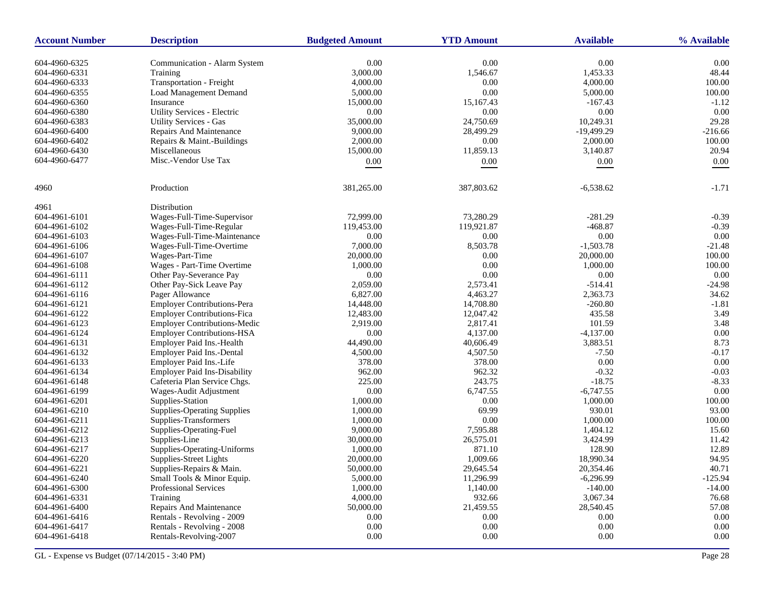| Account Number | Description | Budgeted Amount | YTD Amount | Available | % Available |
|---|---|---|---|---|---|
| 604-4960-6325 | Communication - Alarm System | 0.00 | 0.00 | 0.00 | 0.00 |
| 604-4960-6331 | Training | 3,000.00 | 1,546.67 | 1,453.33 | 48.44 |
| 604-4960-6333 | Transportation - Freight | 4,000.00 | 0.00 | 4,000.00 | 100.00 |
| 604-4960-6355 | Load Management Demand | 5,000.00 | 0.00 | 5,000.00 | 100.00 |
| 604-4960-6360 | Insurance | 15,000.00 | 15,167.43 | -167.43 | -1.12 |
| 604-4960-6380 | Utility Services - Electric | 0.00 | 0.00 | 0.00 | 0.00 |
| 604-4960-6383 | Utility Services - Gas | 35,000.00 | 24,750.69 | 10,249.31 | 29.28 |
| 604-4960-6400 | Repairs And Maintenance | 9,000.00 | 28,499.29 | -19,499.29 | -216.66 |
| 604-4960-6402 | Repairs & Maint.-Buildings | 2,000.00 | 0.00 | 2,000.00 | 100.00 |
| 604-4960-6430 | Miscellaneous | 15,000.00 | 11,859.13 | 3,140.87 | 20.94 |
| 604-4960-6477 | Misc.-Vendor Use Tax | 0.00 | 0.00 | 0.00 | 0.00 |
| 4960 | Production | 381,265.00 | 387,803.62 | -6,538.62 | -1.71 |
| 4961 | Distribution | | | | |
| 604-4961-6101 | Wages-Full-Time-Supervisor | 72,999.00 | 73,280.29 | -281.29 | -0.39 |
| 604-4961-6102 | Wages-Full-Time-Regular | 119,453.00 | 119,921.87 | -468.87 | -0.39 |
| 604-4961-6103 | Wages-Full-Time-Maintenance | 0.00 | 0.00 | 0.00 | 0.00 |
| 604-4961-6106 | Wages-Full-Time-Overtime | 7,000.00 | 8,503.78 | -1,503.78 | -21.48 |
| 604-4961-6107 | Wages-Part-Time | 20,000.00 | 0.00 | 20,000.00 | 100.00 |
| 604-4961-6108 | Wages - Part-Time Overtime | 1,000.00 | 0.00 | 1,000.00 | 100.00 |
| 604-4961-6111 | Other Pay-Severance Pay | 0.00 | 0.00 | 0.00 | 0.00 |
| 604-4961-6112 | Other Pay-Sick Leave Pay | 2,059.00 | 2,573.41 | -514.41 | -24.98 |
| 604-4961-6116 | Pager Allowance | 6,827.00 | 4,463.27 | 2,363.73 | 34.62 |
| 604-4961-6121 | Employer Contributions-Pera | 14,448.00 | 14,708.80 | -260.80 | -1.81 |
| 604-4961-6122 | Employer Contributions-Fica | 12,483.00 | 12,047.42 | 435.58 | 3.49 |
| 604-4961-6123 | Employer Contributions-Medic | 2,919.00 | 2,817.41 | 101.59 | 3.48 |
| 604-4961-6124 | Employer Contributions-HSA | 0.00 | 4,137.00 | -4,137.00 | 0.00 |
| 604-4961-6131 | Employer Paid Ins.-Health | 44,490.00 | 40,606.49 | 3,883.51 | 8.73 |
| 604-4961-6132 | Employer Paid Ins.-Dental | 4,500.00 | 4,507.50 | -7.50 | -0.17 |
| 604-4961-6133 | Employer Paid Ins.-Life | 378.00 | 378.00 | 0.00 | 0.00 |
| 604-4961-6134 | Employer Paid Ins-Disability | 962.00 | 962.32 | -0.32 | -0.03 |
| 604-4961-6148 | Cafeteria Plan Service Chgs. | 225.00 | 243.75 | -18.75 | -8.33 |
| 604-4961-6199 | Wages-Audit Adjustment | 0.00 | 6,747.55 | -6,747.55 | 0.00 |
| 604-4961-6201 | Supplies-Station | 1,000.00 | 0.00 | 1,000.00 | 100.00 |
| 604-4961-6210 | Supplies-Operating Supplies | 1,000.00 | 69.99 | 930.01 | 93.00 |
| 604-4961-6211 | Supplies-Transformers | 1,000.00 | 0.00 | 1,000.00 | 100.00 |
| 604-4961-6212 | Supplies-Operating-Fuel | 9,000.00 | 7,595.88 | 1,404.12 | 15.60 |
| 604-4961-6213 | Supplies-Line | 30,000.00 | 26,575.01 | 3,424.99 | 11.42 |
| 604-4961-6217 | Supplies-Operating-Uniforms | 1,000.00 | 871.10 | 128.90 | 12.89 |
| 604-4961-6220 | Supplies-Street Lights | 20,000.00 | 1,009.66 | 18,990.34 | 94.95 |
| 604-4961-6221 | Supplies-Repairs & Main. | 50,000.00 | 29,645.54 | 20,354.46 | 40.71 |
| 604-4961-6240 | Small Tools & Minor Equip. | 5,000.00 | 11,296.99 | -6,296.99 | -125.94 |
| 604-4961-6300 | Professional Services | 1,000.00 | 1,140.00 | -140.00 | -14.00 |
| 604-4961-6331 | Training | 4,000.00 | 932.66 | 3,067.34 | 76.68 |
| 604-4961-6400 | Repairs And Maintenance | 50,000.00 | 21,459.55 | 28,540.45 | 57.08 |
| 604-4961-6416 | Rentals - Revolving - 2009 | 0.00 | 0.00 | 0.00 | 0.00 |
| 604-4961-6417 | Rentals - Revolving - 2008 | 0.00 | 0.00 | 0.00 | 0.00 |
| 604-4961-6418 | Rentals-Revolving-2007 | 0.00 | 0.00 | 0.00 | 0.00 |

GL - Expense vs Budget (07/14/2015 - 3:40 PM)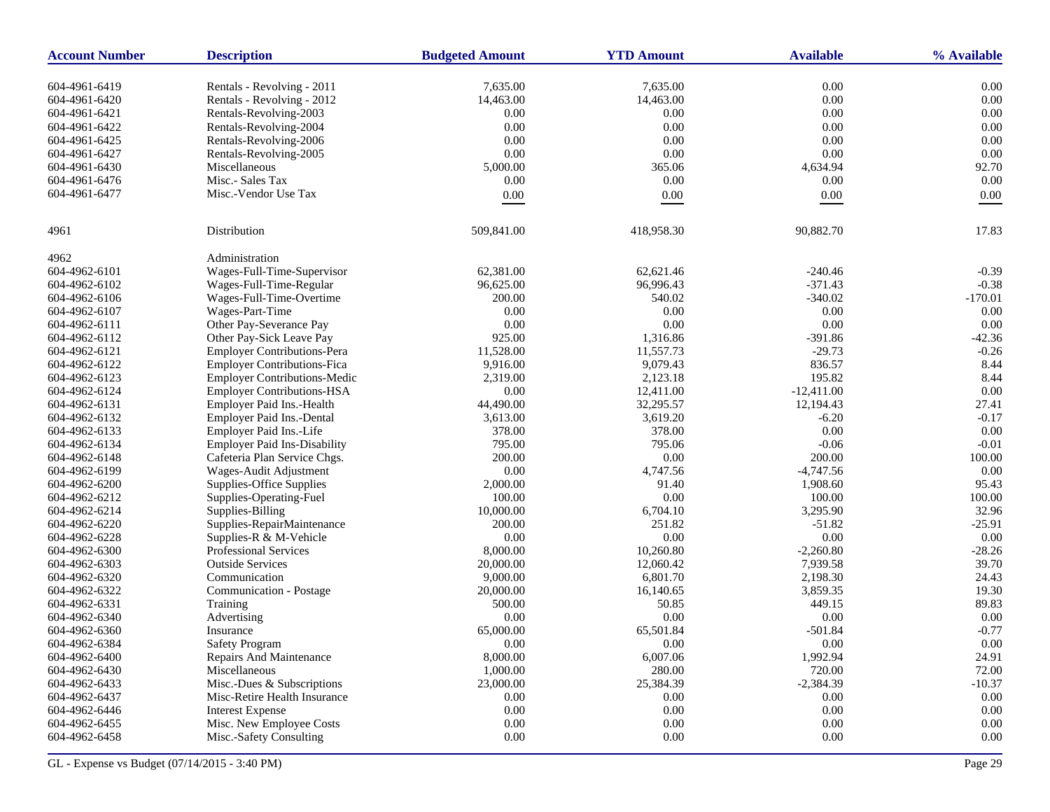| Account Number | Description | Budgeted Amount | YTD Amount | Available | % Available |
|---|---|---|---|---|---|
| 604-4961-6419 | Rentals - Revolving - 2011 | 7,635.00 | 7,635.00 | 0.00 | 0.00 |
| 604-4961-6420 | Rentals - Revolving - 2012 | 14,463.00 | 14,463.00 | 0.00 | 0.00 |
| 604-4961-6421 | Rentals-Revolving-2003 | 0.00 | 0.00 | 0.00 | 0.00 |
| 604-4961-6422 | Rentals-Revolving-2004 | 0.00 | 0.00 | 0.00 | 0.00 |
| 604-4961-6425 | Rentals-Revolving-2006 | 0.00 | 0.00 | 0.00 | 0.00 |
| 604-4961-6427 | Rentals-Revolving-2005 | 0.00 | 0.00 | 0.00 | 0.00 |
| 604-4961-6430 | Miscellaneous | 5,000.00 | 365.06 | 4,634.94 | 92.70 |
| 604-4961-6476 | Misc.- Sales Tax | 0.00 | 0.00 | 0.00 | 0.00 |
| 604-4961-6477 | Misc.-Vendor Use Tax | 0.00 | 0.00 | 0.00 | 0.00 |
| 4961 | Distribution | 509,841.00 | 418,958.30 | 90,882.70 | 17.83 |
| 4962 | Administration | | | | |
| 604-4962-6101 | Wages-Full-Time-Supervisor | 62,381.00 | 62,621.46 | -240.46 | -0.39 |
| 604-4962-6102 | Wages-Full-Time-Regular | 96,625.00 | 96,996.43 | -371.43 | -0.38 |
| 604-4962-6106 | Wages-Full-Time-Overtime | 200.00 | 540.02 | -340.02 | -170.01 |
| 604-4962-6107 | Wages-Part-Time | 0.00 | 0.00 | 0.00 | 0.00 |
| 604-4962-6111 | Other Pay-Severance Pay | 0.00 | 0.00 | 0.00 | 0.00 |
| 604-4962-6112 | Other Pay-Sick Leave Pay | 925.00 | 1,316.86 | -391.86 | -42.36 |
| 604-4962-6121 | Employer Contributions-Pera | 11,528.00 | 11,557.73 | -29.73 | -0.26 |
| 604-4962-6122 | Employer Contributions-Fica | 9,916.00 | 9,079.43 | 836.57 | 8.44 |
| 604-4962-6123 | Employer Contributions-Medic | 2,319.00 | 2,123.18 | 195.82 | 8.44 |
| 604-4962-6124 | Employer Contributions-HSA | 0.00 | 12,411.00 | -12,411.00 | 0.00 |
| 604-4962-6131 | Employer Paid Ins.-Health | 44,490.00 | 32,295.57 | 12,194.43 | 27.41 |
| 604-4962-6132 | Employer Paid Ins.-Dental | 3,613.00 | 3,619.20 | -6.20 | -0.17 |
| 604-4962-6133 | Employer Paid Ins.-Life | 378.00 | 378.00 | 0.00 | 0.00 |
| 604-4962-6134 | Employer Paid Ins-Disability | 795.00 | 795.06 | -0.06 | -0.01 |
| 604-4962-6148 | Cafeteria Plan Service Chgs. | 200.00 | 0.00 | 200.00 | 100.00 |
| 604-4962-6199 | Wages-Audit Adjustment | 0.00 | 4,747.56 | -4,747.56 | 0.00 |
| 604-4962-6200 | Supplies-Office Supplies | 2,000.00 | 91.40 | 1,908.60 | 95.43 |
| 604-4962-6212 | Supplies-Operating-Fuel | 100.00 | 0.00 | 100.00 | 100.00 |
| 604-4962-6214 | Supplies-Billing | 10,000.00 | 6,704.10 | 3,295.90 | 32.96 |
| 604-4962-6220 | Supplies-RepairMaintenance | 200.00 | 251.82 | -51.82 | -25.91 |
| 604-4962-6228 | Supplies-R & M-Vehicle | 0.00 | 0.00 | 0.00 | 0.00 |
| 604-4962-6300 | Professional Services | 8,000.00 | 10,260.80 | -2,260.80 | -28.26 |
| 604-4962-6303 | Outside Services | 20,000.00 | 12,060.42 | 7,939.58 | 39.70 |
| 604-4962-6320 | Communication | 9,000.00 | 6,801.70 | 2,198.30 | 24.43 |
| 604-4962-6322 | Communication - Postage | 20,000.00 | 16,140.65 | 3,859.35 | 19.30 |
| 604-4962-6331 | Training | 500.00 | 50.85 | 449.15 | 89.83 |
| 604-4962-6340 | Advertising | 0.00 | 0.00 | 0.00 | 0.00 |
| 604-4962-6360 | Insurance | 65,000.00 | 65,501.84 | -501.84 | -0.77 |
| 604-4962-6384 | Safety Program | 0.00 | 0.00 | 0.00 | 0.00 |
| 604-4962-6400 | Repairs And Maintenance | 8,000.00 | 6,007.06 | 1,992.94 | 24.91 |
| 604-4962-6430 | Miscellaneous | 1,000.00 | 280.00 | 720.00 | 72.00 |
| 604-4962-6433 | Misc.-Dues & Subscriptions | 23,000.00 | 25,384.39 | -2,384.39 | -10.37 |
| 604-4962-6437 | Misc-Retire Health Insurance | 0.00 | 0.00 | 0.00 | 0.00 |
| 604-4962-6446 | Interest Expense | 0.00 | 0.00 | 0.00 | 0.00 |
| 604-4962-6455 | Misc. New Employee Costs | 0.00 | 0.00 | 0.00 | 0.00 |
| 604-4962-6458 | Misc.-Safety Consulting | 0.00 | 0.00 | 0.00 | 0.00 |

GL - Expense vs Budget (07/14/2015 - 3:40 PM)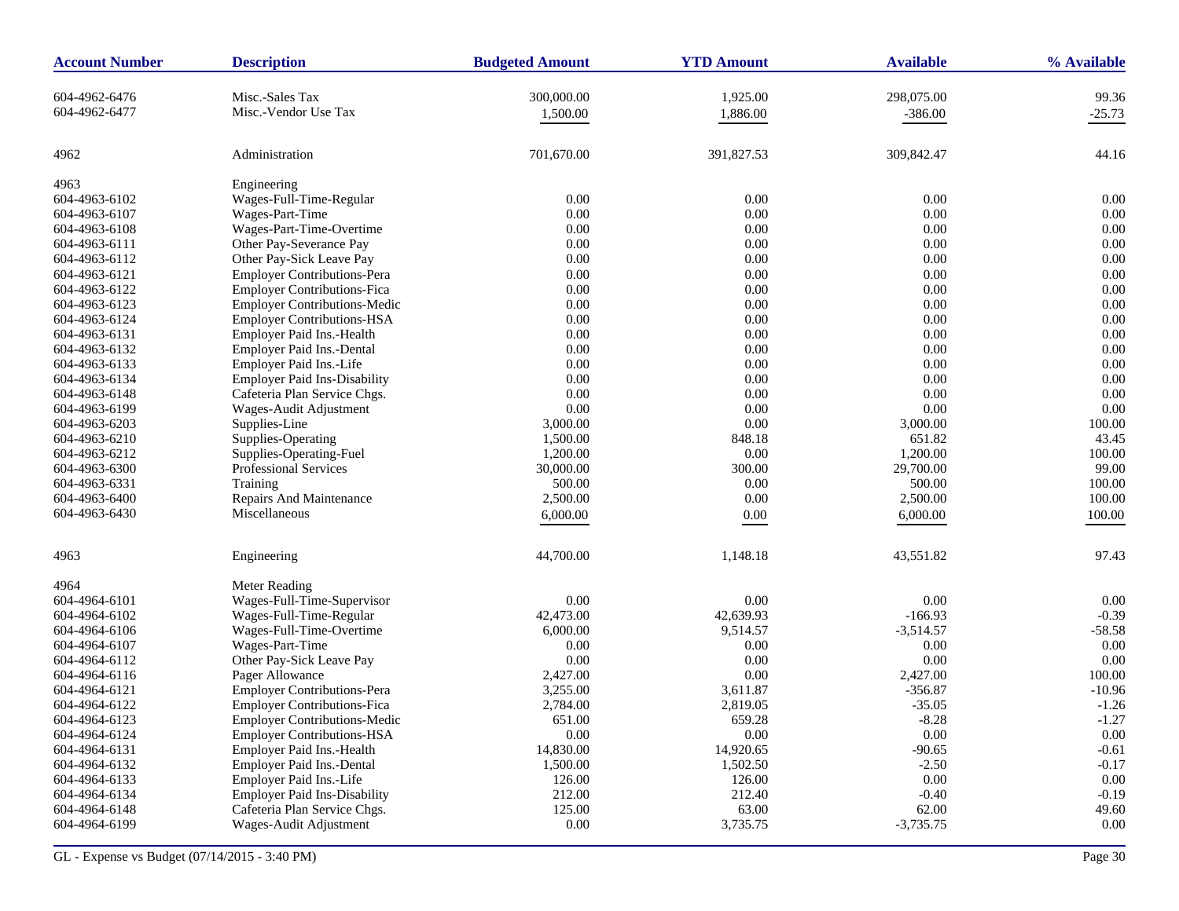| Account Number | Description | Budgeted Amount | YTD Amount | Available | % Available |
|---|---|---|---|---|---|
| 604-4962-6476 | Misc.-Sales Tax | 300,000.00 | 1,925.00 | 298,075.00 | 99.36 |
| 604-4962-6477 | Misc.-Vendor Use Tax | 1,500.00 | 1,886.00 | -386.00 | -25.73 |
| 4962 | Administration | 701,670.00 | 391,827.53 | 309,842.47 | 44.16 |
| 4963 | Engineering | | | | |
| 604-4963-6102 | Wages-Full-Time-Regular | 0.00 | 0.00 | 0.00 | 0.00 |
| 604-4963-6107 | Wages-Part-Time | 0.00 | 0.00 | 0.00 | 0.00 |
| 604-4963-6108 | Wages-Part-Time-Overtime | 0.00 | 0.00 | 0.00 | 0.00 |
| 604-4963-6111 | Other Pay-Severance Pay | 0.00 | 0.00 | 0.00 | 0.00 |
| 604-4963-6112 | Other Pay-Sick Leave Pay | 0.00 | 0.00 | 0.00 | 0.00 |
| 604-4963-6121 | Employer Contributions-Pera | 0.00 | 0.00 | 0.00 | 0.00 |
| 604-4963-6122 | Employer Contributions-Fica | 0.00 | 0.00 | 0.00 | 0.00 |
| 604-4963-6123 | Employer Contributions-Medic | 0.00 | 0.00 | 0.00 | 0.00 |
| 604-4963-6124 | Employer Contributions-HSA | 0.00 | 0.00 | 0.00 | 0.00 |
| 604-4963-6131 | Employer Paid Ins.-Health | 0.00 | 0.00 | 0.00 | 0.00 |
| 604-4963-6132 | Employer Paid Ins.-Dental | 0.00 | 0.00 | 0.00 | 0.00 |
| 604-4963-6133 | Employer Paid Ins.-Life | 0.00 | 0.00 | 0.00 | 0.00 |
| 604-4963-6134 | Employer Paid Ins-Disability | 0.00 | 0.00 | 0.00 | 0.00 |
| 604-4963-6148 | Cafeteria Plan Service Chgs. | 0.00 | 0.00 | 0.00 | 0.00 |
| 604-4963-6199 | Wages-Audit Adjustment | 0.00 | 0.00 | 0.00 | 0.00 |
| 604-4963-6203 | Supplies-Line | 3,000.00 | 0.00 | 3,000.00 | 100.00 |
| 604-4963-6210 | Supplies-Operating | 1,500.00 | 848.18 | 651.82 | 43.45 |
| 604-4963-6212 | Supplies-Operating-Fuel | 1,200.00 | 0.00 | 1,200.00 | 100.00 |
| 604-4963-6300 | Professional Services | 30,000.00 | 300.00 | 29,700.00 | 99.00 |
| 604-4963-6331 | Training | 500.00 | 0.00 | 500.00 | 100.00 |
| 604-4963-6400 | Repairs And Maintenance | 2,500.00 | 0.00 | 2,500.00 | 100.00 |
| 604-4963-6430 | Miscellaneous | 6,000.00 | 0.00 | 6,000.00 | 100.00 |
| 4963 | Engineering | 44,700.00 | 1,148.18 | 43,551.82 | 97.43 |
| 4964 | Meter Reading | | | | |
| 604-4964-6101 | Wages-Full-Time-Supervisor | 0.00 | 0.00 | 0.00 | 0.00 |
| 604-4964-6102 | Wages-Full-Time-Regular | 42,473.00 | 42,639.93 | -166.93 | -0.39 |
| 604-4964-6106 | Wages-Full-Time-Overtime | 6,000.00 | 9,514.57 | -3,514.57 | -58.58 |
| 604-4964-6107 | Wages-Part-Time | 0.00 | 0.00 | 0.00 | 0.00 |
| 604-4964-6112 | Other Pay-Sick Leave Pay | 0.00 | 0.00 | 0.00 | 0.00 |
| 604-4964-6116 | Pager Allowance | 2,427.00 | 0.00 | 2,427.00 | 100.00 |
| 604-4964-6121 | Employer Contributions-Pera | 3,255.00 | 3,611.87 | -356.87 | -10.96 |
| 604-4964-6122 | Employer Contributions-Fica | 2,784.00 | 2,819.05 | -35.05 | -1.26 |
| 604-4964-6123 | Employer Contributions-Medic | 651.00 | 659.28 | -8.28 | -1.27 |
| 604-4964-6124 | Employer Contributions-HSA | 0.00 | 0.00 | 0.00 | 0.00 |
| 604-4964-6131 | Employer Paid Ins.-Health | 14,830.00 | 14,920.65 | -90.65 | -0.61 |
| 604-4964-6132 | Employer Paid Ins.-Dental | 1,500.00 | 1,502.50 | -2.50 | -0.17 |
| 604-4964-6133 | Employer Paid Ins.-Life | 126.00 | 126.00 | 0.00 | 0.00 |
| 604-4964-6134 | Employer Paid Ins-Disability | 212.00 | 212.40 | -0.40 | -0.19 |
| 604-4964-6148 | Cafeteria Plan Service Chgs. | 125.00 | 63.00 | 62.00 | 49.60 |
| 604-4964-6199 | Wages-Audit Adjustment | 0.00 | 3,735.75 | -3,735.75 | 0.00 |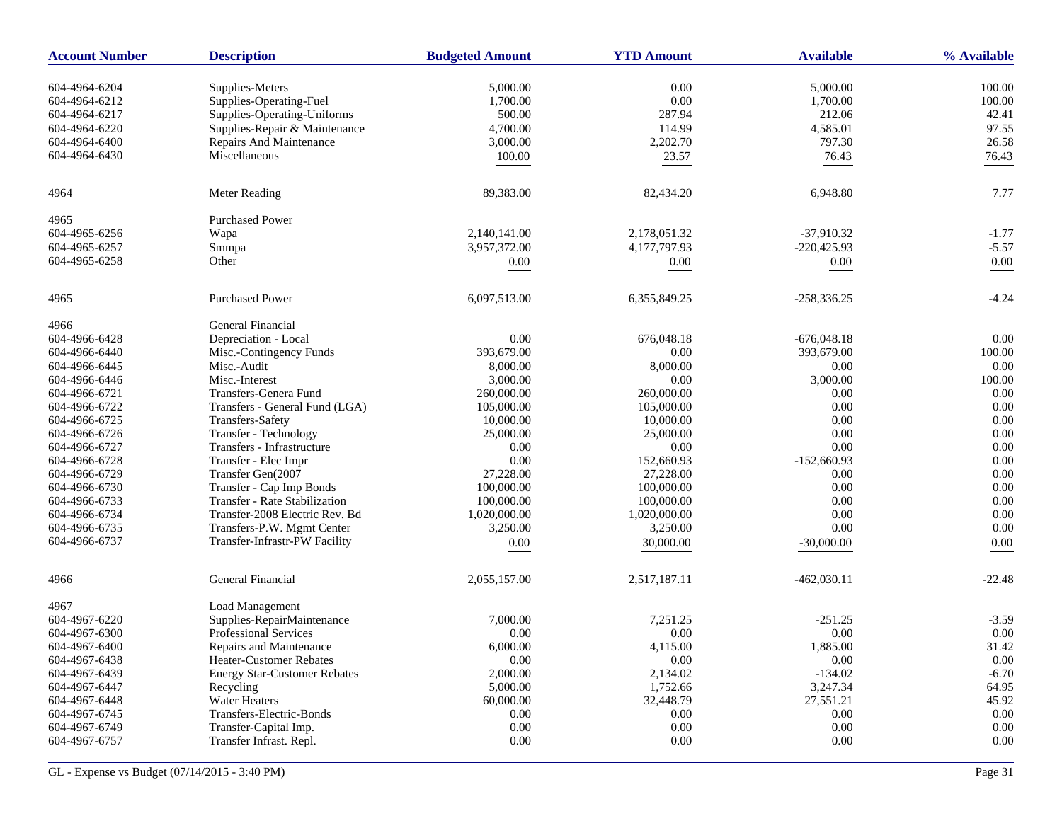| Account Number | Description | Budgeted Amount | YTD Amount | Available | % Available |
|---|---|---|---|---|---|
| 604-4964-6204 | Supplies-Meters | 5,000.00 | 0.00 | 5,000.00 | 100.00 |
| 604-4964-6212 | Supplies-Operating-Fuel | 1,700.00 | 0.00 | 1,700.00 | 100.00 |
| 604-4964-6217 | Supplies-Operating-Uniforms | 500.00 | 287.94 | 212.06 | 42.41 |
| 604-4964-6220 | Supplies-Repair & Maintenance | 4,700.00 | 114.99 | 4,585.01 | 97.55 |
| 604-4964-6400 | Repairs And Maintenance | 3,000.00 | 2,202.70 | 797.30 | 26.58 |
| 604-4964-6430 | Miscellaneous | 100.00 | 23.57 | 76.43 | 76.43 |
| 4964 | Meter Reading | 89,383.00 | 82,434.20 | 6,948.80 | 7.77 |
| 4965 | Purchased Power | | | | |
| 604-4965-6256 | Wapa | 2,140,141.00 | 2,178,051.32 | -37,910.32 | -1.77 |
| 604-4965-6257 | Smmpa | 3,957,372.00 | 4,177,797.93 | -220,425.93 | -5.57 |
| 604-4965-6258 | Other | 0.00 | 0.00 | 0.00 | 0.00 |
| 4965 | Purchased Power | 6,097,513.00 | 6,355,849.25 | -258,336.25 | -4.24 |
| 4966 | General Financial | | | | |
| 604-4966-6428 | Depreciation - Local | 0.00 | 676,048.18 | -676,048.18 | 0.00 |
| 604-4966-6440 | Misc.-Contingency Funds | 393,679.00 | 0.00 | 393,679.00 | 100.00 |
| 604-4966-6445 | Misc.-Audit | 8,000.00 | 8,000.00 | 0.00 | 0.00 |
| 604-4966-6446 | Misc.-Interest | 3,000.00 | 0.00 | 3,000.00 | 100.00 |
| 604-4966-6721 | Transfers-Genera Fund | 260,000.00 | 260,000.00 | 0.00 | 0.00 |
| 604-4966-6722 | Transfers - General Fund (LGA) | 105,000.00 | 105,000.00 | 0.00 | 0.00 |
| 604-4966-6725 | Transfers-Safety | 10,000.00 | 10,000.00 | 0.00 | 0.00 |
| 604-4966-6726 | Transfer - Technology | 25,000.00 | 25,000.00 | 0.00 | 0.00 |
| 604-4966-6727 | Transfers - Infrastructure | 0.00 | 0.00 | 0.00 | 0.00 |
| 604-4966-6728 | Transfer - Elec Impr | 0.00 | 152,660.93 | -152,660.93 | 0.00 |
| 604-4966-6729 | Transfer Gen(2007 | 27,228.00 | 27,228.00 | 0.00 | 0.00 |
| 604-4966-6730 | Transfer - Cap Imp Bonds | 100,000.00 | 100,000.00 | 0.00 | 0.00 |
| 604-4966-6733 | Transfer - Rate Stabilization | 100,000.00 | 100,000.00 | 0.00 | 0.00 |
| 604-4966-6734 | Transfer-2008 Electric Rev. Bd | 1,020,000.00 | 1,020,000.00 | 0.00 | 0.00 |
| 604-4966-6735 | Transfers-P.W. Mgmt Center | 3,250.00 | 3,250.00 | 0.00 | 0.00 |
| 604-4966-6737 | Transfer-Infrastr-PW Facility | 0.00 | 30,000.00 | -30,000.00 | 0.00 |
| 4966 | General Financial | 2,055,157.00 | 2,517,187.11 | -462,030.11 | -22.48 |
| 4967 | Load Management | | | | |
| 604-4967-6220 | Supplies-RepairMaintenance | 7,000.00 | 7,251.25 | -251.25 | -3.59 |
| 604-4967-6300 | Professional Services | 0.00 | 0.00 | 0.00 | 0.00 |
| 604-4967-6400 | Repairs and Maintenance | 6,000.00 | 4,115.00 | 1,885.00 | 31.42 |
| 604-4967-6438 | Heater-Customer Rebates | 0.00 | 0.00 | 0.00 | 0.00 |
| 604-4967-6439 | Energy Star-Customer Rebates | 2,000.00 | 2,134.02 | -134.02 | -6.70 |
| 604-4967-6447 | Recycling | 5,000.00 | 1,752.66 | 3,247.34 | 64.95 |
| 604-4967-6448 | Water Heaters | 60,000.00 | 32,448.79 | 27,551.21 | 45.92 |
| 604-4967-6745 | Transfers-Electric-Bonds | 0.00 | 0.00 | 0.00 | 0.00 |
| 604-4967-6749 | Transfer-Capital Imp. | 0.00 | 0.00 | 0.00 | 0.00 |
| 604-4967-6757 | Transfer Infrast. Repl. | 0.00 | 0.00 | 0.00 | 0.00 |

GL - Expense vs Budget (07/14/2015 - 3:40 PM)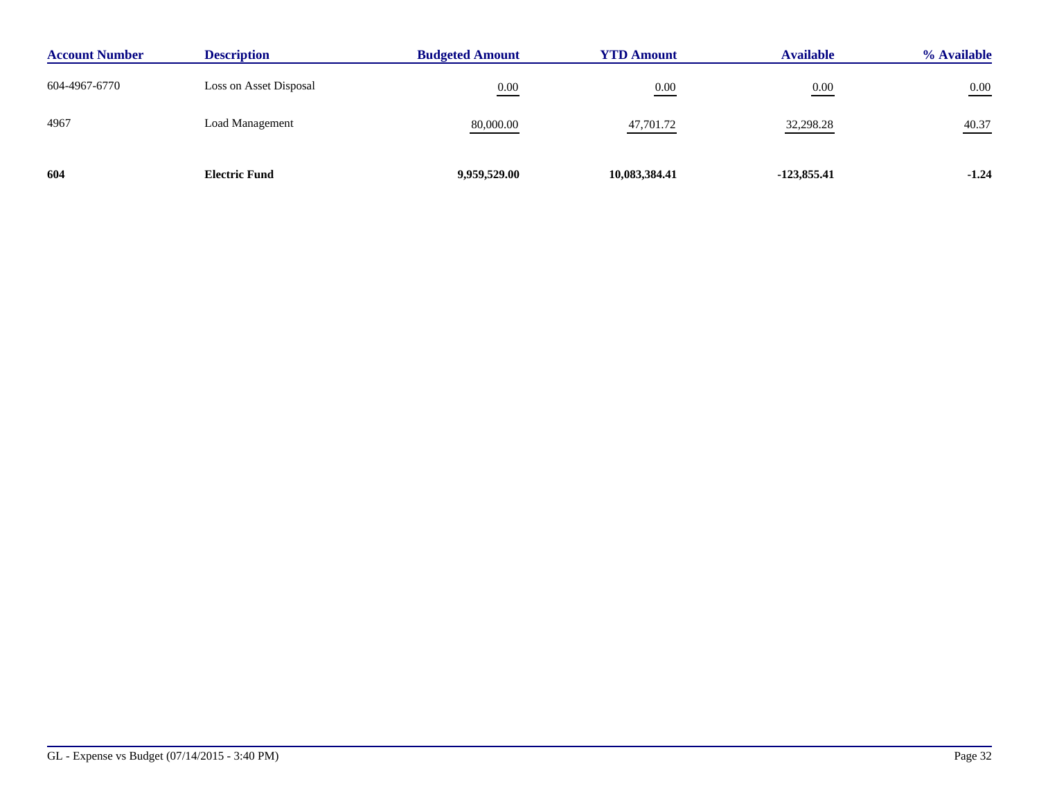| Account Number | Description | Budgeted Amount | YTD Amount | Available | % Available |
|---|---|---|---|---|---|
| 604-4967-6770 | Loss on Asset Disposal | 0.00 | 0.00 | 0.00 | 0.00 |
| 4967 | Load Management | 80,000.00 | 47,701.72 | 32,298.28 | 40.37 |
| **604** | **Electric Fund** | **9,959,529.00** | **10,083,384.41** | **-123,855.41** | **-1.24** |

GL - Expense vs Budget (07/14/2015 - 3:40 PM)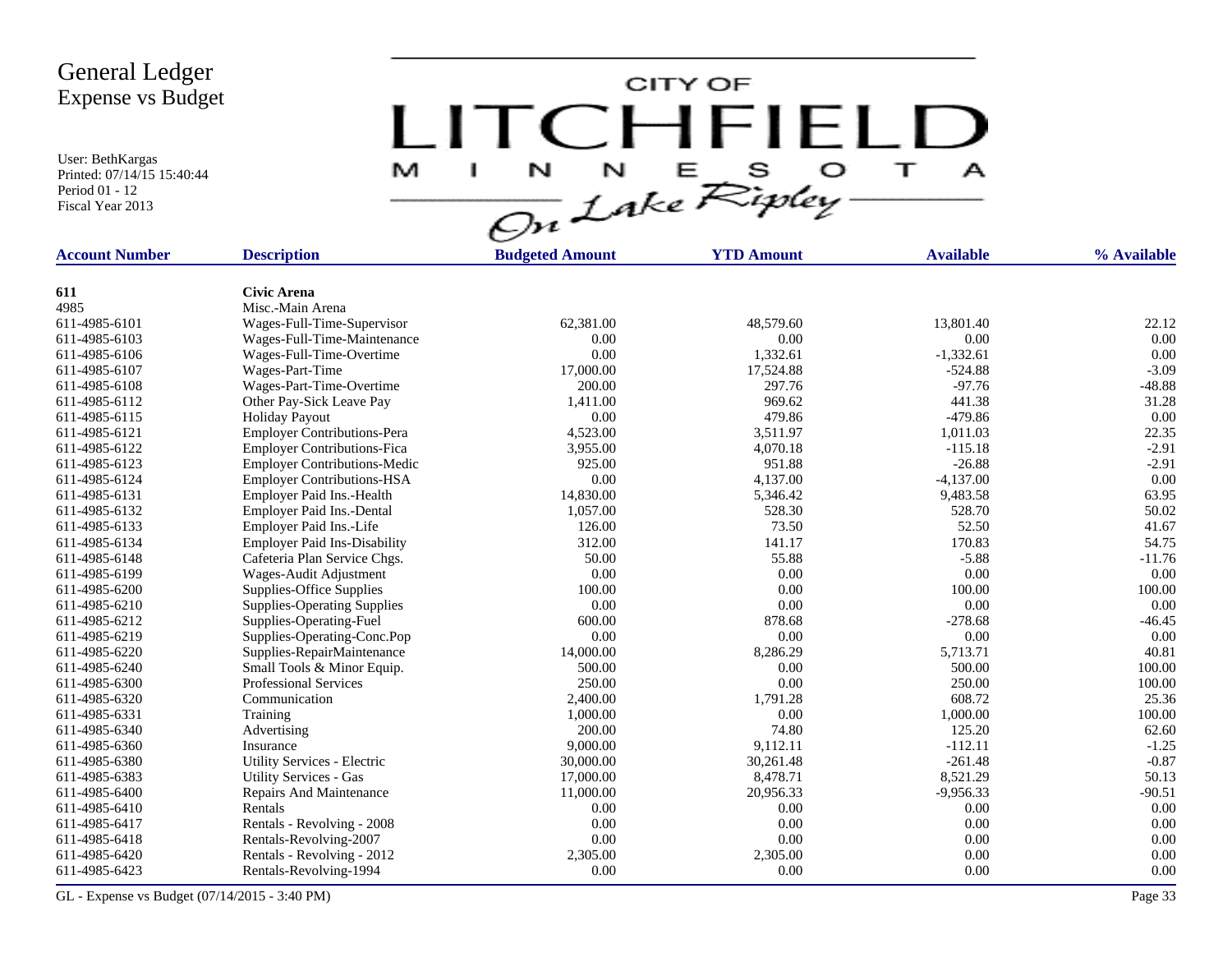# General Ledger
## Expense vs Budget

User: BethKargas
Printed: 07/14/15 15:40:44
Period 01 - 12
Fiscal Year 2013

CITY OF LITCHFIELD MINNESOTA On Lake Ripley

| Account Number | Description | Budgeted Amount | YTD Amount | Available | % Available |
|---|---|---|---|---|---|
| **611** | **Civic Arena** | | | | |
| 4985 | Misc.-Main Arena | | | | |
| 611-4985-6101 | Wages-Full-Time-Supervisor | 62,381.00 | 48,579.60 | 13,801.40 | 22.12 |
| 611-4985-6103 | Wages-Full-Time-Maintenance | 0.00 | 0.00 | 0.00 | 0.00 |
| 611-4985-6106 | Wages-Full-Time-Overtime | 0.00 | 1,332.61 | -1,332.61 | 0.00 |
| 611-4985-6107 | Wages-Part-Time | 17,000.00 | 17,524.88 | -524.88 | -3.09 |
| 611-4985-6108 | Wages-Part-Time-Overtime | 200.00 | 297.76 | -97.76 | -48.88 |
| 611-4985-6112 | Other Pay-Sick Leave Pay | 1,411.00 | 969.62 | 441.38 | 31.28 |
| 611-4985-6115 | Holiday Payout | 0.00 | 479.86 | -479.86 | 0.00 |
| 611-4985-6121 | Employer Contributions-Pera | 4,523.00 | 3,511.97 | 1,011.03 | 22.35 |
| 611-4985-6122 | Employer Contributions-Fica | 3,955.00 | 4,070.18 | -115.18 | -2.91 |
| 611-4985-6123 | Employer Contributions-Medic | 925.00 | 951.88 | -26.88 | -2.91 |
| 611-4985-6124 | Employer Contributions-HSA | 0.00 | 4,137.00 | -4,137.00 | 0.00 |
| 611-4985-6131 | Employer Paid Ins.-Health | 14,830.00 | 5,346.42 | 9,483.58 | 63.95 |
| 611-4985-6132 | Employer Paid Ins.-Dental | 1,057.00 | 528.30 | 528.70 | 50.02 |
| 611-4985-6133 | Employer Paid Ins.-Life | 126.00 | 73.50 | 52.50 | 41.67 |
| 611-4985-6134 | Employer Paid Ins-Disability | 312.00 | 141.17 | 170.83 | 54.75 |
| 611-4985-6148 | Cafeteria Plan Service Chgs. | 50.00 | 55.88 | -5.88 | -11.76 |
| 611-4985-6199 | Wages-Audit Adjustment | 0.00 | 0.00 | 0.00 | 0.00 |
| 611-4985-6200 | Supplies-Office Supplies | 100.00 | 0.00 | 100.00 | 100.00 |
| 611-4985-6210 | Supplies-Operating Supplies | 0.00 | 0.00 | 0.00 | 0.00 |
| 611-4985-6212 | Supplies-Operating-Fuel | 600.00 | 878.68 | -278.68 | -46.45 |
| 611-4985-6219 | Supplies-Operating-Conc.Pop | 0.00 | 0.00 | 0.00 | 0.00 |
| 611-4985-6220 | Supplies-RepairMaintenance | 14,000.00 | 8,286.29 | 5,713.71 | 40.81 |
| 611-4985-6240 | Small Tools & Minor Equip. | 500.00 | 0.00 | 500.00 | 100.00 |
| 611-4985-6300 | Professional Services | 250.00 | 0.00 | 250.00 | 100.00 |
| 611-4985-6320 | Communication | 2,400.00 | 1,791.28 | 608.72 | 25.36 |
| 611-4985-6331 | Training | 1,000.00 | 0.00 | 1,000.00 | 100.00 |
| 611-4985-6340 | Advertising | 200.00 | 74.80 | 125.20 | 62.60 |
| 611-4985-6360 | Insurance | 9,000.00 | 9,112.11 | -112.11 | -1.25 |
| 611-4985-6380 | Utility Services - Electric | 30,000.00 | 30,261.48 | -261.48 | -0.87 |
| 611-4985-6383 | Utility Services - Gas | 17,000.00 | 8,478.71 | 8,521.29 | 50.13 |
| 611-4985-6400 | Repairs And Maintenance | 11,000.00 | 20,956.33 | -9,956.33 | -90.51 |
| 611-4985-6410 | Rentals | 0.00 | 0.00 | 0.00 | 0.00 |
| 611-4985-6417 | Rentals - Revolving - 2008 | 0.00 | 0.00 | 0.00 | 0.00 |
| 611-4985-6418 | Rentals-Revolving-2007 | 0.00 | 0.00 | 0.00 | 0.00 |
| 611-4985-6420 | Rentals - Revolving - 2012 | 2,305.00 | 2,305.00 | 0.00 | 0.00 |
| 611-4985-6423 | Rentals-Revolving-1994 | 0.00 | 0.00 | 0.00 | 0.00 |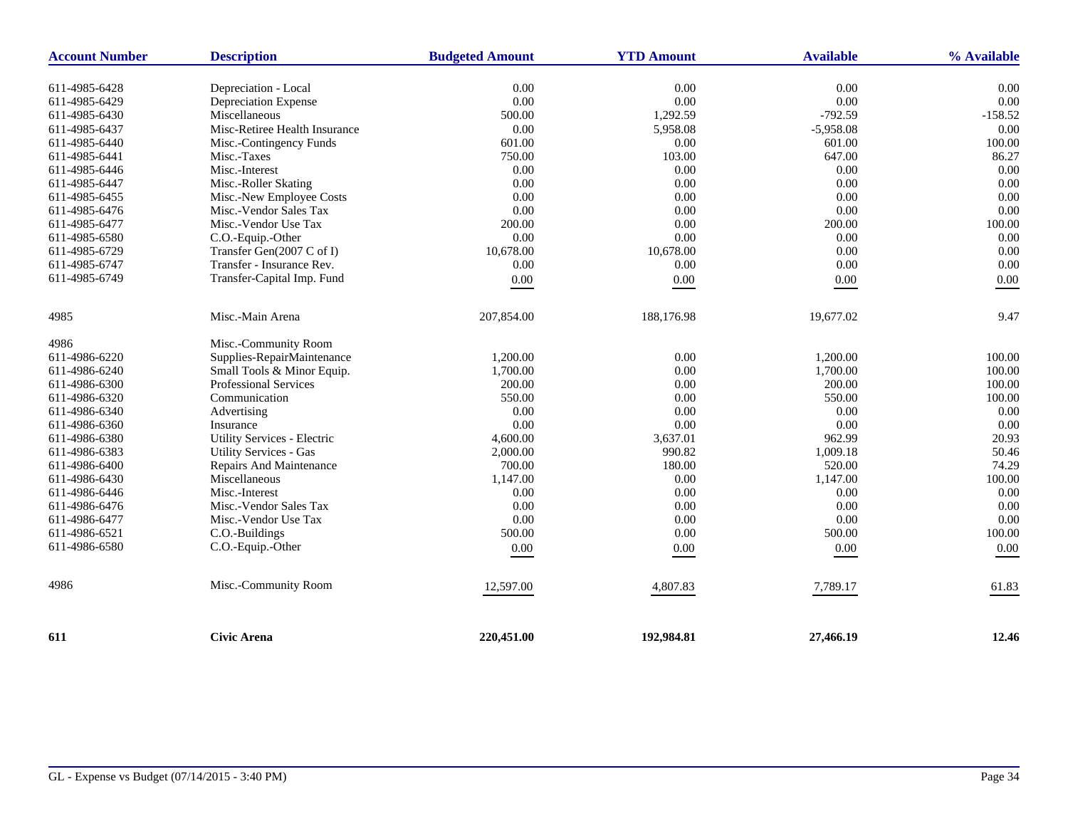| Account Number | Description | Budgeted Amount | YTD Amount | Available | % Available |
|---|---|---|---|---|---|
| 611-4985-6428 | Depreciation - Local | 0.00 | 0.00 | 0.00 | 0.00 |
| 611-4985-6429 | Depreciation Expense | 0.00 | 0.00 | 0.00 | 0.00 |
| 611-4985-6430 | Miscellaneous | 500.00 | 1,292.59 | -792.59 | -158.52 |
| 611-4985-6437 | Misc-Retiree Health Insurance | 0.00 | 5,958.08 | -5,958.08 | 0.00 |
| 611-4985-6440 | Misc.-Contingency Funds | 601.00 | 0.00 | 601.00 | 100.00 |
| 611-4985-6441 | Misc.-Taxes | 750.00 | 103.00 | 647.00 | 86.27 |
| 611-4985-6446 | Misc.-Interest | 0.00 | 0.00 | 0.00 | 0.00 |
| 611-4985-6447 | Misc.-Roller Skating | 0.00 | 0.00 | 0.00 | 0.00 |
| 611-4985-6455 | Misc.-New Employee Costs | 0.00 | 0.00 | 0.00 | 0.00 |
| 611-4985-6476 | Misc.-Vendor Sales Tax | 0.00 | 0.00 | 0.00 | 0.00 |
| 611-4985-6477 | Misc.-Vendor Use Tax | 200.00 | 0.00 | 200.00 | 100.00 |
| 611-4985-6580 | C.O.-Equip.-Other | 0.00 | 0.00 | 0.00 | 0.00 |
| 611-4985-6729 | Transfer Gen(2007 C of I) | 10,678.00 | 10,678.00 | 0.00 | 0.00 |
| 611-4985-6747 | Transfer - Insurance Rev. | 0.00 | 0.00 | 0.00 | 0.00 |
| 611-4985-6749 | Transfer-Capital Imp. Fund | 0.00 | 0.00 | 0.00 | 0.00 |
| 4985 | Misc.-Main Arena | 207,854.00 | 188,176.98 | 19,677.02 | 9.47 |
| 4986 | Misc.-Community Room | | | | |
| 611-4986-6220 | Supplies-RepairMaintenance | 1,200.00 | 0.00 | 1,200.00 | 100.00 |
| 611-4986-6240 | Small Tools & Minor Equip. | 1,700.00 | 0.00 | 1,700.00 | 100.00 |
| 611-4986-6300 | Professional Services | 200.00 | 0.00 | 200.00 | 100.00 |
| 611-4986-6320 | Communication | 550.00 | 0.00 | 550.00 | 100.00 |
| 611-4986-6340 | Advertising | 0.00 | 0.00 | 0.00 | 0.00 |
| 611-4986-6360 | Insurance | 0.00 | 0.00 | 0.00 | 0.00 |
| 611-4986-6380 | Utility Services - Electric | 4,600.00 | 3,637.01 | 962.99 | 20.93 |
| 611-4986-6383 | Utility Services - Gas | 2,000.00 | 990.82 | 1,009.18 | 50.46 |
| 611-4986-6400 | Repairs And Maintenance | 700.00 | 180.00 | 520.00 | 74.29 |
| 611-4986-6430 | Miscellaneous | 1,147.00 | 0.00 | 1,147.00 | 100.00 |
| 611-4986-6446 | Misc.-Interest | 0.00 | 0.00 | 0.00 | 0.00 |
| 611-4986-6476 | Misc.-Vendor Sales Tax | 0.00 | 0.00 | 0.00 | 0.00 |
| 611-4986-6477 | Misc.-Vendor Use Tax | 0.00 | 0.00 | 0.00 | 0.00 |
| 611-4986-6521 | C.O.-Buildings | 500.00 | 0.00 | 500.00 | 100.00 |
| 611-4986-6580 | C.O.-Equip.-Other | 0.00 | 0.00 | 0.00 | 0.00 |
| 4986 | Misc.-Community Room | 12,597.00 | 4,807.83 | 7,789.17 | 61.83 |
| **611** | **Civic Arena** | **220,451.00** | **192,984.81** | **27,466.19** | **12.46** |

GL - Expense vs Budget (07/14/2015 - 3:40 PM)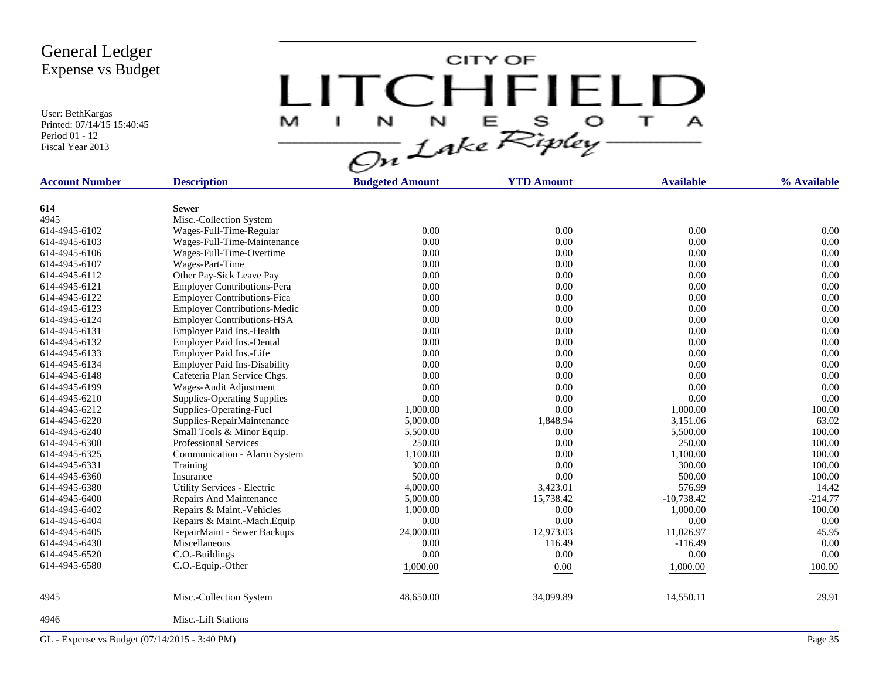# General Ledger
## Expense vs Budget

User: BethKargas
Printed: 07/14/15 15:40:45
Period 01 - 12
Fiscal Year 2013

CITY OF LITCHFIELD MINNESOTA On Lake Ripley

| Account Number | Description | Budgeted Amount | YTD Amount | Available | % Available |
|---|---|---|---|---|---|
| **614** | **Sewer** | | | | |
| 4945 | Misc.-Collection System | | | | |
| 614-4945-6102 | Wages-Full-Time-Regular | 0.00 | 0.00 | 0.00 | 0.00 |
| 614-4945-6103 | Wages-Full-Time-Maintenance | 0.00 | 0.00 | 0.00 | 0.00 |
| 614-4945-6106 | Wages-Full-Time-Overtime | 0.00 | 0.00 | 0.00 | 0.00 |
| 614-4945-6107 | Wages-Part-Time | 0.00 | 0.00 | 0.00 | 0.00 |
| 614-4945-6112 | Other Pay-Sick Leave Pay | 0.00 | 0.00 | 0.00 | 0.00 |
| 614-4945-6121 | Employer Contributions-Pera | 0.00 | 0.00 | 0.00 | 0.00 |
| 614-4945-6122 | Employer Contributions-Fica | 0.00 | 0.00 | 0.00 | 0.00 |
| 614-4945-6123 | Employer Contributions-Medic | 0.00 | 0.00 | 0.00 | 0.00 |
| 614-4945-6124 | Employer Contributions-HSA | 0.00 | 0.00 | 0.00 | 0.00 |
| 614-4945-6131 | Employer Paid Ins.-Health | 0.00 | 0.00 | 0.00 | 0.00 |
| 614-4945-6132 | Employer Paid Ins.-Dental | 0.00 | 0.00 | 0.00 | 0.00 |
| 614-4945-6133 | Employer Paid Ins.-Life | 0.00 | 0.00 | 0.00 | 0.00 |
| 614-4945-6134 | Employer Paid Ins-Disability | 0.00 | 0.00 | 0.00 | 0.00 |
| 614-4945-6148 | Cafeteria Plan Service Chgs. | 0.00 | 0.00 | 0.00 | 0.00 |
| 614-4945-6199 | Wages-Audit Adjustment | 0.00 | 0.00 | 0.00 | 0.00 |
| 614-4945-6210 | Supplies-Operating Supplies | 0.00 | 0.00 | 0.00 | 0.00 |
| 614-4945-6212 | Supplies-Operating-Fuel | 1,000.00 | 0.00 | 1,000.00 | 100.00 |
| 614-4945-6220 | Supplies-RepairMaintenance | 5,000.00 | 1,848.94 | 3,151.06 | 63.02 |
| 614-4945-6240 | Small Tools & Minor Equip. | 5,500.00 | 0.00 | 5,500.00 | 100.00 |
| 614-4945-6300 | Professional Services | 250.00 | 0.00 | 250.00 | 100.00 |
| 614-4945-6325 | Communication - Alarm System | 1,100.00 | 0.00 | 1,100.00 | 100.00 |
| 614-4945-6331 | Training | 300.00 | 0.00 | 300.00 | 100.00 |
| 614-4945-6360 | Insurance | 500.00 | 0.00 | 500.00 | 100.00 |
| 614-4945-6380 | Utility Services - Electric | 4,000.00 | 3,423.01 | 576.99 | 14.42 |
| 614-4945-6400 | Repairs And Maintenance | 5,000.00 | 15,738.42 | -10,738.42 | -214.77 |
| 614-4945-6402 | Repairs & Maint.-Vehicles | 1,000.00 | 0.00 | 1,000.00 | 100.00 |
| 614-4945-6404 | Repairs & Maint.-Mach.Equip | 0.00 | 0.00 | 0.00 | 0.00 |
| 614-4945-6405 | RepairMaint - Sewer Backups | 24,000.00 | 12,973.03 | 11,026.97 | 45.95 |
| 614-4945-6430 | Miscellaneous | 0.00 | 116.49 | -116.49 | 0.00 |
| 614-4945-6520 | C.O.-Buildings | 0.00 | 0.00 | 0.00 | 0.00 |
| 614-4945-6580 | C.O.-Equip.-Other | 1,000.00 | 0.00 | 1,000.00 | 100.00 |
| 4945 | Misc.-Collection System | 48,650.00 | 34,099.89 | 14,550.11 | 29.91 |
| 4946 | Misc.-Lift Stations | | | | |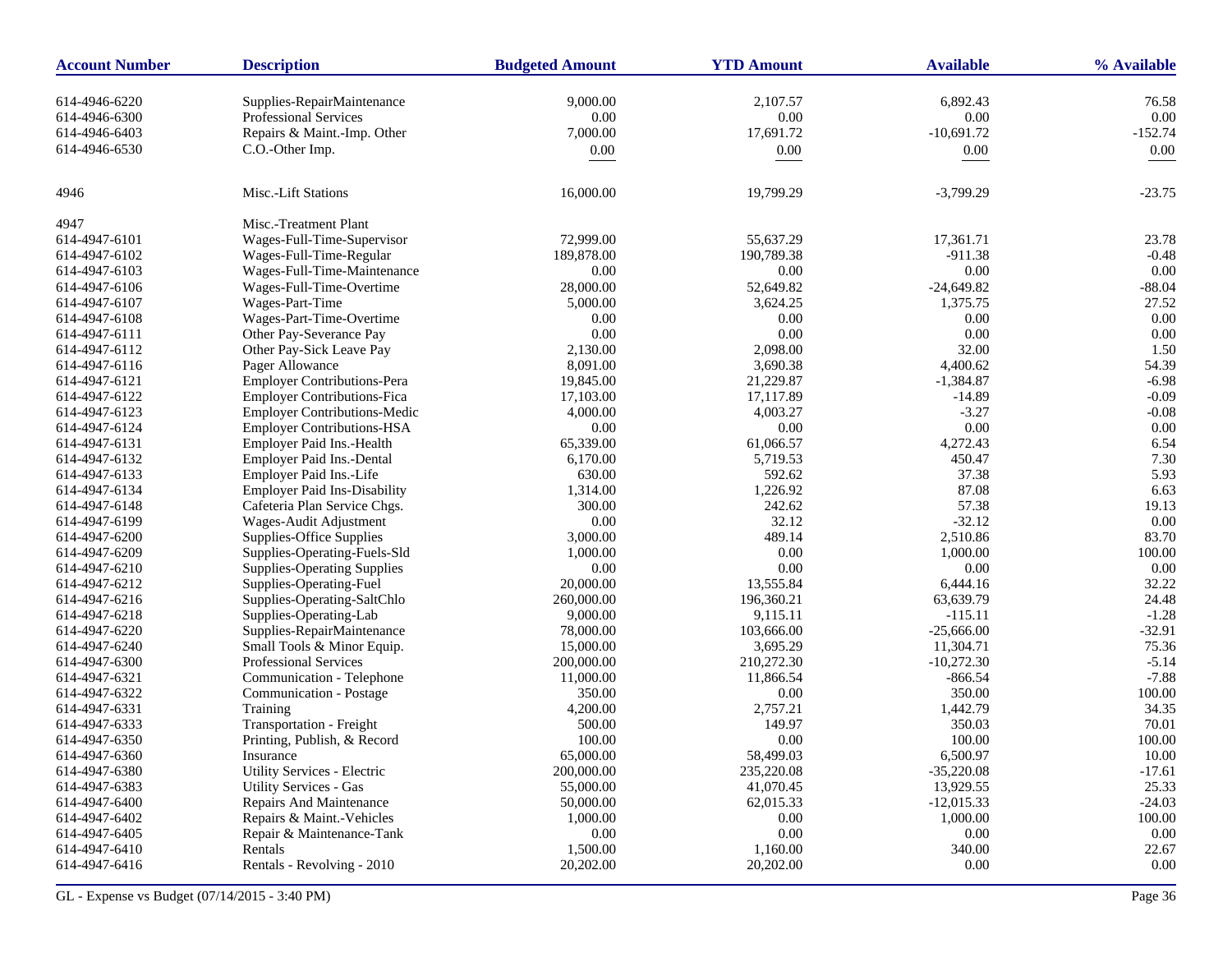| Account Number | Description | Budgeted Amount | YTD Amount | Available | % Available |
|---|---|---|---|---|---|
| 614-4946-6220 | Supplies-RepairMaintenance | 9,000.00 | 2,107.57 | 6,892.43 | 76.58 |
| 614-4946-6300 | Professional Services | 0.00 | 0.00 | 0.00 | 0.00 |
| 614-4946-6403 | Repairs & Maint.-Imp. Other | 7,000.00 | 17,691.72 | -10,691.72 | -152.74 |
| 614-4946-6530 | C.O.-Other Imp. | 0.00 | 0.00 | 0.00 | 0.00 |
| 4946 | Misc.-Lift Stations | 16,000.00 | 19,799.29 | -3,799.29 | -23.75 |
| 4947 | Misc.-Treatment Plant | | | | |
| 614-4947-6101 | Wages-Full-Time-Supervisor | 72,999.00 | 55,637.29 | 17,361.71 | 23.78 |
| 614-4947-6102 | Wages-Full-Time-Regular | 189,878.00 | 190,789.38 | -911.38 | -0.48 |
| 614-4947-6103 | Wages-Full-Time-Maintenance | 0.00 | 0.00 | 0.00 | 0.00 |
| 614-4947-6106 | Wages-Full-Time-Overtime | 28,000.00 | 52,649.82 | -24,649.82 | -88.04 |
| 614-4947-6107 | Wages-Part-Time | 5,000.00 | 3,624.25 | 1,375.75 | 27.52 |
| 614-4947-6108 | Wages-Part-Time-Overtime | 0.00 | 0.00 | 0.00 | 0.00 |
| 614-4947-6111 | Other Pay-Severance Pay | 0.00 | 0.00 | 0.00 | 0.00 |
| 614-4947-6112 | Other Pay-Sick Leave Pay | 2,130.00 | 2,098.00 | 32.00 | 1.50 |
| 614-4947-6116 | Pager Allowance | 8,091.00 | 3,690.38 | 4,400.62 | 54.39 |
| 614-4947-6121 | Employer Contributions-Pera | 19,845.00 | 21,229.87 | -1,384.87 | -6.98 |
| 614-4947-6122 | Employer Contributions-Fica | 17,103.00 | 17,117.89 | -14.89 | -0.09 |
| 614-4947-6123 | Employer Contributions-Medic | 4,000.00 | 4,003.27 | -3.27 | -0.08 |
| 614-4947-6124 | Employer Contributions-HSA | 0.00 | 0.00 | 0.00 | 0.00 |
| 614-4947-6131 | Employer Paid Ins.-Health | 65,339.00 | 61,066.57 | 4,272.43 | 6.54 |
| 614-4947-6132 | Employer Paid Ins.-Dental | 6,170.00 | 5,719.53 | 450.47 | 7.30 |
| 614-4947-6133 | Employer Paid Ins.-Life | 630.00 | 592.62 | 37.38 | 5.93 |
| 614-4947-6134 | Employer Paid Ins-Disability | 1,314.00 | 1,226.92 | 87.08 | 6.63 |
| 614-4947-6148 | Cafeteria Plan Service Chgs. | 300.00 | 242.62 | 57.38 | 19.13 |
| 614-4947-6199 | Wages-Audit Adjustment | 0.00 | 32.12 | -32.12 | 0.00 |
| 614-4947-6200 | Supplies-Office Supplies | 3,000.00 | 489.14 | 2,510.86 | 83.70 |
| 614-4947-6209 | Supplies-Operating-Fuels-Sld | 1,000.00 | 0.00 | 1,000.00 | 100.00 |
| 614-4947-6210 | Supplies-Operating Supplies | 0.00 | 0.00 | 0.00 | 0.00 |
| 614-4947-6212 | Supplies-Operating-Fuel | 20,000.00 | 13,555.84 | 6,444.16 | 32.22 |
| 614-4947-6216 | Supplies-Operating-SaltChlo | 260,000.00 | 196,360.21 | 63,639.79 | 24.48 |
| 614-4947-6218 | Supplies-Operating-Lab | 9,000.00 | 9,115.11 | -115.11 | -1.28 |
| 614-4947-6220 | Supplies-RepairMaintenance | 78,000.00 | 103,666.00 | -25,666.00 | -32.91 |
| 614-4947-6240 | Small Tools & Minor Equip. | 15,000.00 | 3,695.29 | 11,304.71 | 75.36 |
| 614-4947-6300 | Professional Services | 200,000.00 | 210,272.30 | -10,272.30 | -5.14 |
| 614-4947-6321 | Communication - Telephone | 11,000.00 | 11,866.54 | -866.54 | -7.88 |
| 614-4947-6322 | Communication - Postage | 350.00 | 0.00 | 350.00 | 100.00 |
| 614-4947-6331 | Training | 4,200.00 | 2,757.21 | 1,442.79 | 34.35 |
| 614-4947-6333 | Transportation - Freight | 500.00 | 149.97 | 350.03 | 70.01 |
| 614-4947-6350 | Printing, Publish, & Record | 100.00 | 0.00 | 100.00 | 100.00 |
| 614-4947-6360 | Insurance | 65,000.00 | 58,499.03 | 6,500.97 | 10.00 |
| 614-4947-6380 | Utility Services - Electric | 200,000.00 | 235,220.08 | -35,220.08 | -17.61 |
| 614-4947-6383 | Utility Services - Gas | 55,000.00 | 41,070.45 | 13,929.55 | 25.33 |
| 614-4947-6400 | Repairs And Maintenance | 50,000.00 | 62,015.33 | -12,015.33 | -24.03 |
| 614-4947-6402 | Repairs & Maint.-Vehicles | 1,000.00 | 0.00 | 1,000.00 | 100.00 |
| 614-4947-6405 | Repair & Maintenance-Tank | 0.00 | 0.00 | 0.00 | 0.00 |
| 614-4947-6410 | Rentals | 1,500.00 | 1,160.00 | 340.00 | 22.67 |
| 614-4947-6416 | Rentals - Revolving - 2010 | 20,202.00 | 20,202.00 | 0.00 | 0.00 |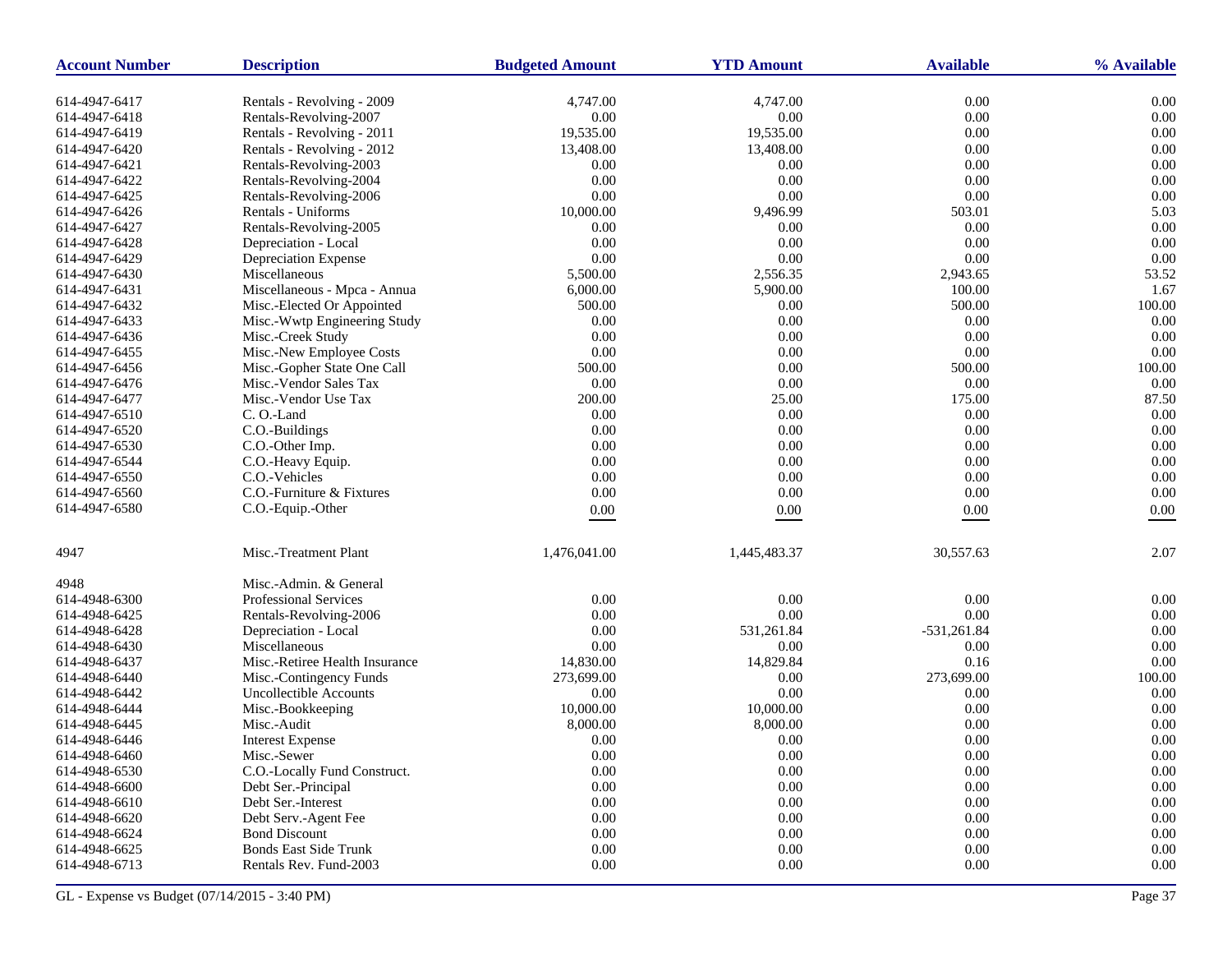| Account Number | Description | Budgeted Amount | YTD Amount | Available | % Available |
|---|---|---|---|---|---|
| 614-4947-6417 | Rentals - Revolving - 2009 | 4,747.00 | 4,747.00 | 0.00 | 0.00 |
| 614-4947-6418 | Rentals-Revolving-2007 | 0.00 | 0.00 | 0.00 | 0.00 |
| 614-4947-6419 | Rentals - Revolving - 2011 | 19,535.00 | 19,535.00 | 0.00 | 0.00 |
| 614-4947-6420 | Rentals - Revolving - 2012 | 13,408.00 | 13,408.00 | 0.00 | 0.00 |
| 614-4947-6421 | Rentals-Revolving-2003 | 0.00 | 0.00 | 0.00 | 0.00 |
| 614-4947-6422 | Rentals-Revolving-2004 | 0.00 | 0.00 | 0.00 | 0.00 |
| 614-4947-6425 | Rentals-Revolving-2006 | 0.00 | 0.00 | 0.00 | 0.00 |
| 614-4947-6426 | Rentals - Uniforms | 10,000.00 | 9,496.99 | 503.01 | 5.03 |
| 614-4947-6427 | Rentals-Revolving-2005 | 0.00 | 0.00 | 0.00 | 0.00 |
| 614-4947-6428 | Depreciation - Local | 0.00 | 0.00 | 0.00 | 0.00 |
| 614-4947-6429 | Depreciation Expense | 0.00 | 0.00 | 0.00 | 0.00 |
| 614-4947-6430 | Miscellaneous | 5,500.00 | 2,556.35 | 2,943.65 | 53.52 |
| 614-4947-6431 | Miscellaneous - Mpca - Annua | 6,000.00 | 5,900.00 | 100.00 | 1.67 |
| 614-4947-6432 | Misc.-Elected Or Appointed | 500.00 | 0.00 | 500.00 | 100.00 |
| 614-4947-6433 | Misc.-Wwtp Engineering Study | 0.00 | 0.00 | 0.00 | 0.00 |
| 614-4947-6436 | Misc.-Creek Study | 0.00 | 0.00 | 0.00 | 0.00 |
| 614-4947-6455 | Misc.-New Employee Costs | 0.00 | 0.00 | 0.00 | 0.00 |
| 614-4947-6456 | Misc.-Gopher State One Call | 500.00 | 0.00 | 500.00 | 100.00 |
| 614-4947-6476 | Misc.-Vendor Sales Tax | 0.00 | 0.00 | 0.00 | 0.00 |
| 614-4947-6477 | Misc.-Vendor Use Tax | 200.00 | 25.00 | 175.00 | 87.50 |
| 614-4947-6510 | C. O.-Land | 0.00 | 0.00 | 0.00 | 0.00 |
| 614-4947-6520 | C.O.-Buildings | 0.00 | 0.00 | 0.00 | 0.00 |
| 614-4947-6530 | C.O.-Other Imp. | 0.00 | 0.00 | 0.00 | 0.00 |
| 614-4947-6544 | C.O.-Heavy Equip. | 0.00 | 0.00 | 0.00 | 0.00 |
| 614-4947-6550 | C.O.-Vehicles | 0.00 | 0.00 | 0.00 | 0.00 |
| 614-4947-6560 | C.O.-Furniture & Fixtures | 0.00 | 0.00 | 0.00 | 0.00 |
| 614-4947-6580 | C.O.-Equip.-Other | 0.00 | 0.00 | 0.00 | 0.00 |
| 4947 | Misc.-Treatment Plant | 1,476,041.00 | 1,445,483.37 | 30,557.63 | 2.07 |
| 4948 | Misc.-Admin. & General | | | | |
| 614-4948-6300 | Professional Services | 0.00 | 0.00 | 0.00 | 0.00 |
| 614-4948-6425 | Rentals-Revolving-2006 | 0.00 | 0.00 | 0.00 | 0.00 |
| 614-4948-6428 | Depreciation - Local | 0.00 | 531,261.84 | -531,261.84 | 0.00 |
| 614-4948-6430 | Miscellaneous | 0.00 | 0.00 | 0.00 | 0.00 |
| 614-4948-6437 | Misc.-Retiree Health Insurance | 14,830.00 | 14,829.84 | 0.16 | 0.00 |
| 614-4948-6440 | Misc.-Contingency Funds | 273,699.00 | 0.00 | 273,699.00 | 100.00 |
| 614-4948-6442 | Uncollectible Accounts | 0.00 | 0.00 | 0.00 | 0.00 |
| 614-4948-6444 | Misc.-Bookkeeping | 10,000.00 | 10,000.00 | 0.00 | 0.00 |
| 614-4948-6445 | Misc.-Audit | 8,000.00 | 8,000.00 | 0.00 | 0.00 |
| 614-4948-6446 | Interest Expense | 0.00 | 0.00 | 0.00 | 0.00 |
| 614-4948-6460 | Misc.-Sewer | 0.00 | 0.00 | 0.00 | 0.00 |
| 614-4948-6530 | C.O.-Locally Fund Construct. | 0.00 | 0.00 | 0.00 | 0.00 |
| 614-4948-6600 | Debt Ser.-Principal | 0.00 | 0.00 | 0.00 | 0.00 |
| 614-4948-6610 | Debt Ser.-Interest | 0.00 | 0.00 | 0.00 | 0.00 |
| 614-4948-6620 | Debt Serv.-Agent Fee | 0.00 | 0.00 | 0.00 | 0.00 |
| 614-4948-6624 | Bond Discount | 0.00 | 0.00 | 0.00 | 0.00 |
| 614-4948-6625 | Bonds East Side Trunk | 0.00 | 0.00 | 0.00 | 0.00 |
| 614-4948-6713 | Rentals Rev. Fund-2003 | 0.00 | 0.00 | 0.00 | 0.00 |

GL - Expense vs Budget (07/14/2015 - 3:40 PM)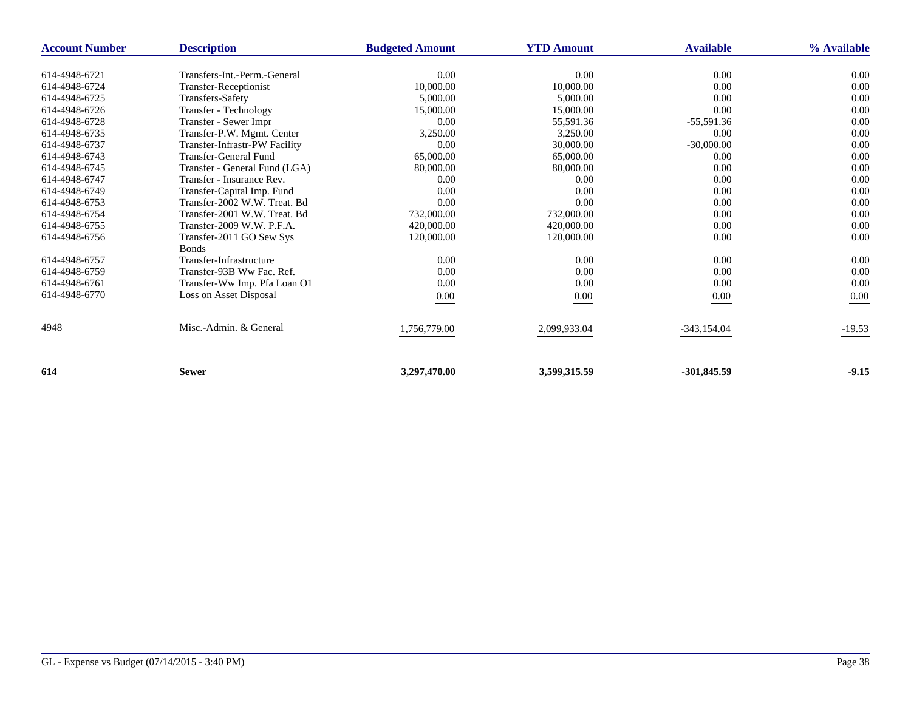| Account Number | Description | Budgeted Amount | YTD Amount | Available | % Available |
|---|---|---|---|---|---|
| 614-4948-6721 | Transfers-Int.-Perm.-General | 0.00 | 0.00 | 0.00 | 0.00 |
| 614-4948-6724 | Transfer-Receptionist | 10,000.00 | 10,000.00 | 0.00 | 0.00 |
| 614-4948-6725 | Transfers-Safety | 5,000.00 | 5,000.00 | 0.00 | 0.00 |
| 614-4948-6726 | Transfer - Technology | 15,000.00 | 15,000.00 | 0.00 | 0.00 |
| 614-4948-6728 | Transfer - Sewer Impr | 0.00 | 55,591.36 | -55,591.36 | 0.00 |
| 614-4948-6735 | Transfer-P.W. Mgmt. Center | 3,250.00 | 3,250.00 | 0.00 | 0.00 |
| 614-4948-6737 | Transfer-Infrastr-PW Facility | 0.00 | 30,000.00 | -30,000.00 | 0.00 |
| 614-4948-6743 | Transfer-General Fund | 65,000.00 | 65,000.00 | 0.00 | 0.00 |
| 614-4948-6745 | Transfer - General Fund (LGA) | 80,000.00 | 80,000.00 | 0.00 | 0.00 |
| 614-4948-6747 | Transfer - Insurance Rev. | 0.00 | 0.00 | 0.00 | 0.00 |
| 614-4948-6749 | Transfer-Capital Imp. Fund | 0.00 | 0.00 | 0.00 | 0.00 |
| 614-4948-6753 | Transfer-2002 W.W. Treat. Bd | 0.00 | 0.00 | 0.00 | 0.00 |
| 614-4948-6754 | Transfer-2001 W.W. Treat. Bd | 732,000.00 | 732,000.00 | 0.00 | 0.00 |
| 614-4948-6755 | Transfer-2009 W.W. P.F.A. | 420,000.00 | 420,000.00 | 0.00 | 0.00 |
| 614-4948-6756 | Transfer-2011 GO Sew Sys Bonds | 120,000.00 | 120,000.00 | 0.00 | 0.00 |
| 614-4948-6757 | Transfer-Infrastructure | 0.00 | 0.00 | 0.00 | 0.00 |
| 614-4948-6759 | Transfer-93B Ww Fac. Ref. | 0.00 | 0.00 | 0.00 | 0.00 |
| 614-4948-6761 | Transfer-Ww Imp. Pfa Loan O1 | 0.00 | 0.00 | 0.00 | 0.00 |
| 614-4948-6770 | Loss on Asset Disposal | 0.00 | 0.00 | 0.00 | 0.00 |
| 4948 | Misc.-Admin. & General | 1,756,779.00 | 2,099,933.04 | -343,154.04 | -19.53 |
| **614** | **Sewer** | **3,297,470.00** | **3,599,315.59** | **-301,845.59** | **-9.15** |

GL - Expense vs Budget (07/14/2015 - 3:40 PM)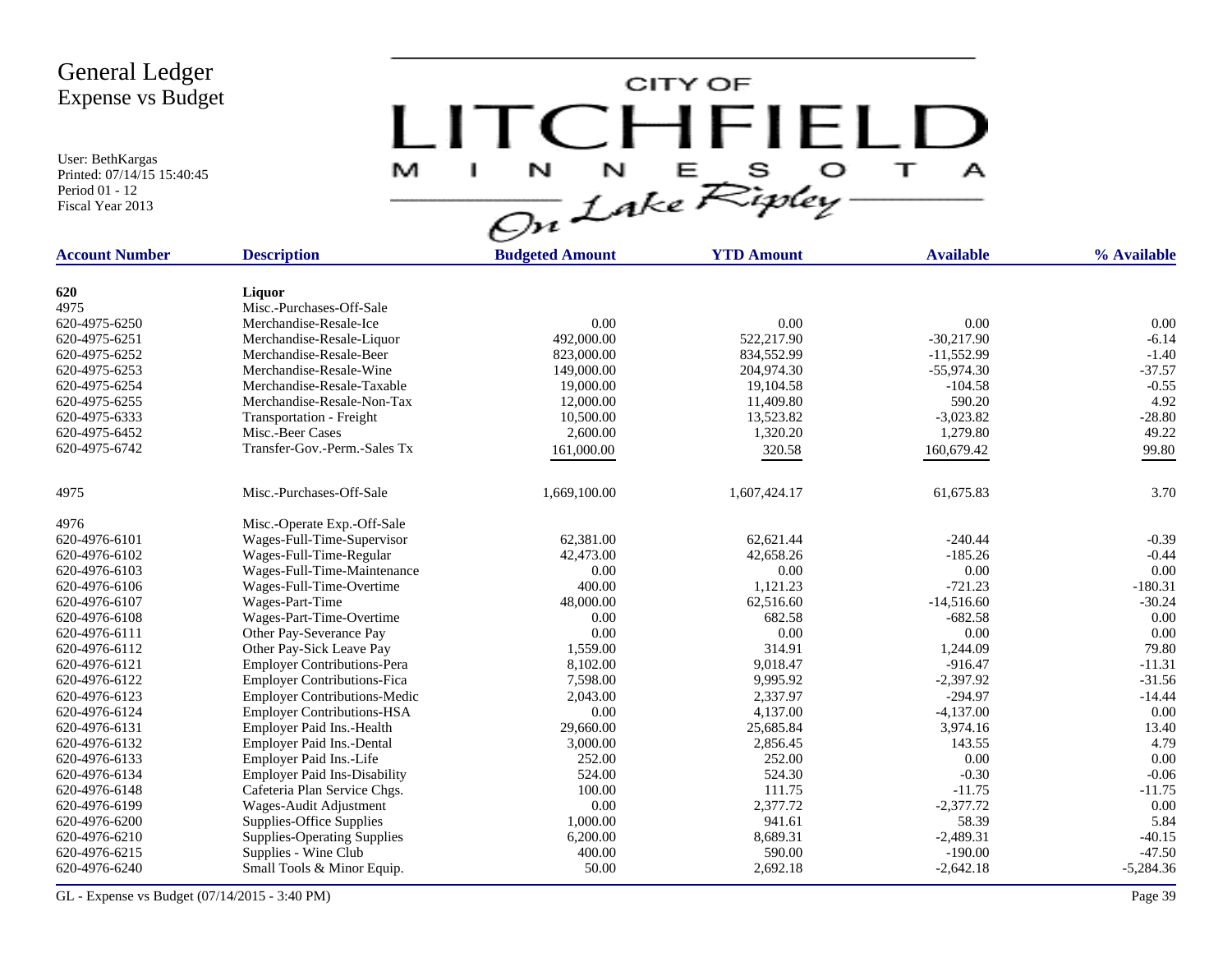# General Ledger
## Expense vs Budget

User: BethKargas
Printed: 07/14/15 15:40:45
Period 01 - 12
Fiscal Year 2013

CITY OF LITCHFIELD MINNESOTA On Lake Ripley

| Account Number | Description | Budgeted Amount | YTD Amount | Available | % Available |
|---|---|---|---|---|---|
| **620** | **Liquor** | | | | |
| 4975 | Misc.-Purchases-Off-Sale | | | | |
| 620-4975-6250 | Merchandise-Resale-Ice | 0.00 | 0.00 | 0.00 | 0.00 |
| 620-4975-6251 | Merchandise-Resale-Liquor | 492,000.00 | 522,217.90 | -30,217.90 | -6.14 |
| 620-4975-6252 | Merchandise-Resale-Beer | 823,000.00 | 834,552.99 | -11,552.99 | -1.40 |
| 620-4975-6253 | Merchandise-Resale-Wine | 149,000.00 | 204,974.30 | -55,974.30 | -37.57 |
| 620-4975-6254 | Merchandise-Resale-Taxable | 19,000.00 | 19,104.58 | -104.58 | -0.55 |
| 620-4975-6255 | Merchandise-Resale-Non-Tax | 12,000.00 | 11,409.80 | 590.20 | 4.92 |
| 620-4975-6333 | Transportation - Freight | 10,500.00 | 13,523.82 | -3,023.82 | -28.80 |
| 620-4975-6452 | Misc.-Beer Cases | 2,600.00 | 1,320.20 | 1,279.80 | 49.22 |
| 620-4975-6742 | Transfer-Gov.-Perm.-Sales Tx | 161,000.00 | 320.58 | 160,679.42 | 99.80 |
| 4975 | Misc.-Purchases-Off-Sale | 1,669,100.00 | 1,607,424.17 | 61,675.83 | 3.70 |
| 4976 | Misc.-Operate Exp.-Off-Sale | | | | |
| 620-4976-6101 | Wages-Full-Time-Supervisor | 62,381.00 | 62,621.44 | -240.44 | -0.39 |
| 620-4976-6102 | Wages-Full-Time-Regular | 42,473.00 | 42,658.26 | -185.26 | -0.44 |
| 620-4976-6103 | Wages-Full-Time-Maintenance | 0.00 | 0.00 | 0.00 | 0.00 |
| 620-4976-6106 | Wages-Full-Time-Overtime | 400.00 | 1,121.23 | -721.23 | -180.31 |
| 620-4976-6107 | Wages-Part-Time | 48,000.00 | 62,516.60 | -14,516.60 | -30.24 |
| 620-4976-6108 | Wages-Part-Time-Overtime | 0.00 | 682.58 | -682.58 | 0.00 |
| 620-4976-6111 | Other Pay-Severance Pay | 0.00 | 0.00 | 0.00 | 0.00 |
| 620-4976-6112 | Other Pay-Sick Leave Pay | 1,559.00 | 314.91 | 1,244.09 | 79.80 |
| 620-4976-6121 | Employer Contributions-Pera | 8,102.00 | 9,018.47 | -916.47 | -11.31 |
| 620-4976-6122 | Employer Contributions-Fica | 7,598.00 | 9,995.92 | -2,397.92 | -31.56 |
| 620-4976-6123 | Employer Contributions-Medic | 2,043.00 | 2,337.97 | -294.97 | -14.44 |
| 620-4976-6124 | Employer Contributions-HSA | 0.00 | 4,137.00 | -4,137.00 | 0.00 |
| 620-4976-6131 | Employer Paid Ins.-Health | 29,660.00 | 25,685.84 | 3,974.16 | 13.40 |
| 620-4976-6132 | Employer Paid Ins.-Dental | 3,000.00 | 2,856.45 | 143.55 | 4.79 |
| 620-4976-6133 | Employer Paid Ins.-Life | 252.00 | 252.00 | 0.00 | 0.00 |
| 620-4976-6134 | Employer Paid Ins-Disability | 524.00 | 524.30 | -0.30 | -0.06 |
| 620-4976-6148 | Cafeteria Plan Service Chgs. | 100.00 | 111.75 | -11.75 | -11.75 |
| 620-4976-6199 | Wages-Audit Adjustment | 0.00 | 2,377.72 | -2,377.72 | 0.00 |
| 620-4976-6200 | Supplies-Office Supplies | 1,000.00 | 941.61 | 58.39 | 5.84 |
| 620-4976-6210 | Supplies-Operating Supplies | 6,200.00 | 8,689.31 | -2,489.31 | -40.15 |
| 620-4976-6215 | Supplies - Wine Club | 400.00 | 590.00 | -190.00 | -47.50 |
| 620-4976-6240 | Small Tools & Minor Equip. | 50.00 | 2,692.18 | -2,642.18 | -5,284.36 |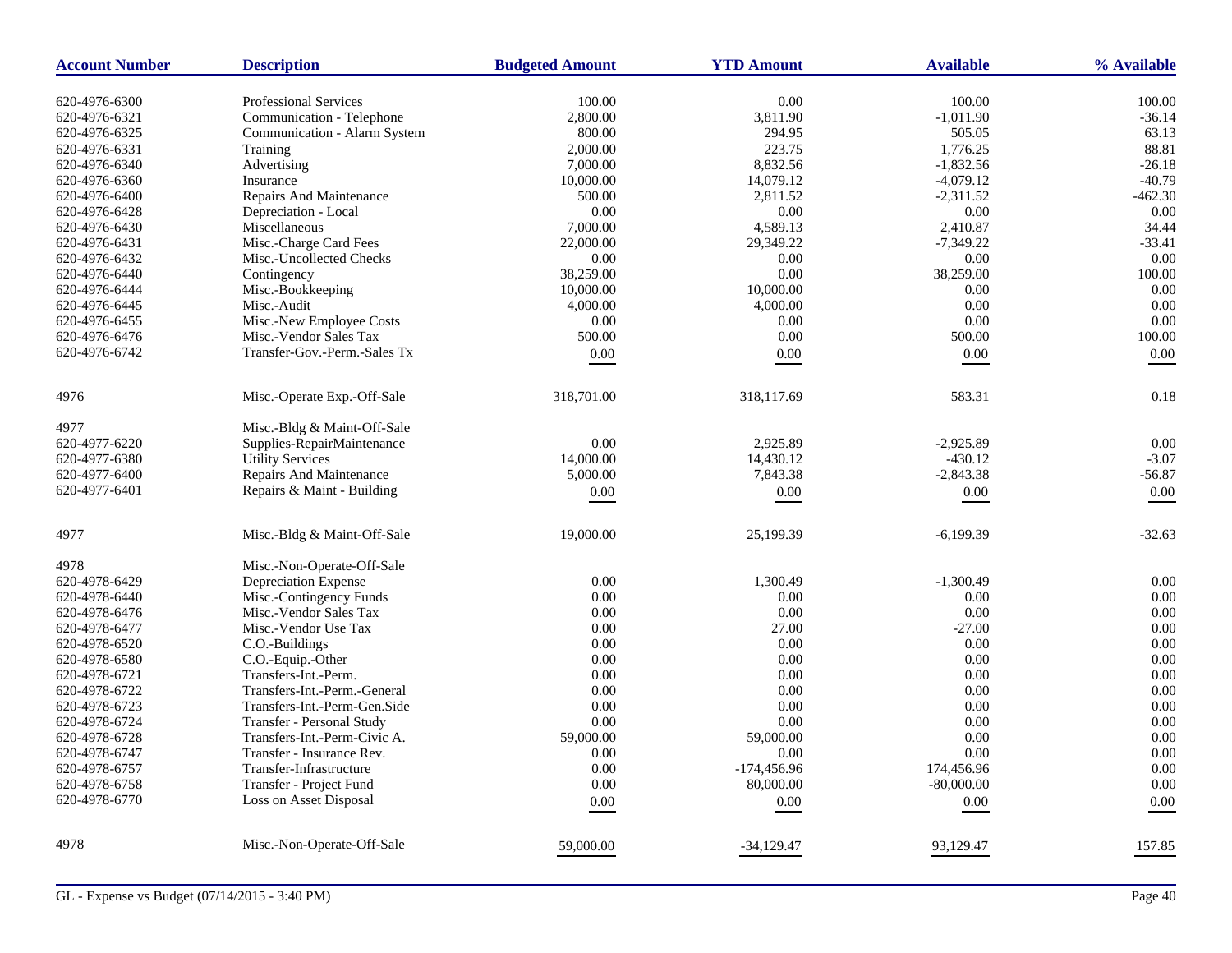| Account Number | Description | Budgeted Amount | YTD Amount | Available | % Available |
|---|---|---|---|---|---|
| 620-4976-6300 | Professional Services | 100.00 | 0.00 | 100.00 | 100.00 |
| 620-4976-6321 | Communication - Telephone | 2,800.00 | 3,811.90 | -1,011.90 | -36.14 |
| 620-4976-6325 | Communication - Alarm System | 800.00 | 294.95 | 505.05 | 63.13 |
| 620-4976-6331 | Training | 2,000.00 | 223.75 | 1,776.25 | 88.81 |
| 620-4976-6340 | Advertising | 7,000.00 | 8,832.56 | -1,832.56 | -26.18 |
| 620-4976-6360 | Insurance | 10,000.00 | 14,079.12 | -4,079.12 | -40.79 |
| 620-4976-6400 | Repairs And Maintenance | 500.00 | 2,811.52 | -2,311.52 | -462.30 |
| 620-4976-6428 | Depreciation - Local | 0.00 | 0.00 | 0.00 | 0.00 |
| 620-4976-6430 | Miscellaneous | 7,000.00 | 4,589.13 | 2,410.87 | 34.44 |
| 620-4976-6431 | Misc.-Charge Card Fees | 22,000.00 | 29,349.22 | -7,349.22 | -33.41 |
| 620-4976-6432 | Misc.-Uncollected Checks | 0.00 | 0.00 | 0.00 | 0.00 |
| 620-4976-6440 | Contingency | 38,259.00 | 0.00 | 38,259.00 | 100.00 |
| 620-4976-6444 | Misc.-Bookkeeping | 10,000.00 | 10,000.00 | 0.00 | 0.00 |
| 620-4976-6445 | Misc.-Audit | 4,000.00 | 4,000.00 | 0.00 | 0.00 |
| 620-4976-6455 | Misc.-New Employee Costs | 0.00 | 0.00 | 0.00 | 0.00 |
| 620-4976-6476 | Misc.-Vendor Sales Tax | 500.00 | 0.00 | 500.00 | 100.00 |
| 620-4976-6742 | Transfer-Gov.-Perm.-Sales Tx | 0.00 | 0.00 | 0.00 | 0.00 |
| 4976 | Misc.-Operate Exp.-Off-Sale | 318,701.00 | 318,117.69 | 583.31 | 0.18 |
| 4977 | Misc.-Bldg & Maint-Off-Sale | | | | |
| 620-4977-6220 | Supplies-RepairMaintenance | 0.00 | 2,925.89 | -2,925.89 | 0.00 |
| 620-4977-6380 | Utility Services | 14,000.00 | 14,430.12 | -430.12 | -3.07 |
| 620-4977-6400 | Repairs And Maintenance | 5,000.00 | 7,843.38 | -2,843.38 | -56.87 |
| 620-4977-6401 | Repairs & Maint - Building | 0.00 | 0.00 | 0.00 | 0.00 |
| 4977 | Misc.-Bldg & Maint-Off-Sale | 19,000.00 | 25,199.39 | -6,199.39 | -32.63 |
| 4978 | Misc.-Non-Operate-Off-Sale | | | | |
| 620-4978-6429 | Depreciation Expense | 0.00 | 1,300.49 | -1,300.49 | 0.00 |
| 620-4978-6440 | Misc.-Contingency Funds | 0.00 | 0.00 | 0.00 | 0.00 |
| 620-4978-6476 | Misc.-Vendor Sales Tax | 0.00 | 0.00 | 0.00 | 0.00 |
| 620-4978-6477 | Misc.-Vendor Use Tax | 0.00 | 27.00 | -27.00 | 0.00 |
| 620-4978-6520 | C.O.-Buildings | 0.00 | 0.00 | 0.00 | 0.00 |
| 620-4978-6580 | C.O.-Equip.-Other | 0.00 | 0.00 | 0.00 | 0.00 |
| 620-4978-6721 | Transfers-Int.-Perm. | 0.00 | 0.00 | 0.00 | 0.00 |
| 620-4978-6722 | Transfers-Int.-Perm.-General | 0.00 | 0.00 | 0.00 | 0.00 |
| 620-4978-6723 | Transfers-Int.-Perm-Gen.Side | 0.00 | 0.00 | 0.00 | 0.00 |
| 620-4978-6724 | Transfer - Personal Study | 0.00 | 0.00 | 0.00 | 0.00 |
| 620-4978-6728 | Transfers-Int.-Perm-Civic A. | 59,000.00 | 59,000.00 | 0.00 | 0.00 |
| 620-4978-6747 | Transfer - Insurance Rev. | 0.00 | 0.00 | 0.00 | 0.00 |
| 620-4978-6757 | Transfer-Infrastructure | 0.00 | -174,456.96 | 174,456.96 | 0.00 |
| 620-4978-6758 | Transfer - Project Fund | 0.00 | 80,000.00 | -80,000.00 | 0.00 |
| 620-4978-6770 | Loss on Asset Disposal | 0.00 | 0.00 | 0.00 | 0.00 |
| 4978 | Misc.-Non-Operate-Off-Sale | 59,000.00 | -34,129.47 | 93,129.47 | 157.85 |

GL - Expense vs Budget (07/14/2015 - 3:40 PM)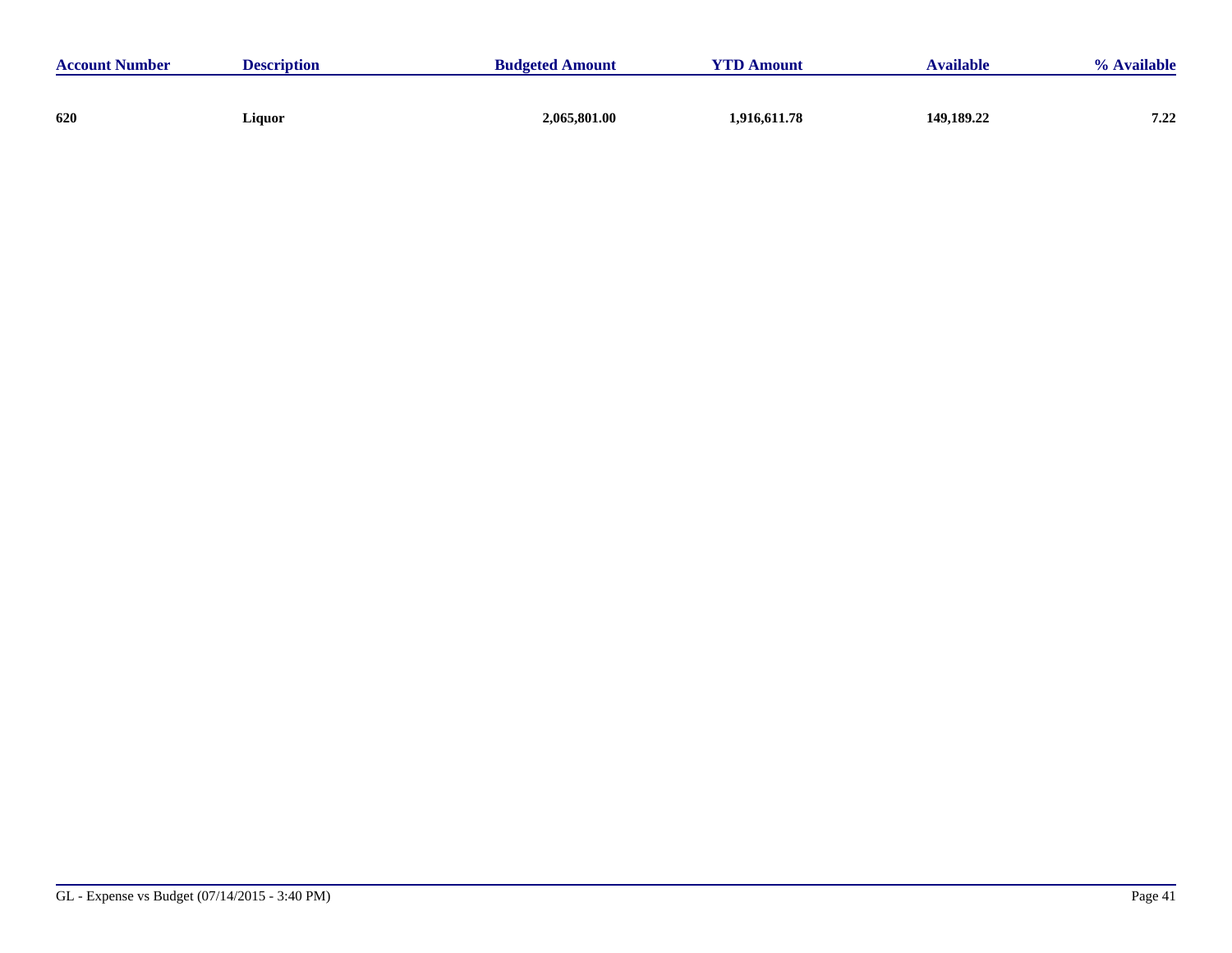| Account Number | Description | Budgeted Amount | YTD Amount | Available | % Available |
|---|---|---|---|---|---|
| **620** | **Liquor** | **2,065,801.00** | **1,916,611.78** | **149,189.22** | **7.22** |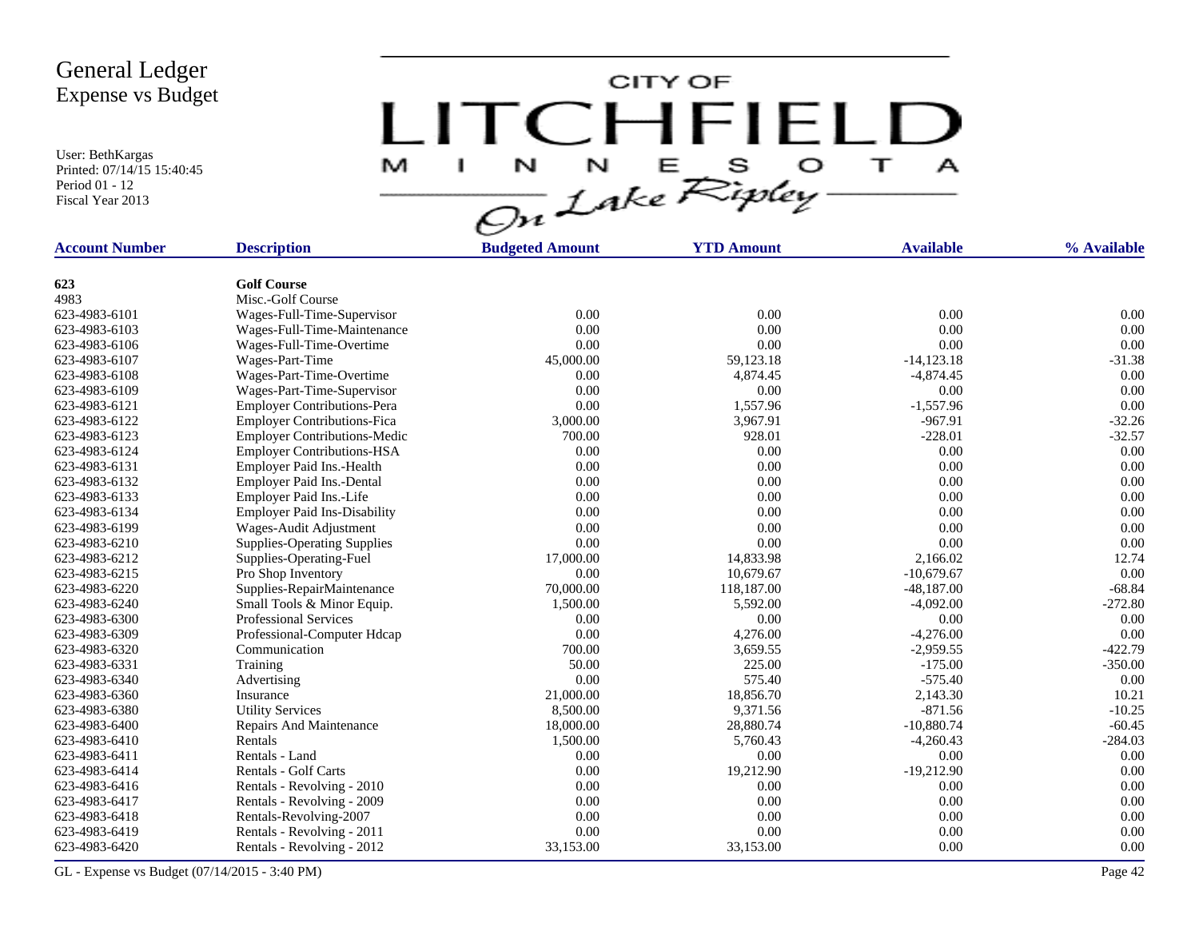# General Ledger
## Expense vs Budget

User: BethKargas
Printed: 07/14/15 15:40:45
Period 01 - 12
Fiscal Year 2013

CITY OF LITCHFIELD MINNESOTA On Lake Ripley

| Account Number | Description | Budgeted Amount | YTD Amount | Available | % Available |
|---|---|---|---|---|---|
| **623** | **Golf Course** | | | | |
| 4983 | Misc.-Golf Course | | | | |
| 623-4983-6101 | Wages-Full-Time-Supervisor | 0.00 | 0.00 | 0.00 | 0.00 |
| 623-4983-6103 | Wages-Full-Time-Maintenance | 0.00 | 0.00 | 0.00 | 0.00 |
| 623-4983-6106 | Wages-Full-Time-Overtime | 0.00 | 0.00 | 0.00 | 0.00 |
| 623-4983-6107 | Wages-Part-Time | 45,000.00 | 59,123.18 | -14,123.18 | -31.38 |
| 623-4983-6108 | Wages-Part-Time-Overtime | 0.00 | 4,874.45 | -4,874.45 | 0.00 |
| 623-4983-6109 | Wages-Part-Time-Supervisor | 0.00 | 0.00 | 0.00 | 0.00 |
| 623-4983-6121 | Employer Contributions-Pera | 0.00 | 1,557.96 | -1,557.96 | 0.00 |
| 623-4983-6122 | Employer Contributions-Fica | 3,000.00 | 3,967.91 | -967.91 | -32.26 |
| 623-4983-6123 | Employer Contributions-Medic | 700.00 | 928.01 | -228.01 | -32.57 |
| 623-4983-6124 | Employer Contributions-HSA | 0.00 | 0.00 | 0.00 | 0.00 |
| 623-4983-6131 | Employer Paid Ins.-Health | 0.00 | 0.00 | 0.00 | 0.00 |
| 623-4983-6132 | Employer Paid Ins.-Dental | 0.00 | 0.00 | 0.00 | 0.00 |
| 623-4983-6133 | Employer Paid Ins.-Life | 0.00 | 0.00 | 0.00 | 0.00 |
| 623-4983-6134 | Employer Paid Ins-Disability | 0.00 | 0.00 | 0.00 | 0.00 |
| 623-4983-6199 | Wages-Audit Adjustment | 0.00 | 0.00 | 0.00 | 0.00 |
| 623-4983-6210 | Supplies-Operating Supplies | 0.00 | 0.00 | 0.00 | 0.00 |
| 623-4983-6212 | Supplies-Operating-Fuel | 17,000.00 | 14,833.98 | 2,166.02 | 12.74 |
| 623-4983-6215 | Pro Shop Inventory | 0.00 | 10,679.67 | -10,679.67 | 0.00 |
| 623-4983-6220 | Supplies-RepairMaintenance | 70,000.00 | 118,187.00 | -48,187.00 | -68.84 |
| 623-4983-6240 | Small Tools & Minor Equip. | 1,500.00 | 5,592.00 | -4,092.00 | -272.80 |
| 623-4983-6300 | Professional Services | 0.00 | 0.00 | 0.00 | 0.00 |
| 623-4983-6309 | Professional-Computer Hdcap | 0.00 | 4,276.00 | -4,276.00 | 0.00 |
| 623-4983-6320 | Communication | 700.00 | 3,659.55 | -2,959.55 | -422.79 |
| 623-4983-6331 | Training | 50.00 | 225.00 | -175.00 | -350.00 |
| 623-4983-6340 | Advertising | 0.00 | 575.40 | -575.40 | 0.00 |
| 623-4983-6360 | Insurance | 21,000.00 | 18,856.70 | 2,143.30 | 10.21 |
| 623-4983-6380 | Utility Services | 8,500.00 | 9,371.56 | -871.56 | -10.25 |
| 623-4983-6400 | Repairs And Maintenance | 18,000.00 | 28,880.74 | -10,880.74 | -60.45 |
| 623-4983-6410 | Rentals | 1,500.00 | 5,760.43 | -4,260.43 | -284.03 |
| 623-4983-6411 | Rentals - Land | 0.00 | 0.00 | 0.00 | 0.00 |
| 623-4983-6414 | Rentals - Golf Carts | 0.00 | 19,212.90 | -19,212.90 | 0.00 |
| 623-4983-6416 | Rentals - Revolving - 2010 | 0.00 | 0.00 | 0.00 | 0.00 |
| 623-4983-6417 | Rentals - Revolving - 2009 | 0.00 | 0.00 | 0.00 | 0.00 |
| 623-4983-6418 | Rentals-Revolving-2007 | 0.00 | 0.00 | 0.00 | 0.00 |
| 623-4983-6419 | Rentals - Revolving - 2011 | 0.00 | 0.00 | 0.00 | 0.00 |
| 623-4983-6420 | Rentals - Revolving - 2012 | 33,153.00 | 33,153.00 | 0.00 | 0.00 |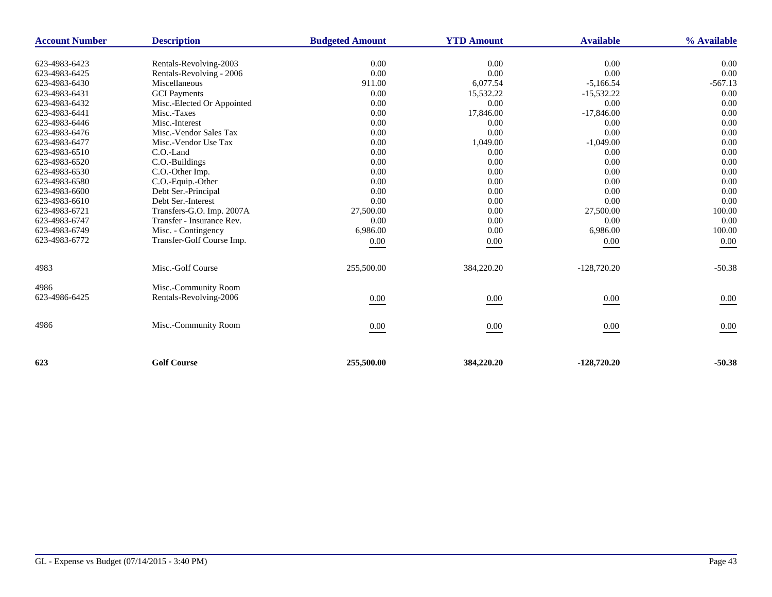| Account Number | Description | Budgeted Amount | YTD Amount | Available | % Available |
|---|---|---|---|---|---|
| 623-4983-6423 | Rentals-Revolving-2003 | 0.00 | 0.00 | 0.00 | 0.00 |
| 623-4983-6425 | Rentals-Revolving - 2006 | 0.00 | 0.00 | 0.00 | 0.00 |
| 623-4983-6430 | Miscellaneous | 911.00 | 6,077.54 | -5,166.54 | -567.13 |
| 623-4983-6431 | GCI Payments | 0.00 | 15,532.22 | -15,532.22 | 0.00 |
| 623-4983-6432 | Misc.-Elected Or Appointed | 0.00 | 0.00 | 0.00 | 0.00 |
| 623-4983-6441 | Misc.-Taxes | 0.00 | 17,846.00 | -17,846.00 | 0.00 |
| 623-4983-6446 | Misc.-Interest | 0.00 | 0.00 | 0.00 | 0.00 |
| 623-4983-6476 | Misc.-Vendor Sales Tax | 0.00 | 0.00 | 0.00 | 0.00 |
| 623-4983-6477 | Misc.-Vendor Use Tax | 0.00 | 1,049.00 | -1,049.00 | 0.00 |
| 623-4983-6510 | C.O.-Land | 0.00 | 0.00 | 0.00 | 0.00 |
| 623-4983-6520 | C.O.-Buildings | 0.00 | 0.00 | 0.00 | 0.00 |
| 623-4983-6530 | C.O.-Other Imp. | 0.00 | 0.00 | 0.00 | 0.00 |
| 623-4983-6580 | C.O.-Equip.-Other | 0.00 | 0.00 | 0.00 | 0.00 |
| 623-4983-6600 | Debt Ser.-Principal | 0.00 | 0.00 | 0.00 | 0.00 |
| 623-4983-6610 | Debt Ser.-Interest | 0.00 | 0.00 | 0.00 | 0.00 |
| 623-4983-6721 | Transfers-G.O. Imp. 2007A | 27,500.00 | 0.00 | 27,500.00 | 100.00 |
| 623-4983-6747 | Transfer - Insurance Rev. | 0.00 | 0.00 | 0.00 | 0.00 |
| 623-4983-6749 | Misc. - Contingency | 6,986.00 | 0.00 | 6,986.00 | 100.00 |
| 623-4983-6772 | Transfer-Golf Course Imp. | 0.00 | 0.00 | 0.00 | 0.00 |
| 4983 | Misc.-Golf Course | 255,500.00 | 384,220.20 | -128,720.20 | -50.38 |
| 4986 | Misc.-Community Room | | | | |
| 623-4986-6425 | Rentals-Revolving-2006 | 0.00 | 0.00 | 0.00 | 0.00 |
| 4986 | Misc.-Community Room | 0.00 | 0.00 | 0.00 | 0.00 |
| **623** | **Golf Course** | **255,500.00** | **384,220.20** | **-128,720.20** | **-50.38** |

GL - Expense vs Budget (07/14/2015 - 3:40 PM)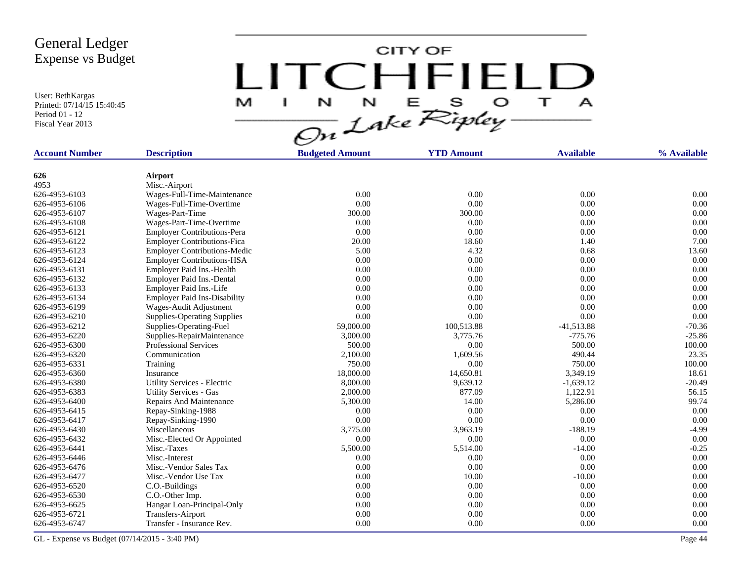# General Ledger
## Expense vs Budget

User: BethKargas
Printed: 07/14/15 15:40:45
Period 01 - 12
Fiscal Year 2013

CITY OF LITCHFIELD MINNESOTA On Lake Ripley

| Account Number | Description | Budgeted Amount | YTD Amount | Available | % Available |
|---|---|---|---|---|---|
| **626** | **Airport** | | | | |
| 4953 | Misc.-Airport | | | | |
| 626-4953-6103 | Wages-Full-Time-Maintenance | 0.00 | 0.00 | 0.00 | 0.00 |
| 626-4953-6106 | Wages-Full-Time-Overtime | 0.00 | 0.00 | 0.00 | 0.00 |
| 626-4953-6107 | Wages-Part-Time | 300.00 | 300.00 | 0.00 | 0.00 |
| 626-4953-6108 | Wages-Part-Time-Overtime | 0.00 | 0.00 | 0.00 | 0.00 |
| 626-4953-6121 | Employer Contributions-Pera | 0.00 | 0.00 | 0.00 | 0.00 |
| 626-4953-6122 | Employer Contributions-Fica | 20.00 | 18.60 | 1.40 | 7.00 |
| 626-4953-6123 | Employer Contributions-Medic | 5.00 | 4.32 | 0.68 | 13.60 |
| 626-4953-6124 | Employer Contributions-HSA | 0.00 | 0.00 | 0.00 | 0.00 |
| 626-4953-6131 | Employer Paid Ins.-Health | 0.00 | 0.00 | 0.00 | 0.00 |
| 626-4953-6132 | Employer Paid Ins.-Dental | 0.00 | 0.00 | 0.00 | 0.00 |
| 626-4953-6133 | Employer Paid Ins.-Life | 0.00 | 0.00 | 0.00 | 0.00 |
| 626-4953-6134 | Employer Paid Ins-Disability | 0.00 | 0.00 | 0.00 | 0.00 |
| 626-4953-6199 | Wages-Audit Adjustment | 0.00 | 0.00 | 0.00 | 0.00 |
| 626-4953-6210 | Supplies-Operating Supplies | 0.00 | 0.00 | 0.00 | 0.00 |
| 626-4953-6212 | Supplies-Operating-Fuel | 59,000.00 | 100,513.88 | -41,513.88 | -70.36 |
| 626-4953-6220 | Supplies-RepairMaintenance | 3,000.00 | 3,775.76 | -775.76 | -25.86 |
| 626-4953-6300 | Professional Services | 500.00 | 0.00 | 500.00 | 100.00 |
| 626-4953-6320 | Communication | 2,100.00 | 1,609.56 | 490.44 | 23.35 |
| 626-4953-6331 | Training | 750.00 | 0.00 | 750.00 | 100.00 |
| 626-4953-6360 | Insurance | 18,000.00 | 14,650.81 | 3,349.19 | 18.61 |
| 626-4953-6380 | Utility Services - Electric | 8,000.00 | 9,639.12 | -1,639.12 | -20.49 |
| 626-4953-6383 | Utility Services - Gas | 2,000.00 | 877.09 | 1,122.91 | 56.15 |
| 626-4953-6400 | Repairs And Maintenance | 5,300.00 | 14.00 | 5,286.00 | 99.74 |
| 626-4953-6415 | Repay-Sinking-1988 | 0.00 | 0.00 | 0.00 | 0.00 |
| 626-4953-6417 | Repay-Sinking-1990 | 0.00 | 0.00 | 0.00 | 0.00 |
| 626-4953-6430 | Miscellaneous | 3,775.00 | 3,963.19 | -188.19 | -4.99 |
| 626-4953-6432 | Misc.-Elected Or Appointed | 0.00 | 0.00 | 0.00 | 0.00 |
| 626-4953-6441 | Misc.-Taxes | 5,500.00 | 5,514.00 | -14.00 | -0.25 |
| 626-4953-6446 | Misc.-Interest | 0.00 | 0.00 | 0.00 | 0.00 |
| 626-4953-6476 | Misc.-Vendor Sales Tax | 0.00 | 0.00 | 0.00 | 0.00 |
| 626-4953-6477 | Misc.-Vendor Use Tax | 0.00 | 10.00 | -10.00 | 0.00 |
| 626-4953-6520 | C.O.-Buildings | 0.00 | 0.00 | 0.00 | 0.00 |
| 626-4953-6530 | C.O.-Other Imp. | 0.00 | 0.00 | 0.00 | 0.00 |
| 626-4953-6625 | Hangar Loan-Principal-Only | 0.00 | 0.00 | 0.00 | 0.00 |
| 626-4953-6721 | Transfers-Airport | 0.00 | 0.00 | 0.00 | 0.00 |
| 626-4953-6747 | Transfer - Insurance Rev. | 0.00 | 0.00 | 0.00 | 0.00 |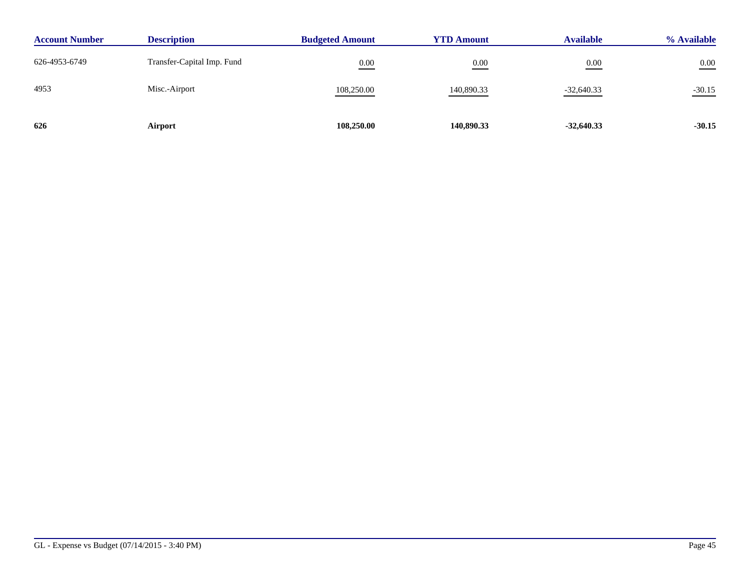| Account Number | Description | Budgeted Amount | YTD Amount | Available | % Available |
|---|---|---|---|---|---|
| 626-4953-6749 | Transfer-Capital Imp. Fund | 0.00 | 0.00 | 0.00 | 0.00 |
| 4953 | Misc.-Airport | 108,250.00 | 140,890.33 | -32,640.33 | -30.15 |
| **626** | **Airport** | **108,250.00** | **140,890.33** | **-32,640.33** | **-30.15** |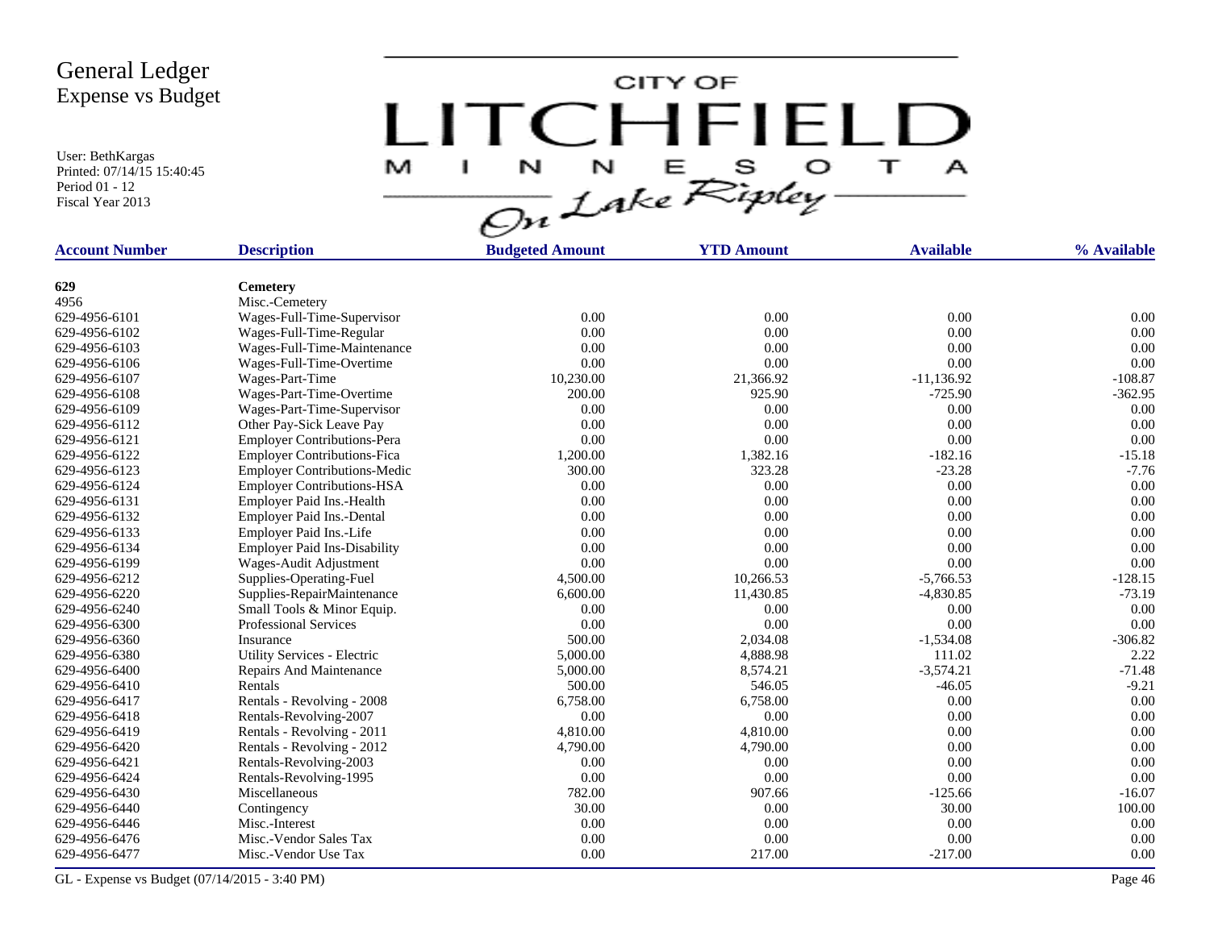# General Ledger
## Expense vs Budget

User: BethKargas
Printed: 07/14/15 15:40:45
Period 01 - 12
Fiscal Year 2013

CITY OF LITCHFIELD MINNESOTA On Lake Ripley

| Account Number | Description | Budgeted Amount | YTD Amount | Available | % Available |
|---|---|---|---|---|---|
| **629** | **Cemetery** | | | | |
| 4956 | Misc.-Cemetery | | | | |
| 629-4956-6101 | Wages-Full-Time-Supervisor | 0.00 | 0.00 | 0.00 | 0.00 |
| 629-4956-6102 | Wages-Full-Time-Regular | 0.00 | 0.00 | 0.00 | 0.00 |
| 629-4956-6103 | Wages-Full-Time-Maintenance | 0.00 | 0.00 | 0.00 | 0.00 |
| 629-4956-6106 | Wages-Full-Time-Overtime | 0.00 | 0.00 | 0.00 | 0.00 |
| 629-4956-6107 | Wages-Part-Time | 10,230.00 | 21,366.92 | -11,136.92 | -108.87 |
| 629-4956-6108 | Wages-Part-Time-Overtime | 200.00 | 925.90 | -725.90 | -362.95 |
| 629-4956-6109 | Wages-Part-Time-Supervisor | 0.00 | 0.00 | 0.00 | 0.00 |
| 629-4956-6112 | Other Pay-Sick Leave Pay | 0.00 | 0.00 | 0.00 | 0.00 |
| 629-4956-6121 | Employer Contributions-Pera | 0.00 | 0.00 | 0.00 | 0.00 |
| 629-4956-6122 | Employer Contributions-Fica | 1,200.00 | 1,382.16 | -182.16 | -15.18 |
| 629-4956-6123 | Employer Contributions-Medic | 300.00 | 323.28 | -23.28 | -7.76 |
| 629-4956-6124 | Employer Contributions-HSA | 0.00 | 0.00 | 0.00 | 0.00 |
| 629-4956-6131 | Employer Paid Ins.-Health | 0.00 | 0.00 | 0.00 | 0.00 |
| 629-4956-6132 | Employer Paid Ins.-Dental | 0.00 | 0.00 | 0.00 | 0.00 |
| 629-4956-6133 | Employer Paid Ins.-Life | 0.00 | 0.00 | 0.00 | 0.00 |
| 629-4956-6134 | Employer Paid Ins-Disability | 0.00 | 0.00 | 0.00 | 0.00 |
| 629-4956-6199 | Wages-Audit Adjustment | 0.00 | 0.00 | 0.00 | 0.00 |
| 629-4956-6212 | Supplies-Operating-Fuel | 4,500.00 | 10,266.53 | -5,766.53 | -128.15 |
| 629-4956-6220 | Supplies-RepairMaintenance | 6,600.00 | 11,430.85 | -4,830.85 | -73.19 |
| 629-4956-6240 | Small Tools & Minor Equip. | 0.00 | 0.00 | 0.00 | 0.00 |
| 629-4956-6300 | Professional Services | 0.00 | 0.00 | 0.00 | 0.00 |
| 629-4956-6360 | Insurance | 500.00 | 2,034.08 | -1,534.08 | -306.82 |
| 629-4956-6380 | Utility Services - Electric | 5,000.00 | 4,888.98 | 111.02 | 2.22 |
| 629-4956-6400 | Repairs And Maintenance | 5,000.00 | 8,574.21 | -3,574.21 | -71.48 |
| 629-4956-6410 | Rentals | 500.00 | 546.05 | -46.05 | -9.21 |
| 629-4956-6417 | Rentals - Revolving - 2008 | 6,758.00 | 6,758.00 | 0.00 | 0.00 |
| 629-4956-6418 | Rentals-Revolving-2007 | 0.00 | 0.00 | 0.00 | 0.00 |
| 629-4956-6419 | Rentals - Revolving - 2011 | 4,810.00 | 4,810.00 | 0.00 | 0.00 |
| 629-4956-6420 | Rentals - Revolving - 2012 | 4,790.00 | 4,790.00 | 0.00 | 0.00 |
| 629-4956-6421 | Rentals-Revolving-2003 | 0.00 | 0.00 | 0.00 | 0.00 |
| 629-4956-6424 | Rentals-Revolving-1995 | 0.00 | 0.00 | 0.00 | 0.00 |
| 629-4956-6430 | Miscellaneous | 782.00 | 907.66 | -125.66 | -16.07 |
| 629-4956-6440 | Contingency | 30.00 | 0.00 | 30.00 | 100.00 |
| 629-4956-6446 | Misc.-Interest | 0.00 | 0.00 | 0.00 | 0.00 |
| 629-4956-6476 | Misc.-Vendor Sales Tax | 0.00 | 0.00 | 0.00 | 0.00 |
| 629-4956-6477 | Misc.-Vendor Use Tax | 0.00 | 217.00 | -217.00 | 0.00 |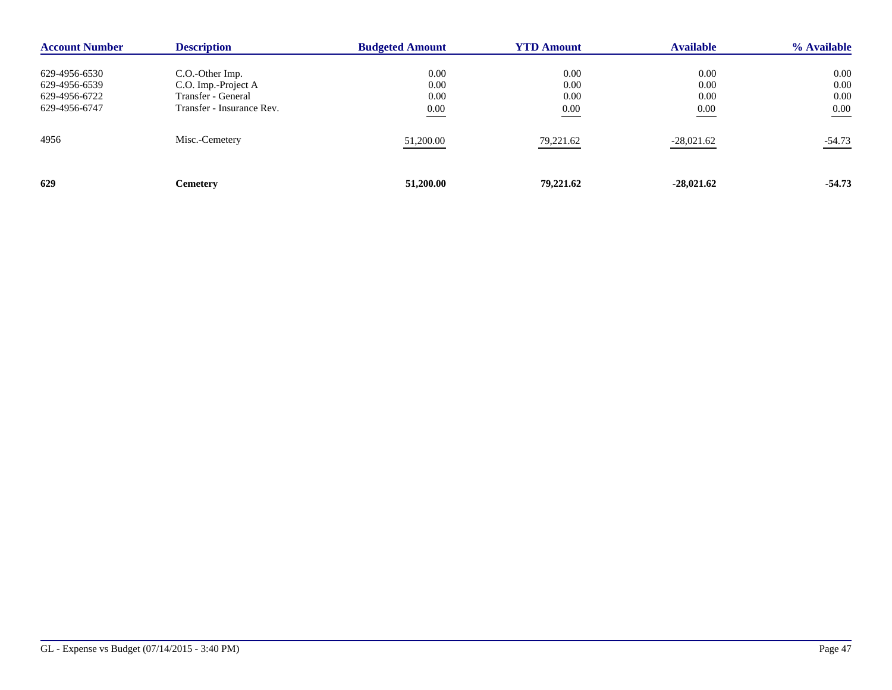| Account Number | Description | Budgeted Amount | YTD Amount | Available | % Available |
|---|---|---|---|---|---|
| 629-4956-6530 | C.O.-Other Imp. | 0.00 | 0.00 | 0.00 | 0.00 |
| 629-4956-6539 | C.O. Imp.-Project A | 0.00 | 0.00 | 0.00 | 0.00 |
| 629-4956-6722 | Transfer - General | 0.00 | 0.00 | 0.00 | 0.00 |
| 629-4956-6747 | Transfer - Insurance Rev. | 0.00 | 0.00 | 0.00 | 0.00 |
| 4956 | Misc.-Cemetery | 51,200.00 | 79,221.62 | -28,021.62 | -54.73 |
| **629** | **Cemetery** | **51,200.00** | **79,221.62** | **-28,021.62** | **-54.73** |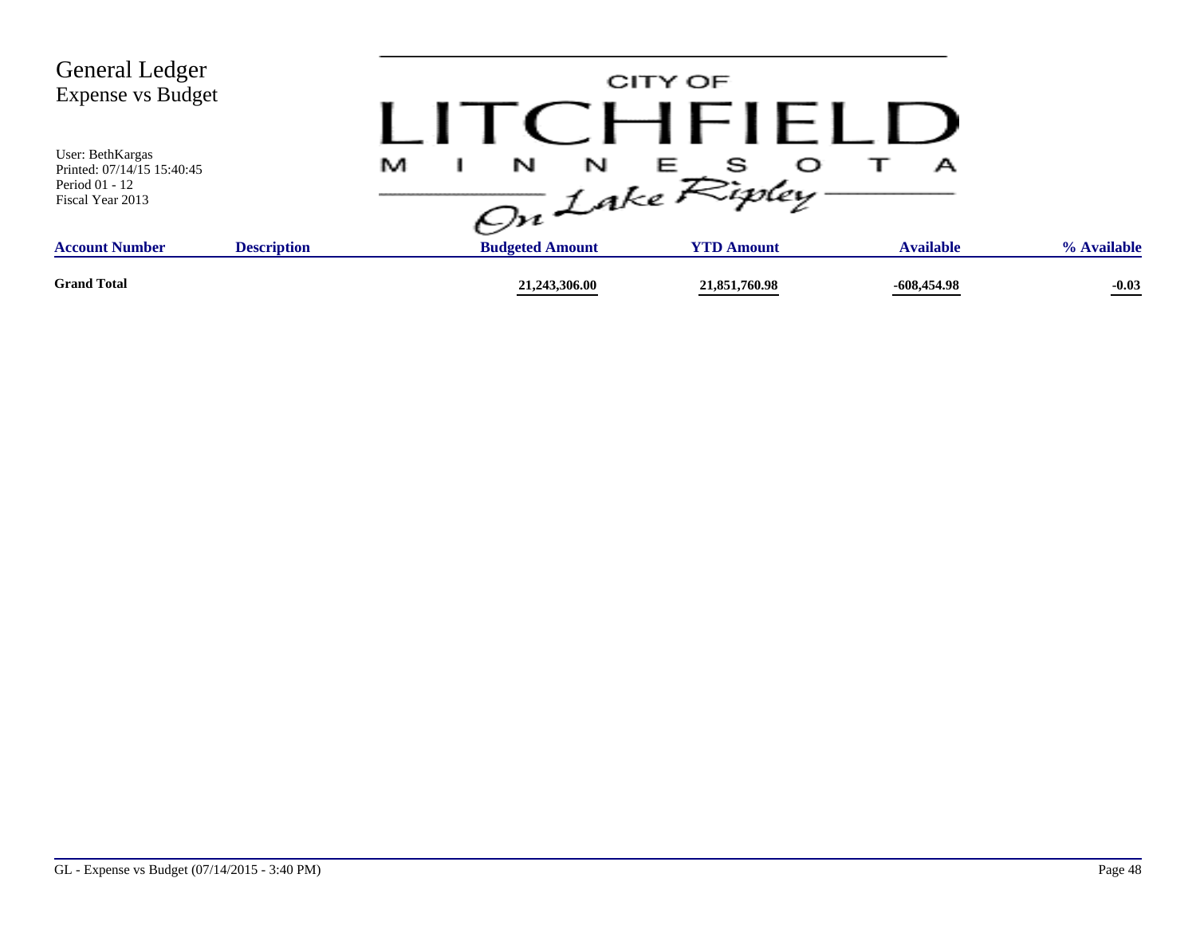# General Ledger
## Expense vs Budget

User: BethKargas
Printed: 07/14/15 15:40:45
Period 01 - 12
Fiscal Year 2013

CITY OF LITCHFIELD MINNESOTA On Lake Ripley

| Account Number | Description | Budgeted Amount | YTD Amount | Available | % Available |
|---|---|---|---|---|---|
| **Grand Total** | | **21,243,306.00** | **21,851,760.98** | **-608,454.98** | **-0.03** |